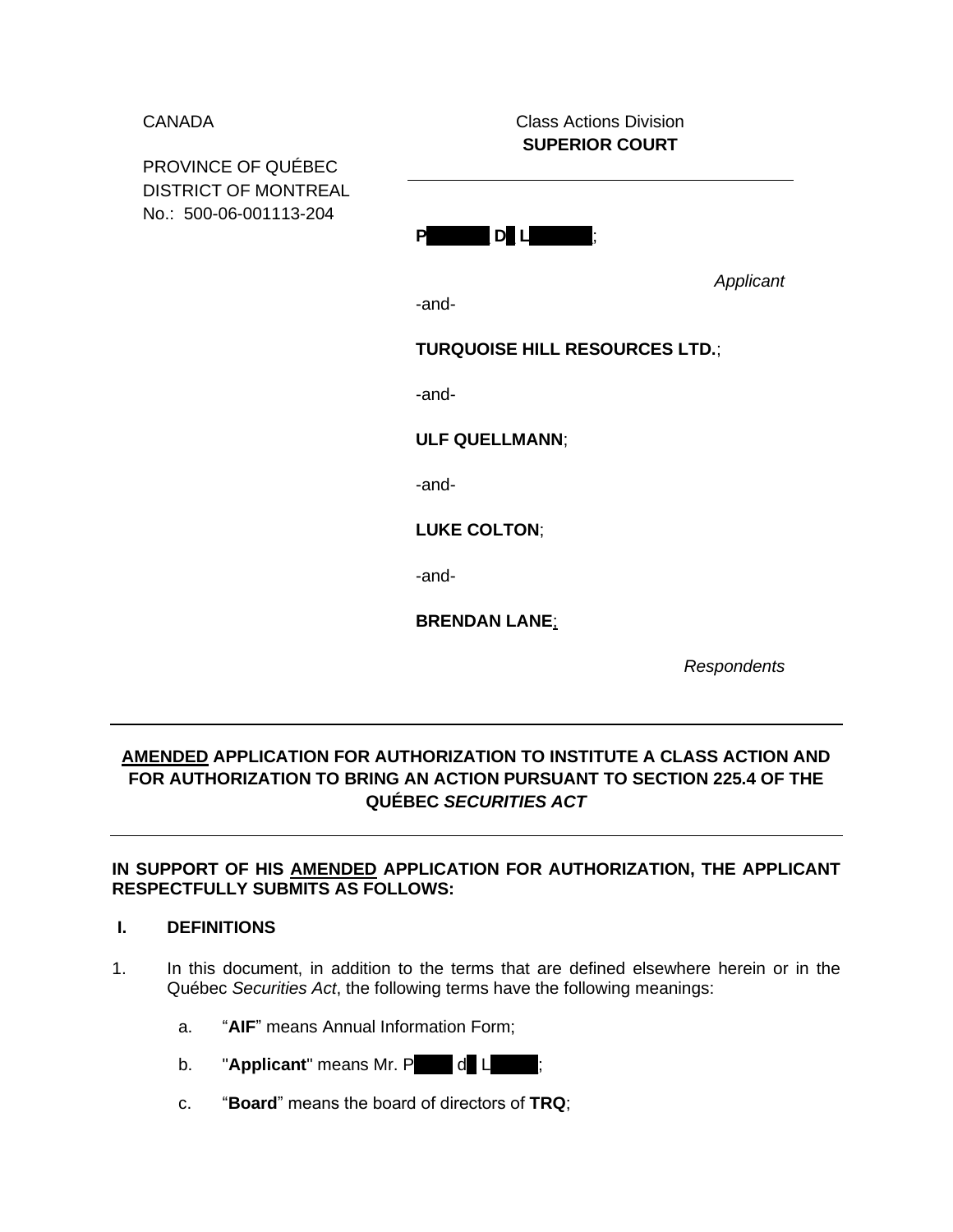CANADA

PROVINCE OF QUÉBEC
DISTRICT OF MONTREAL
No.: 500-06-001113-204

Class Actions Division
**SUPERIOR COURT**

---

**P█████ D█ L█████**;

*Applicant*

-and-

**TURQUOISE HILL RESOURCES LTD.**;

-and-

**ULF QUELLMANN**;

-and-

**LUKE COLTON**;

-and-

**BRENDAN LANE**;

*Respondents*

---

**<u>AMENDED</u> APPLICATION FOR AUTHORIZATION TO INSTITUTE A CLASS ACTION AND FOR AUTHORIZATION TO BRING AN ACTION PURSUANT TO SECTION 225.4 OF THE QUÉBEC *SECURITIES ACT***

---

**IN SUPPORT OF HIS <u>AMENDED</u> APPLICATION FOR AUTHORIZATION, THE APPLICANT RESPECTFULLY SUBMITS AS FOLLOWS:**

## I. DEFINITIONS

1. In this document, in addition to the terms that are defined elsewhere herein or in the Québec *Securities Act*, the following terms have the following meanings:

   a. "**AIF**" means Annual Information Form;

   b. "**Applicant**" means Mr. P█████ d█ L█████;

   c. "**Board**" means the board of directors of **TRQ**;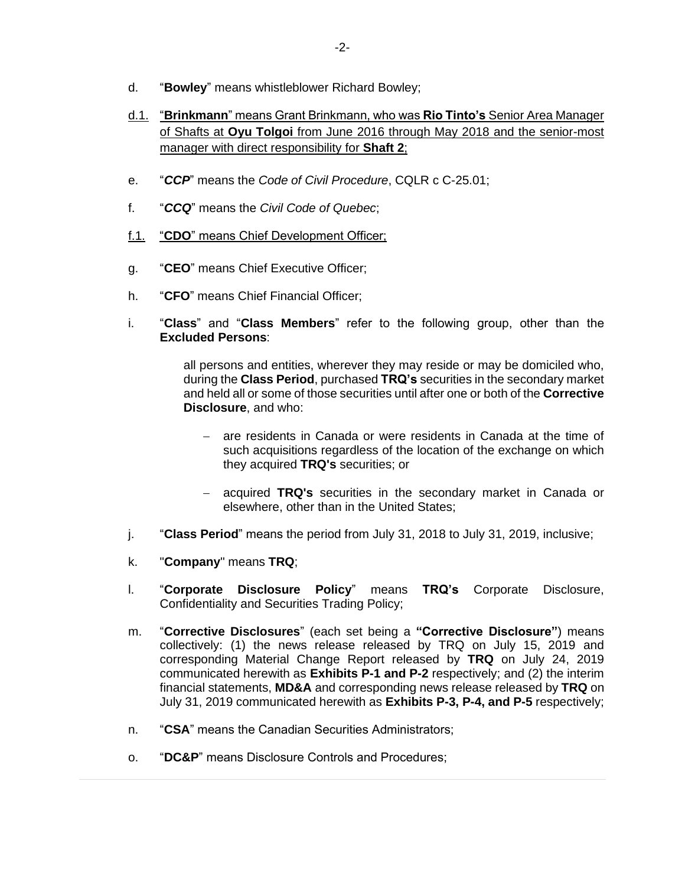d. "**Bowley**" means whistleblower Richard Bowley;

<u>d.1.</u> <u>"**Brinkmann**" means Grant Brinkmann, who was **Rio Tinto's** Senior Area Manager of Shafts at **Oyu Tolgoi** from June 2016 through May 2018 and the senior-most manager with direct responsibility for **Shaft 2**;</u>

e. "***CCP***" means the *Code of Civil Procedure*, CQLR c C-25.01;

f. "***CCQ***" means the *Civil Code of Quebec*;

<u>f.1.</u> <u>"**CDO**" means Chief Development Officer;</u>

g. "**CEO**" means Chief Executive Officer;

h. "**CFO**" means Chief Financial Officer;

i. "**Class**" and "**Class Members**" refer to the following group, other than the **Excluded Persons**:

> all persons and entities, wherever they may reside or may be domiciled who, during the **Class Period**, purchased **TRQ's** securities in the secondary market and held all or some of those securities until after one or both of the **Corrective Disclosure**, and who:
>
> - are residents in Canada or were residents in Canada at the time of such acquisitions regardless of the location of the exchange on which they acquired **TRQ's** securities; or
> - acquired **TRQ's** securities in the secondary market in Canada or elsewhere, other than in the United States;

j. "**Class Period**" means the period from July 31, 2018 to July 31, 2019, inclusive;

k. "**Company**" means **TRQ**;

l. "**Corporate Disclosure Policy**" means **TRQ's** Corporate Disclosure, Confidentiality and Securities Trading Policy;

m. "**Corrective Disclosures**" (each set being a **"Corrective Disclosure"**) means collectively: (1) the news release released by TRQ on July 15, 2019 and corresponding Material Change Report released by **TRQ** on July 24, 2019 communicated herewith as **Exhibits P-1 and P-2** respectively; and (2) the interim financial statements, **MD&A** and corresponding news release released by **TRQ** on July 31, 2019 communicated herewith as **Exhibits P-3, P-4, and P-5** respectively;

n. "**CSA**" means the Canadian Securities Administrators;

o. "**DC&P**" means Disclosure Controls and Procedures;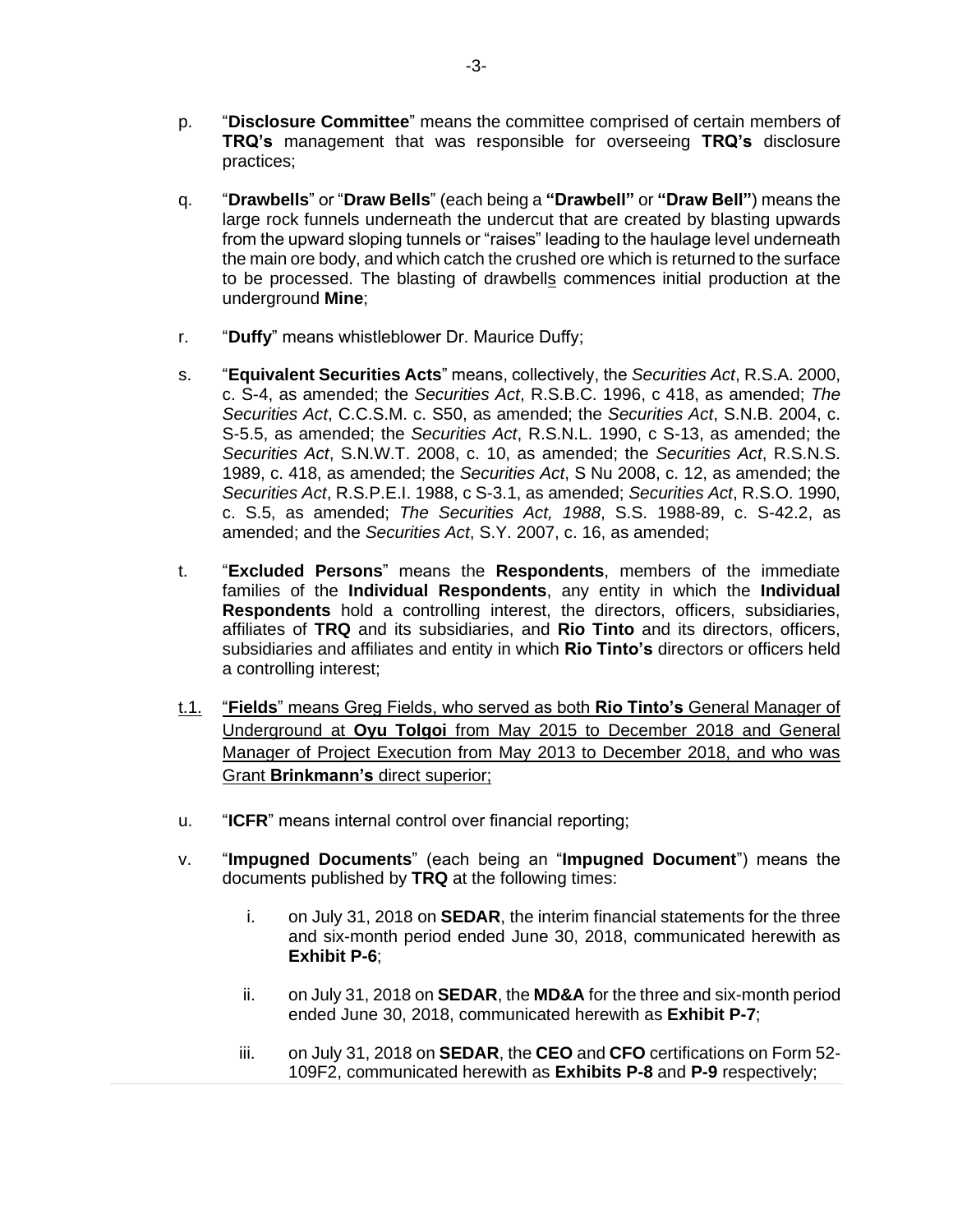p. "**Disclosure Committee**" means the committee comprised of certain members of **TRQ's** management that was responsible for overseeing **TRQ's** disclosure practices;

q. "**Drawbells**" or "**Draw Bells**" (each being a **"Drawbell"** or **"Draw Bell"**) means the large rock funnels underneath the undercut that are created by blasting upwards from the upward sloping tunnels or "raises" leading to the haulage level underneath the main ore body, and which catch the crushed ore which is returned to the surface to be processed. The blasting of drawbells commences initial production at the underground **Mine**;

r. "**Duffy**" means whistleblower Dr. Maurice Duffy;

s. "**Equivalent Securities Acts**" means, collectively, the *Securities Act*, R.S.A. 2000, c. S-4, as amended; the *Securities Act*, R.S.B.C. 1996, c 418, as amended; *The Securities Act*, C.C.S.M. c. S50, as amended; the *Securities Act*, S.N.B. 2004, c. S-5.5, as amended; the *Securities Act*, R.S.N.L. 1990, c S-13, as amended; the *Securities Act*, S.N.W.T. 2008, c. 10, as amended; the *Securities Act*, R.S.N.S. 1989, c. 418, as amended; the *Securities Act*, S Nu 2008, c. 12, as amended; the *Securities Act*, R.S.P.E.I. 1988, c S-3.1, as amended; *Securities Act*, R.S.O. 1990, c. S.5, as amended; *The Securities Act, 1988*, S.S. 1988-89, c. S-42.2, as amended; and the *Securities Act*, S.Y. 2007, c. 16, as amended;

t. "**Excluded Persons**" means the **Respondents**, members of the immediate families of the **Individual Respondents**, any entity in which the **Individual Respondents** hold a controlling interest, the directors, officers, subsidiaries, affiliates of **TRQ** and its subsidiaries, and **Rio Tinto** and its directors, officers, subsidiaries and affiliates and entity in which **Rio Tinto's** directors or officers held a controlling interest;

t.1. "**Fields**" means Greg Fields, who served as both **Rio Tinto's** General Manager of Underground at **Oyu Tolgoi** from May 2015 to December 2018 and General Manager of Project Execution from May 2013 to December 2018, and who was Grant **Brinkmann's** direct superior;

u. "**ICFR**" means internal control over financial reporting;

v. "**Impugned Documents**" (each being an "**Impugned Document**") means the documents published by **TRQ** at the following times:

   i. on July 31, 2018 on **SEDAR**, the interim financial statements for the three and six-month period ended June 30, 2018, communicated herewith as **Exhibit P-6**;

   ii. on July 31, 2018 on **SEDAR**, the **MD&A** for the three and six-month period ended June 30, 2018, communicated herewith as **Exhibit P-7**;

   iii. on July 31, 2018 on **SEDAR**, the **CEO** and **CFO** certifications on Form 52-109F2, communicated herewith as **Exhibits P-8** and **P-9** respectively;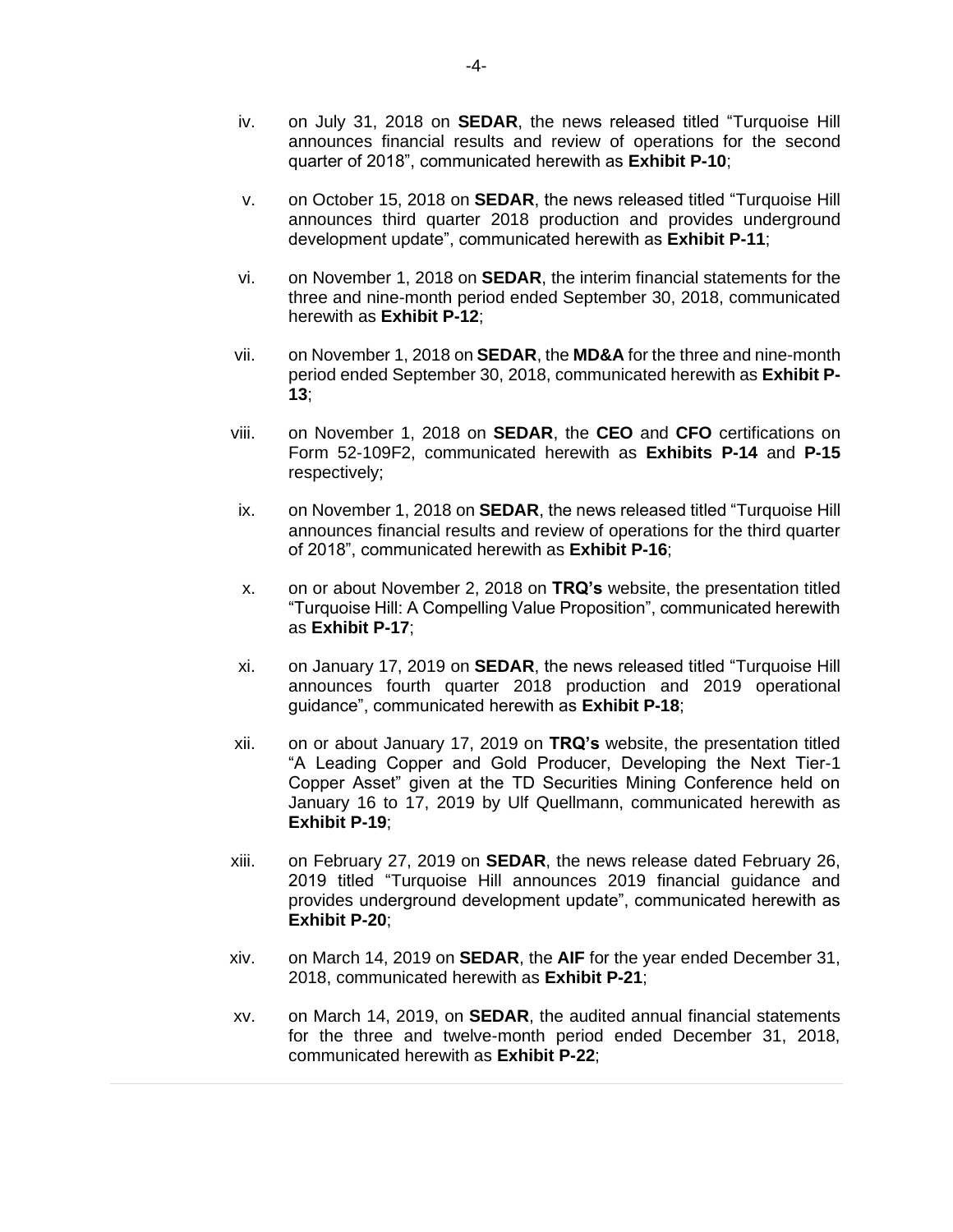iv. on July 31, 2018 on **SEDAR**, the news released titled "Turquoise Hill announces financial results and review of operations for the second quarter of 2018", communicated herewith as **Exhibit P-10**;

v. on October 15, 2018 on **SEDAR**, the news released titled "Turquoise Hill announces third quarter 2018 production and provides underground development update", communicated herewith as **Exhibit P-11**;

vi. on November 1, 2018 on **SEDAR**, the interim financial statements for the three and nine-month period ended September 30, 2018, communicated herewith as **Exhibit P-12**;

vii. on November 1, 2018 on **SEDAR**, the **MD&A** for the three and nine-month period ended September 30, 2018, communicated herewith as **Exhibit P-13**;

viii. on November 1, 2018 on **SEDAR**, the **CEO** and **CFO** certifications on Form 52-109F2, communicated herewith as **Exhibits P-14** and **P-15** respectively;

ix. on November 1, 2018 on **SEDAR**, the news released titled "Turquoise Hill announces financial results and review of operations for the third quarter of 2018", communicated herewith as **Exhibit P-16**;

x. on or about November 2, 2018 on **TRQ's** website, the presentation titled "Turquoise Hill: A Compelling Value Proposition", communicated herewith as **Exhibit P-17**;

xi. on January 17, 2019 on **SEDAR**, the news released titled "Turquoise Hill announces fourth quarter 2018 production and 2019 operational guidance", communicated herewith as **Exhibit P-18**;

xii. on or about January 17, 2019 on **TRQ's** website, the presentation titled "A Leading Copper and Gold Producer, Developing the Next Tier-1 Copper Asset" given at the TD Securities Mining Conference held on January 16 to 17, 2019 by Ulf Quellmann, communicated herewith as **Exhibit P-19**;

xiii. on February 27, 2019 on **SEDAR**, the news release dated February 26, 2019 titled "Turquoise Hill announces 2019 financial guidance and provides underground development update", communicated herewith as **Exhibit P-20**;

xiv. on March 14, 2019 on **SEDAR**, the **AIF** for the year ended December 31, 2018, communicated herewith as **Exhibit P-21**;

xv. on March 14, 2019, on **SEDAR**, the audited annual financial statements for the three and twelve-month period ended December 31, 2018, communicated herewith as **Exhibit P-22**;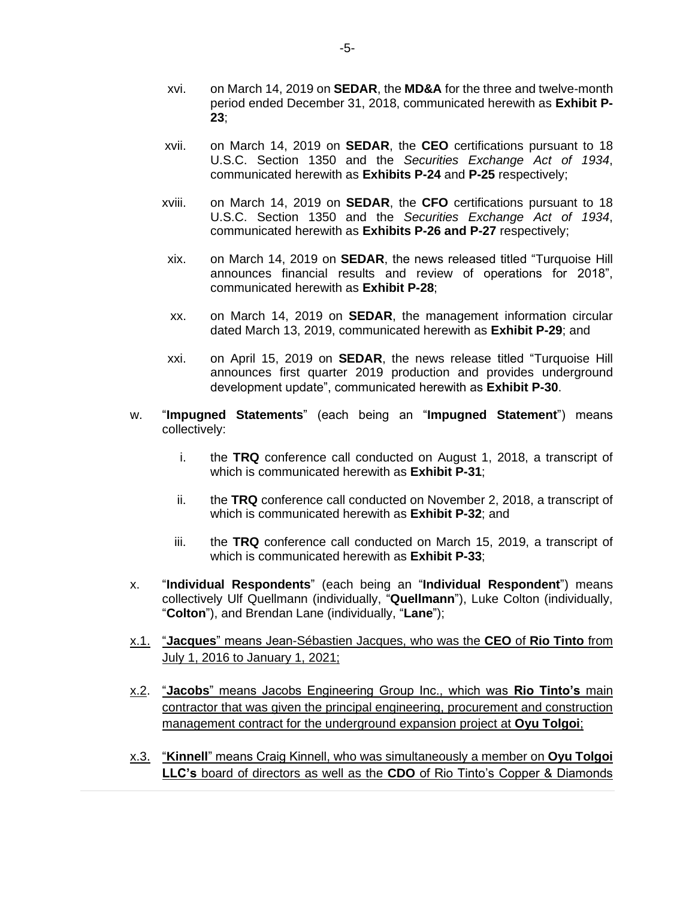xvi. on March 14, 2019 on **SEDAR**, the **MD&A** for the three and twelve-month period ended December 31, 2018, communicated herewith as **Exhibit P-23**;

xvii. on March 14, 2019 on **SEDAR**, the **CEO** certifications pursuant to 18 U.S.C. Section 1350 and the *Securities Exchange Act of 1934*, communicated herewith as **Exhibits P-24** and **P-25** respectively;

xviii. on March 14, 2019 on **SEDAR**, the **CFO** certifications pursuant to 18 U.S.C. Section 1350 and the *Securities Exchange Act of 1934*, communicated herewith as **Exhibits P-26 and P-27** respectively;

xix. on March 14, 2019 on **SEDAR**, the news released titled "Turquoise Hill announces financial results and review of operations for 2018", communicated herewith as **Exhibit P-28**;

xx. on March 14, 2019 on **SEDAR**, the management information circular dated March 13, 2019, communicated herewith as **Exhibit P-29**; and

xxi. on April 15, 2019 on **SEDAR**, the news release titled "Turquoise Hill announces first quarter 2019 production and provides underground development update", communicated herewith as **Exhibit P-30**.

w. "**Impugned Statements**" (each being an "**Impugned Statement**") means collectively:

i. the **TRQ** conference call conducted on August 1, 2018, a transcript of which is communicated herewith as **Exhibit P-31**;

ii. the **TRQ** conference call conducted on November 2, 2018, a transcript of which is communicated herewith as **Exhibit P-32**; and

iii. the **TRQ** conference call conducted on March 15, 2019, a transcript of which is communicated herewith as **Exhibit P-33**;

x. "**Individual Respondents**" (each being an "**Individual Respondent**") means collectively Ulf Quellmann (individually, "**Quellmann**"), Luke Colton (individually, "**Colton**"), and Brendan Lane (individually, "**Lane**");

<u>x.1.</u> <u>"**Jacques**" means Jean-Sébastien Jacques, who was the **CEO** of **Rio Tinto** from July 1, 2016 to January 1, 2021;</u>

<u>x.2.</u> <u>"**Jacobs**" means Jacobs Engineering Group Inc., which was **Rio Tinto's** main contractor that was given the principal engineering, procurement and construction management contract for the underground expansion project at **Oyu Tolgoi**;</u>

<u>x.3.</u> <u>"**Kinnell**" means Craig Kinnell, who was simultaneously a member on **Oyu Tolgoi LLC's** board of directors as well as the **CDO** of Rio Tinto's Copper & Diamonds</u>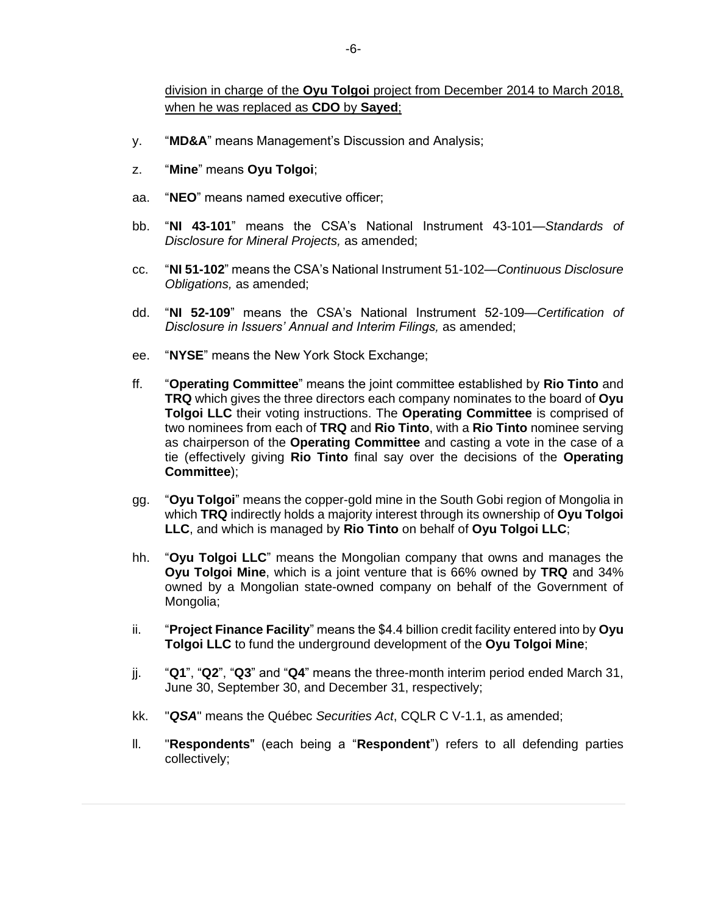division in charge of the **Oyu Tolgoi** project from December 2014 to March 2018, when he was replaced as **CDO** by **Sayed**;

y. "**MD&A**" means Management's Discussion and Analysis;

z. "**Mine**" means **Oyu Tolgoi**;

aa. "**NEO**" means named executive officer;

bb. "**NI 43-101**" means the CSA's National Instrument 43-101—*Standards of Disclosure for Mineral Projects,* as amended;

cc. "**NI 51-102**" means the CSA's National Instrument 51-102—*Continuous Disclosure Obligations,* as amended;

dd. "**NI 52-109**" means the CSA's National Instrument 52-109—*Certification of Disclosure in Issuers' Annual and Interim Filings,* as amended;

ee. "**NYSE**" means the New York Stock Exchange;

ff. "**Operating Committee**" means the joint committee established by **Rio Tinto** and **TRQ** which gives the three directors each company nominates to the board of **Oyu Tolgoi LLC** their voting instructions. The **Operating Committee** is comprised of two nominees from each of **TRQ** and **Rio Tinto**, with a **Rio Tinto** nominee serving as chairperson of the **Operating Committee** and casting a vote in the case of a tie (effectively giving **Rio Tinto** final say over the decisions of the **Operating Committee**);

gg. "**Oyu Tolgoi**" means the copper-gold mine in the South Gobi region of Mongolia in which **TRQ** indirectly holds a majority interest through its ownership of **Oyu Tolgoi LLC**, and which is managed by **Rio Tinto** on behalf of **Oyu Tolgoi LLC**;

hh. "**Oyu Tolgoi LLC**" means the Mongolian company that owns and manages the **Oyu Tolgoi Mine**, which is a joint venture that is 66% owned by **TRQ** and 34% owned by a Mongolian state-owned company on behalf of the Government of Mongolia;

ii. "**Project Finance Facility**" means the $4.4 billion credit facility entered into by **Oyu Tolgoi LLC** to fund the underground development of the **Oyu Tolgoi Mine**;

jj. "**Q1**", "**Q2**", "**Q3**" and "**Q4**" means the three-month interim period ended March 31, June 30, September 30, and December 31, respectively;

kk. "***QSA***" means the Québec *Securities Act*, CQLR C V-1.1, as amended;

ll. "**Respondents**" (each being a "**Respondent**") refers to all defending parties collectively;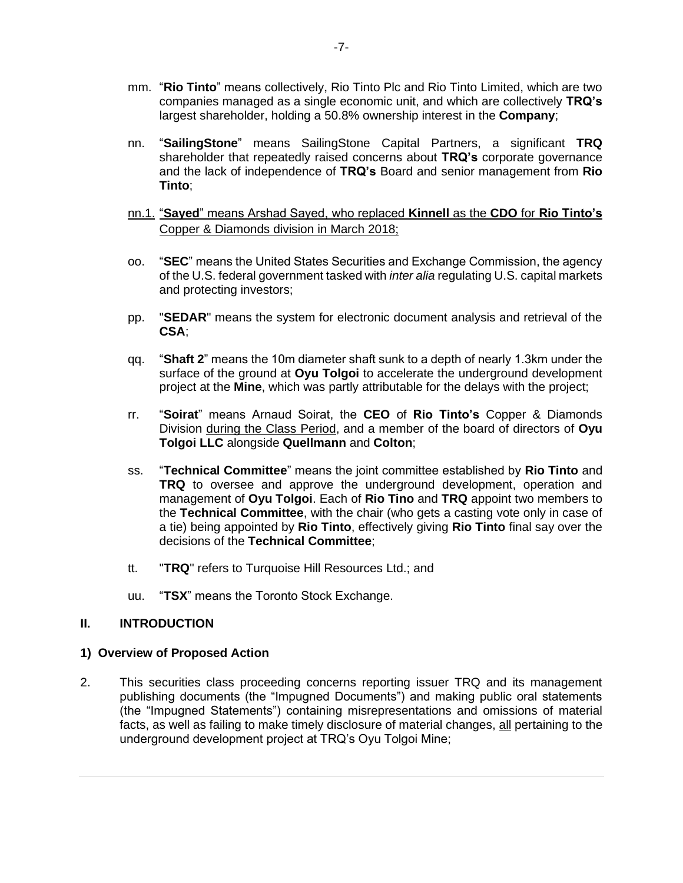mm. "**Rio Tinto**" means collectively, Rio Tinto Plc and Rio Tinto Limited, which are two companies managed as a single economic unit, and which are collectively **TRQ's** largest shareholder, holding a 50.8% ownership interest in the **Company**;

nn. "**SailingStone**" means SailingStone Capital Partners, a significant **TRQ** shareholder that repeatedly raised concerns about **TRQ's** corporate governance and the lack of independence of **TRQ's** Board and senior management from **Rio Tinto**;

<u>nn.1. "**Sayed**" means Arshad Sayed, who replaced **Kinnell** as the **CDO** for **Rio Tinto's** Copper & Diamonds division in March 2018;</u>

oo. "**SEC**" means the United States Securities and Exchange Commission, the agency of the U.S. federal government tasked with *inter alia* regulating U.S. capital markets and protecting investors;

pp. "**SEDAR**" means the system for electronic document analysis and retrieval of the **CSA**;

qq. "**Shaft 2**" means the 10m diameter shaft sunk to a depth of nearly 1.3km under the surface of the ground at **Oyu Tolgoi** to accelerate the underground development project at the **Mine**, which was partly attributable for the delays with the project;

rr. "**Soirat**" means Arnaud Soirat, the **CEO** of **Rio Tinto's** Copper & Diamonds Division <u>during the Class Period</u>, and a member of the board of directors of **Oyu Tolgoi LLC** alongside **Quellmann** and **Colton**;

ss. "**Technical Committee**" means the joint committee established by **Rio Tinto** and **TRQ** to oversee and approve the underground development, operation and management of **Oyu Tolgoi**. Each of **Rio Tino** and **TRQ** appoint two members to the **Technical Committee**, with the chair (who gets a casting vote only in case of a tie) being appointed by **Rio Tinto**, effectively giving **Rio Tinto** final say over the decisions of the **Technical Committee**;

tt. "**TRQ**" refers to Turquoise Hill Resources Ltd.; and

uu. "**TSX**" means the Toronto Stock Exchange.

## II. INTRODUCTION

### 1) Overview of Proposed Action

2. This securities class proceeding concerns reporting issuer TRQ and its management publishing documents (the "Impugned Documents") and making public oral statements (the "Impugned Statements") containing misrepresentations and omissions of material facts, as well as failing to make timely disclosure of material changes, <u>all</u> pertaining to the underground development project at TRQ's Oyu Tolgoi Mine;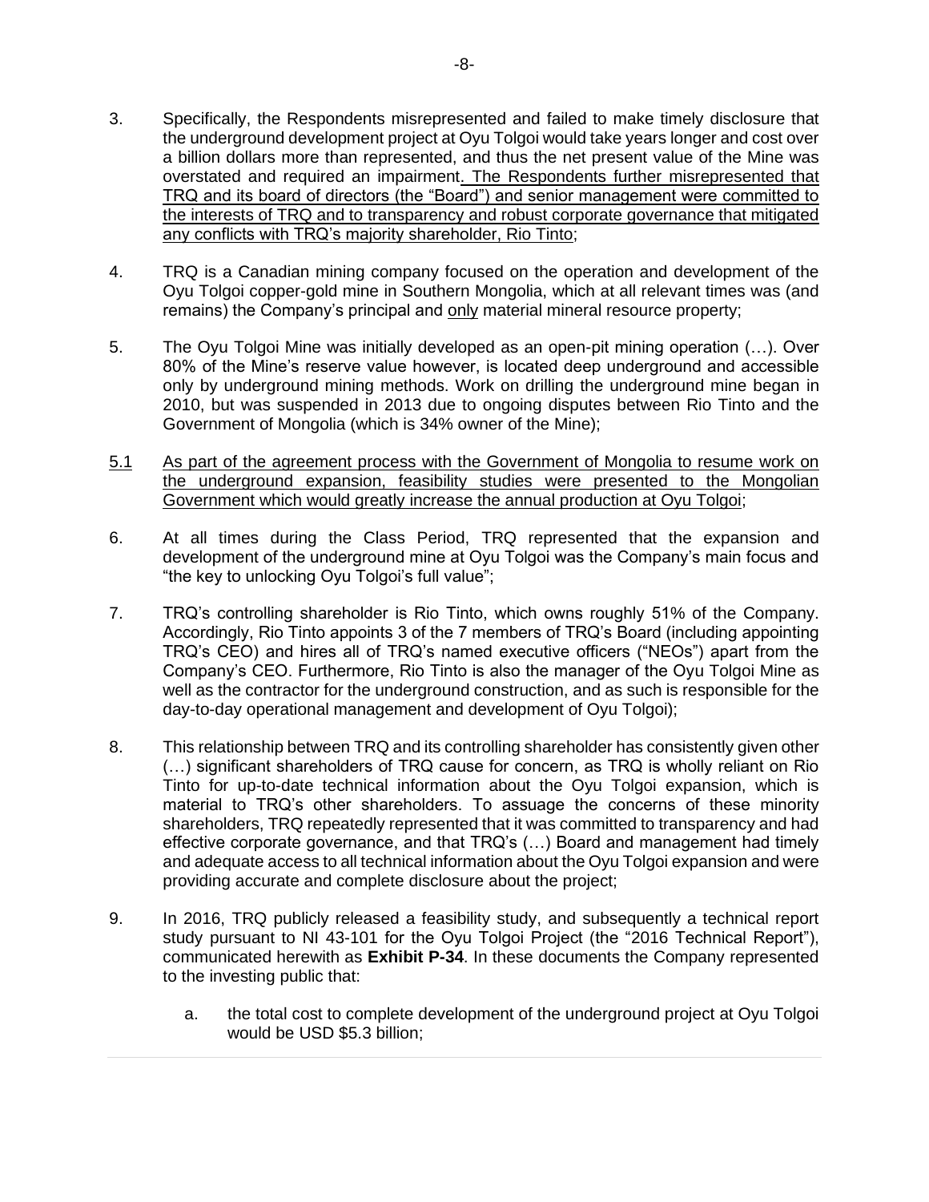3. Specifically, the Respondents misrepresented and failed to make timely disclosure that the underground development project at Oyu Tolgoi would take years longer and cost over a billion dollars more than represented, and thus the net present value of the Mine was overstated and required an impairment. The Respondents further misrepresented that TRQ and its board of directors (the "Board") and senior management were committed to the interests of TRQ and to transparency and robust corporate governance that mitigated any conflicts with TRQ's majority shareholder, Rio Tinto;

4. TRQ is a Canadian mining company focused on the operation and development of the Oyu Tolgoi copper-gold mine in Southern Mongolia, which at all relevant times was (and remains) the Company's principal and only material mineral resource property;

5. The Oyu Tolgoi Mine was initially developed as an open-pit mining operation (…). Over 80% of the Mine's reserve value however, is located deep underground and accessible only by underground mining methods. Work on drilling the underground mine began in 2010, but was suspended in 2013 due to ongoing disputes between Rio Tinto and the Government of Mongolia (which is 34% owner of the Mine);

5.1 As part of the agreement process with the Government of Mongolia to resume work on the underground expansion, feasibility studies were presented to the Mongolian Government which would greatly increase the annual production at Oyu Tolgoi;

6. At all times during the Class Period, TRQ represented that the expansion and development of the underground mine at Oyu Tolgoi was the Company's main focus and "the key to unlocking Oyu Tolgoi's full value";

7. TRQ's controlling shareholder is Rio Tinto, which owns roughly 51% of the Company. Accordingly, Rio Tinto appoints 3 of the 7 members of TRQ's Board (including appointing TRQ's CEO) and hires all of TRQ's named executive officers ("NEOs") apart from the Company's CEO. Furthermore, Rio Tinto is also the manager of the Oyu Tolgoi Mine as well as the contractor for the underground construction, and as such is responsible for the day-to-day operational management and development of Oyu Tolgoi);

8. This relationship between TRQ and its controlling shareholder has consistently given other (…) significant shareholders of TRQ cause for concern, as TRQ is wholly reliant on Rio Tinto for up-to-date technical information about the Oyu Tolgoi expansion, which is material to TRQ's other shareholders. To assuage the concerns of these minority shareholders, TRQ repeatedly represented that it was committed to transparency and had effective corporate governance, and that TRQ's (…) Board and management had timely and adequate access to all technical information about the Oyu Tolgoi expansion and were providing accurate and complete disclosure about the project;

9. In 2016, TRQ publicly released a feasibility study, and subsequently a technical report study pursuant to NI 43-101 for the Oyu Tolgoi Project (the "2016 Technical Report"), communicated herewith as **Exhibit P-34**. In these documents the Company represented to the investing public that:

   a. the total cost to complete development of the underground project at Oyu Tolgoi would be USD $5.3 billion;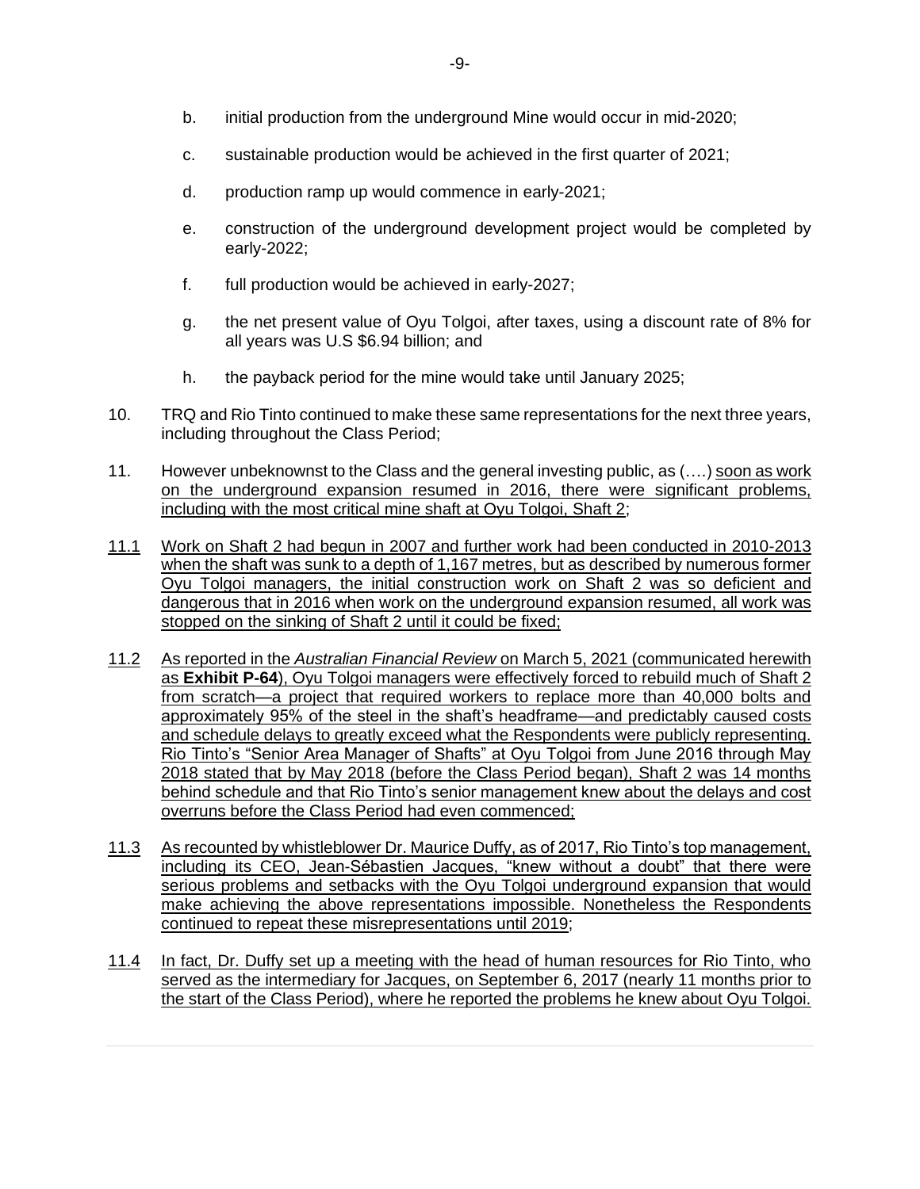b. initial production from the underground Mine would occur in mid-2020;

c. sustainable production would be achieved in the first quarter of 2021;

d. production ramp up would commence in early-2021;

e. construction of the underground development project would be completed by early-2022;

f. full production would be achieved in early-2027;

g. the net present value of Oyu Tolgoi, after taxes, using a discount rate of 8% for all years was U.S $6.94 billion; and

h. the payback period for the mine would take until January 2025;

10. TRQ and Rio Tinto continued to make these same representations for the next three years, including throughout the Class Period;

11. However unbeknownst to the Class and the general investing public, as (….) soon as work on the underground expansion resumed in 2016, there were significant problems, including with the most critical mine shaft at Oyu Tolgoi, Shaft 2;

11.1 Work on Shaft 2 had begun in 2007 and further work had been conducted in 2010-2013 when the shaft was sunk to a depth of 1,167 metres, but as described by numerous former Oyu Tolgoi managers, the initial construction work on Shaft 2 was so deficient and dangerous that in 2016 when work on the underground expansion resumed, all work was stopped on the sinking of Shaft 2 until it could be fixed;

11.2 As reported in the *Australian Financial Review* on March 5, 2021 (communicated herewith as **Exhibit P-64**), Oyu Tolgoi managers were effectively forced to rebuild much of Shaft 2 from scratch—a project that required workers to replace more than 40,000 bolts and approximately 95% of the steel in the shaft's headframe—and predictably caused costs and schedule delays to greatly exceed what the Respondents were publicly representing. Rio Tinto's "Senior Area Manager of Shafts" at Oyu Tolgoi from June 2016 through May 2018 stated that by May 2018 (before the Class Period began), Shaft 2 was 14 months behind schedule and that Rio Tinto's senior management knew about the delays and cost overruns before the Class Period had even commenced;

11.3 As recounted by whistleblower Dr. Maurice Duffy, as of 2017, Rio Tinto's top management, including its CEO, Jean-Sébastien Jacques, "knew without a doubt" that there were serious problems and setbacks with the Oyu Tolgoi underground expansion that would make achieving the above representations impossible. Nonetheless the Respondents continued to repeat these misrepresentations until 2019;

11.4 In fact, Dr. Duffy set up a meeting with the head of human resources for Rio Tinto, who served as the intermediary for Jacques, on September 6, 2017 (nearly 11 months prior to the start of the Class Period), where he reported the problems he knew about Oyu Tolgoi.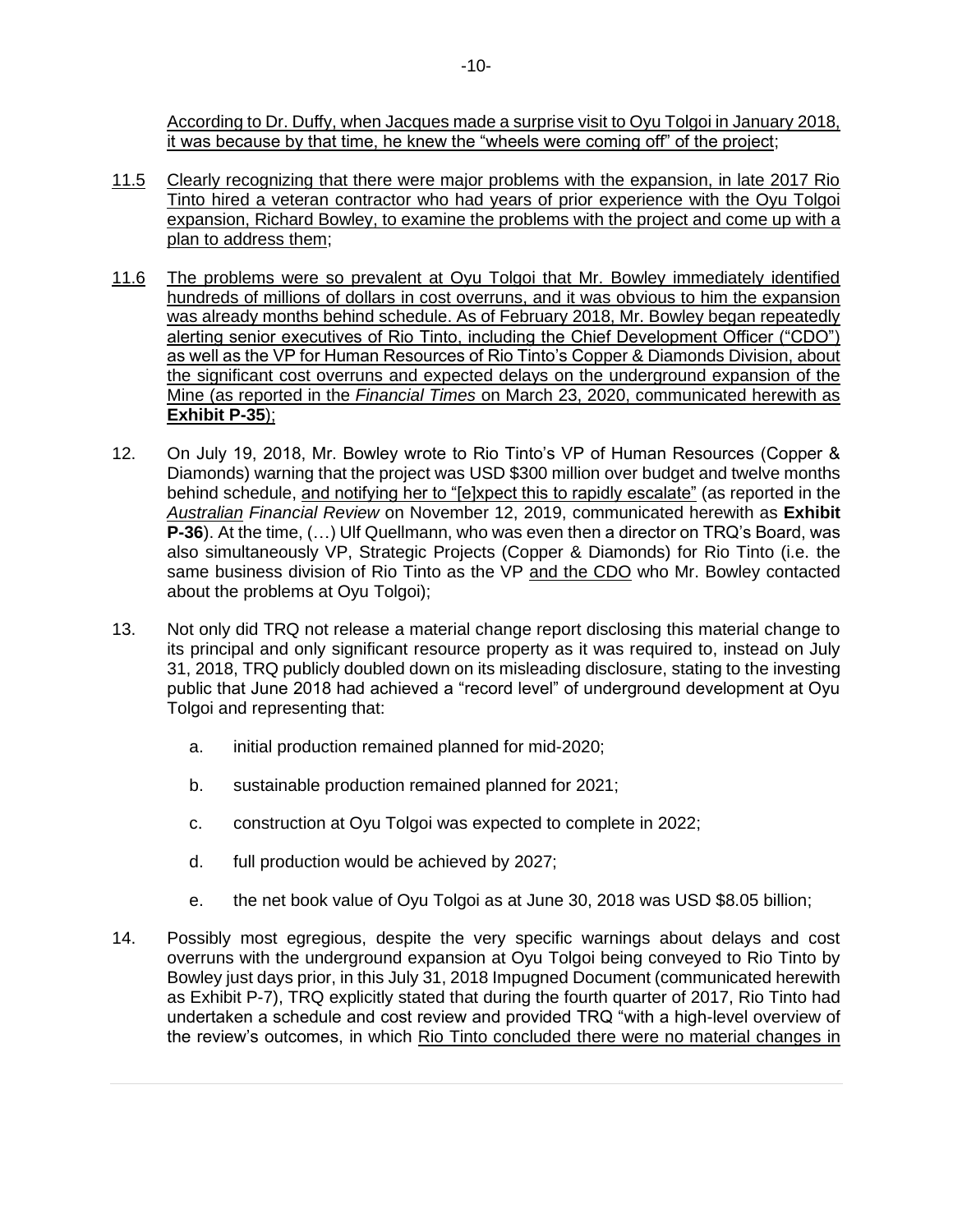According to Dr. Duffy, when Jacques made a surprise visit to Oyu Tolgoi in January 2018, it was because by that time, he knew the "wheels were coming off" of the project;

11.5 Clearly recognizing that there were major problems with the expansion, in late 2017 Rio Tinto hired a veteran contractor who had years of prior experience with the Oyu Tolgoi expansion, Richard Bowley, to examine the problems with the project and come up with a plan to address them;

11.6 The problems were so prevalent at Oyu Tolgoi that Mr. Bowley immediately identified hundreds of millions of dollars in cost overruns, and it was obvious to him the expansion was already months behind schedule. As of February 2018, Mr. Bowley began repeatedly alerting senior executives of Rio Tinto, including the Chief Development Officer ("CDO") as well as the VP for Human Resources of Rio Tinto's Copper & Diamonds Division, about the significant cost overruns and expected delays on the underground expansion of the Mine (as reported in the *Financial Times* on March 23, 2020, communicated herewith as **Exhibit P-35**);

12. On July 19, 2018, Mr. Bowley wrote to Rio Tinto's VP of Human Resources (Copper & Diamonds) warning that the project was USD $300 million over budget and twelve months behind schedule, and notifying her to "[e]xpect this to rapidly escalate" (as reported in the *Australian Financial Review* on November 12, 2019, communicated herewith as **Exhibit P-36**). At the time, (…) Ulf Quellmann, who was even then a director on TRQ's Board, was also simultaneously VP, Strategic Projects (Copper & Diamonds) for Rio Tinto (i.e. the same business division of Rio Tinto as the VP and the CDO who Mr. Bowley contacted about the problems at Oyu Tolgoi);

13. Not only did TRQ not release a material change report disclosing this material change to its principal and only significant resource property as it was required to, instead on July 31, 2018, TRQ publicly doubled down on its misleading disclosure, stating to the investing public that June 2018 had achieved a "record level" of underground development at Oyu Tolgoi and representing that:

    a. initial production remained planned for mid-2020;

    b. sustainable production remained planned for 2021;

    c. construction at Oyu Tolgoi was expected to complete in 2022;

    d. full production would be achieved by 2027;

    e. the net book value of Oyu Tolgoi as at June 30, 2018 was USD $8.05 billion;

14. Possibly most egregious, despite the very specific warnings about delays and cost overruns with the underground expansion at Oyu Tolgoi being conveyed to Rio Tinto by Bowley just days prior, in this July 31, 2018 Impugned Document (communicated herewith as Exhibit P-7), TRQ explicitly stated that during the fourth quarter of 2017, Rio Tinto had undertaken a schedule and cost review and provided TRQ "with a high-level overview of the review's outcomes, in which Rio Tinto concluded there were no material changes in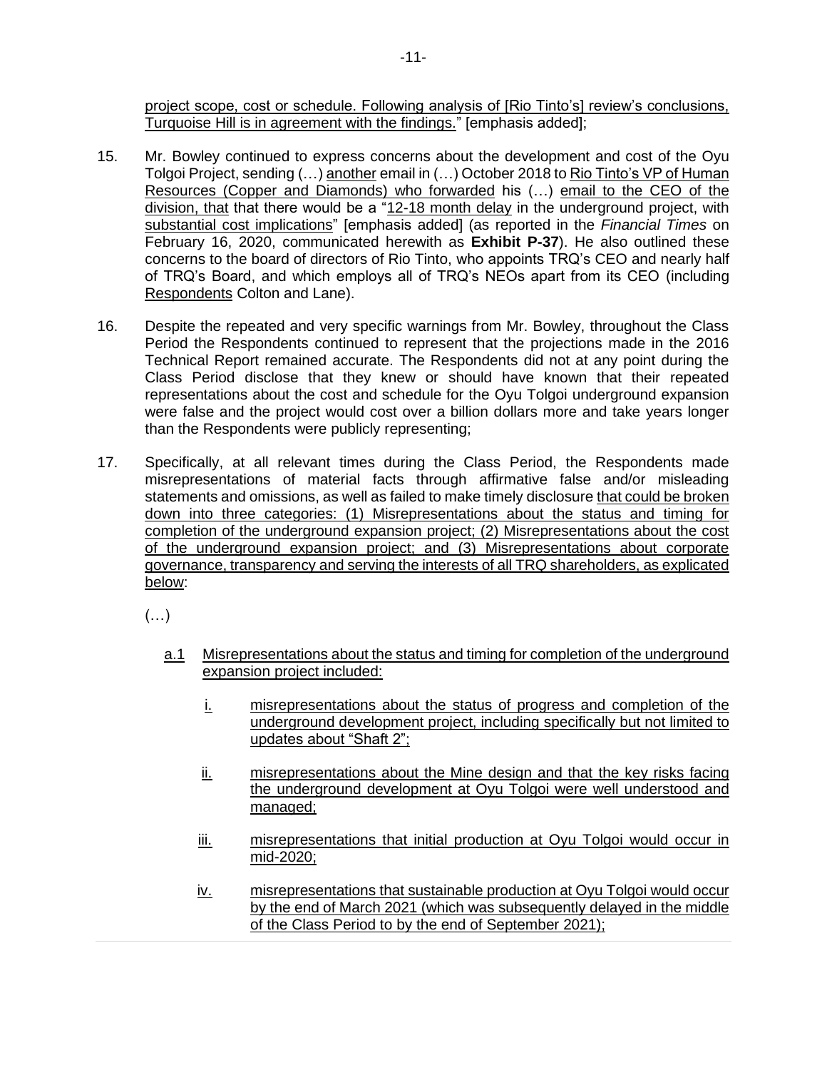project scope, cost or schedule. Following analysis of [Rio Tinto's] review's conclusions, Turquoise Hill is in agreement with the findings." [emphasis added];

15. Mr. Bowley continued to express concerns about the development and cost of the Oyu Tolgoi Project, sending (…) another email in (…) October 2018 to Rio Tinto's VP of Human Resources (Copper and Diamonds) who forwarded his (…) email to the CEO of the division, that that there would be a "12-18 month delay in the underground project, with substantial cost implications" [emphasis added] (as reported in the *Financial Times* on February 16, 2020, communicated herewith as **Exhibit P-37**). He also outlined these concerns to the board of directors of Rio Tinto, who appoints TRQ's CEO and nearly half of TRQ's Board, and which employs all of TRQ's NEOs apart from its CEO (including Respondents Colton and Lane).

16. Despite the repeated and very specific warnings from Mr. Bowley, throughout the Class Period the Respondents continued to represent that the projections made in the 2016 Technical Report remained accurate. The Respondents did not at any point during the Class Period disclose that they knew or should have known that their repeated representations about the cost and schedule for the Oyu Tolgoi underground expansion were false and the project would cost over a billion dollars more and take years longer than the Respondents were publicly representing;

17. Specifically, at all relevant times during the Class Period, the Respondents made misrepresentations of material facts through affirmative false and/or misleading statements and omissions, as well as failed to make timely disclosure that could be broken down into three categories: (1) Misrepresentations about the status and timing for completion of the underground expansion project; (2) Misrepresentations about the cost of the underground expansion project; and (3) Misrepresentations about corporate governance, transparency and serving the interests of all TRQ shareholders, as explicated below:

    (…)

    a.1 Misrepresentations about the status and timing for completion of the underground expansion project included:

    i. misrepresentations about the status of progress and completion of the underground development project, including specifically but not limited to updates about "Shaft 2";

    ii. misrepresentations about the Mine design and that the key risks facing the underground development at Oyu Tolgoi were well understood and managed;

    iii. misrepresentations that initial production at Oyu Tolgoi would occur in mid-2020;

    iv. misrepresentations that sustainable production at Oyu Tolgoi would occur by the end of March 2021 (which was subsequently delayed in the middle of the Class Period to by the end of September 2021);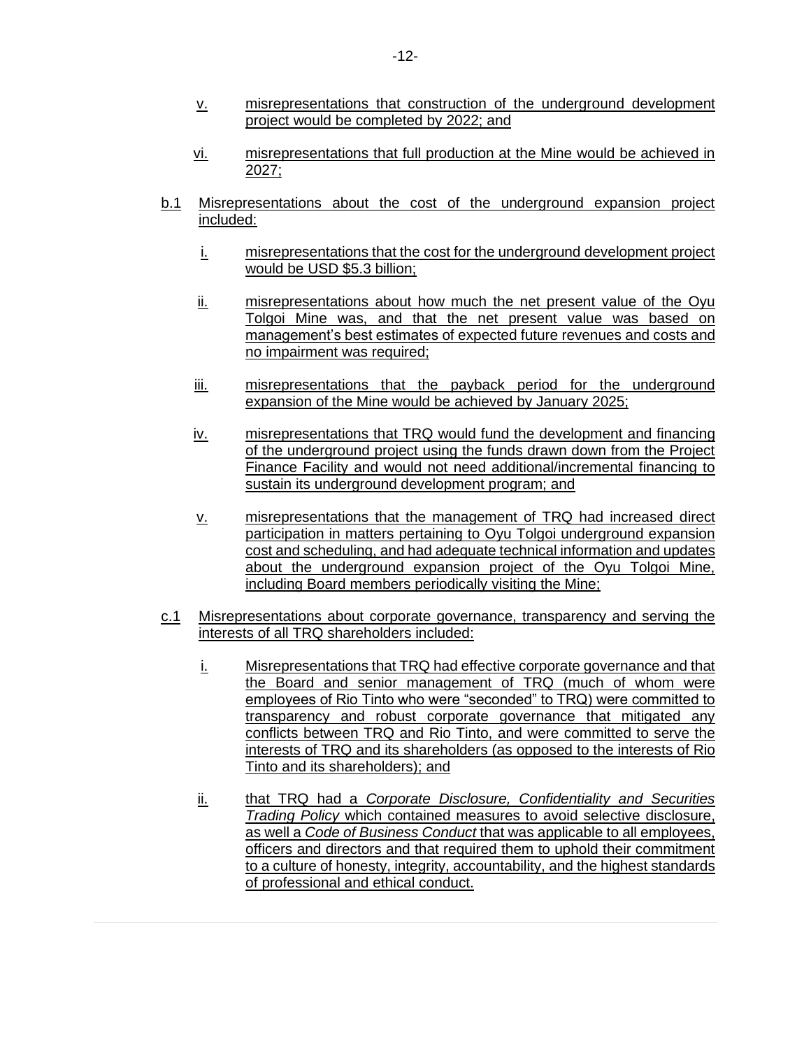v. misrepresentations that construction of the underground development project would be completed by 2022; and

vi. misrepresentations that full production at the Mine would be achieved in 2027;

b.1 Misrepresentations about the cost of the underground expansion project included:

i. misrepresentations that the cost for the underground development project would be USD $5.3 billion;

ii. misrepresentations about how much the net present value of the Oyu Tolgoi Mine was, and that the net present value was based on management's best estimates of expected future revenues and costs and no impairment was required;

iii. misrepresentations that the payback period for the underground expansion of the Mine would be achieved by January 2025;

iv. misrepresentations that TRQ would fund the development and financing of the underground project using the funds drawn down from the Project Finance Facility and would not need additional/incremental financing to sustain its underground development program; and

v. misrepresentations that the management of TRQ had increased direct participation in matters pertaining to Oyu Tolgoi underground expansion cost and scheduling, and had adequate technical information and updates about the underground expansion project of the Oyu Tolgoi Mine, including Board members periodically visiting the Mine;

c.1 Misrepresentations about corporate governance, transparency and serving the interests of all TRQ shareholders included:

i. Misrepresentations that TRQ had effective corporate governance and that the Board and senior management of TRQ (much of whom were employees of Rio Tinto who were "seconded" to TRQ) were committed to transparency and robust corporate governance that mitigated any conflicts between TRQ and Rio Tinto, and were committed to serve the interests of TRQ and its shareholders (as opposed to the interests of Rio Tinto and its shareholders); and

ii. that TRQ had a *Corporate Disclosure, Confidentiality and Securities Trading Policy* which contained measures to avoid selective disclosure, as well a *Code of Business Conduct* that was applicable to all employees, officers and directors and that required them to uphold their commitment to a culture of honesty, integrity, accountability, and the highest standards of professional and ethical conduct.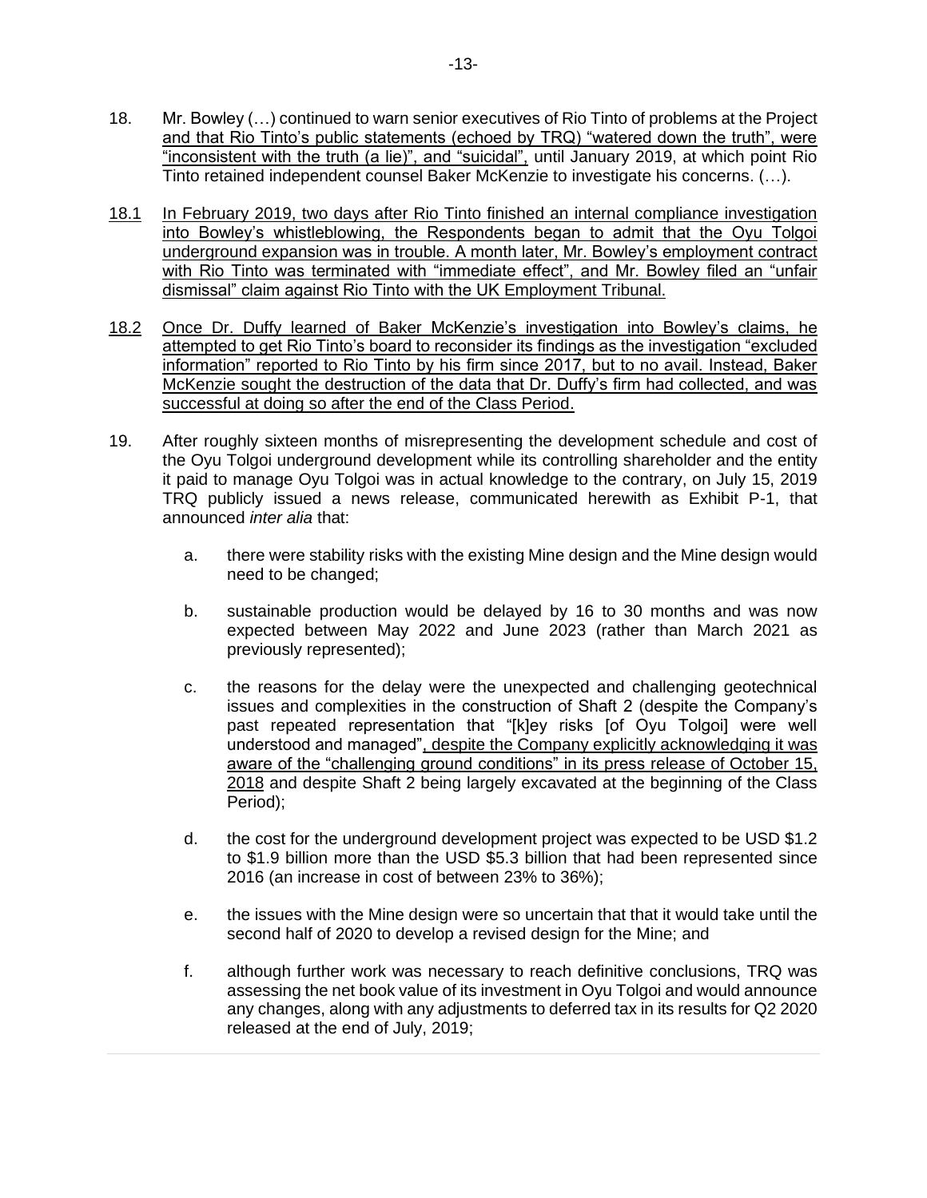18. Mr. Bowley (…) continued to warn senior executives of Rio Tinto of problems at the Project and that Rio Tinto's public statements (echoed by TRQ) "watered down the truth", were "inconsistent with the truth (a lie)", and "suicidal", until January 2019, at which point Rio Tinto retained independent counsel Baker McKenzie to investigate his concerns. (…).

18.1 In February 2019, two days after Rio Tinto finished an internal compliance investigation into Bowley's whistleblowing, the Respondents began to admit that the Oyu Tolgoi underground expansion was in trouble. A month later, Mr. Bowley's employment contract with Rio Tinto was terminated with "immediate effect", and Mr. Bowley filed an "unfair dismissal" claim against Rio Tinto with the UK Employment Tribunal.

18.2 Once Dr. Duffy learned of Baker McKenzie's investigation into Bowley's claims, he attempted to get Rio Tinto's board to reconsider its findings as the investigation "excluded information" reported to Rio Tinto by his firm since 2017, but to no avail. Instead, Baker McKenzie sought the destruction of the data that Dr. Duffy's firm had collected, and was successful at doing so after the end of the Class Period.

19. After roughly sixteen months of misrepresenting the development schedule and cost of the Oyu Tolgoi underground development while its controlling shareholder and the entity it paid to manage Oyu Tolgoi was in actual knowledge to the contrary, on July 15, 2019 TRQ publicly issued a news release, communicated herewith as Exhibit P-1, that announced *inter alia* that:

    a. there were stability risks with the existing Mine design and the Mine design would need to be changed;

    b. sustainable production would be delayed by 16 to 30 months and was now expected between May 2022 and June 2023 (rather than March 2021 as previously represented);

    c. the reasons for the delay were the unexpected and challenging geotechnical issues and complexities in the construction of Shaft 2 (despite the Company's past repeated representation that "[k]ey risks [of Oyu Tolgoi] were well understood and managed", despite the Company explicitly acknowledging it was aware of the "challenging ground conditions" in its press release of October 15, 2018 and despite Shaft 2 being largely excavated at the beginning of the Class Period);

    d. the cost for the underground development project was expected to be USD $1.2 to $1.9 billion more than the USD $5.3 billion that had been represented since 2016 (an increase in cost of between 23% to 36%);

    e. the issues with the Mine design were so uncertain that that it would take until the second half of 2020 to develop a revised design for the Mine; and

    f. although further work was necessary to reach definitive conclusions, TRQ was assessing the net book value of its investment in Oyu Tolgoi and would announce any changes, along with any adjustments to deferred tax in its results for Q2 2020 released at the end of July, 2019;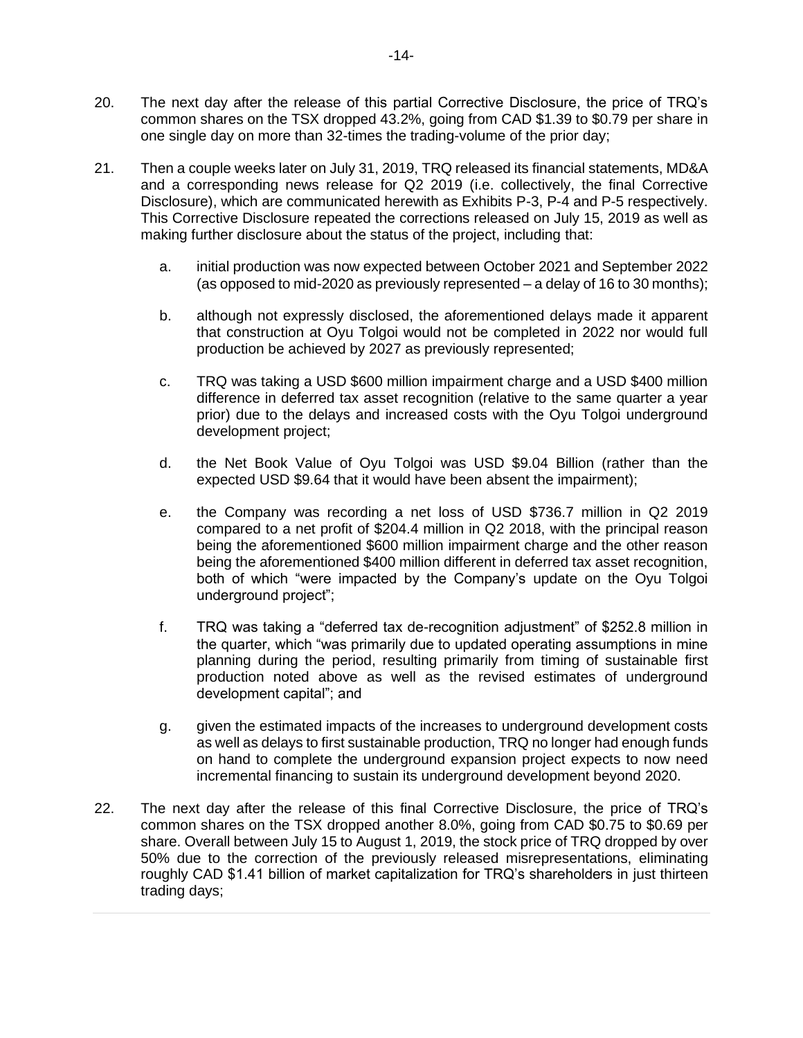20. The next day after the release of this partial Corrective Disclosure, the price of TRQ's common shares on the TSX dropped 43.2%, going from CAD $1.39 to $0.79 per share in one single day on more than 32-times the trading-volume of the prior day;

21. Then a couple weeks later on July 31, 2019, TRQ released its financial statements, MD&A and a corresponding news release for Q2 2019 (i.e. collectively, the final Corrective Disclosure), which are communicated herewith as Exhibits P-3, P-4 and P-5 respectively. This Corrective Disclosure repeated the corrections released on July 15, 2019 as well as making further disclosure about the status of the project, including that:

    a. initial production was now expected between October 2021 and September 2022 (as opposed to mid-2020 as previously represented – a delay of 16 to 30 months);

    b. although not expressly disclosed, the aforementioned delays made it apparent that construction at Oyu Tolgoi would not be completed in 2022 nor would full production be achieved by 2027 as previously represented;

    c. TRQ was taking a USD $600 million impairment charge and a USD $400 million difference in deferred tax asset recognition (relative to the same quarter a year prior) due to the delays and increased costs with the Oyu Tolgoi underground development project;

    d. the Net Book Value of Oyu Tolgoi was USD $9.04 Billion (rather than the expected USD $9.64 that it would have been absent the impairment);

    e. the Company was recording a net loss of USD $736.7 million in Q2 2019 compared to a net profit of $204.4 million in Q2 2018, with the principal reason being the aforementioned $600 million impairment charge and the other reason being the aforementioned $400 million different in deferred tax asset recognition, both of which "were impacted by the Company's update on the Oyu Tolgoi underground project";

    f. TRQ was taking a "deferred tax de-recognition adjustment" of $252.8 million in the quarter, which "was primarily due to updated operating assumptions in mine planning during the period, resulting primarily from timing of sustainable first production noted above as well as the revised estimates of underground development capital"; and

    g. given the estimated impacts of the increases to underground development costs as well as delays to first sustainable production, TRQ no longer had enough funds on hand to complete the underground expansion project expects to now need incremental financing to sustain its underground development beyond 2020.

22. The next day after the release of this final Corrective Disclosure, the price of TRQ's common shares on the TSX dropped another 8.0%, going from CAD $0.75 to $0.69 per share. Overall between July 15 to August 1, 2019, the stock price of TRQ dropped by over 50% due to the correction of the previously released misrepresentations, eliminating roughly CAD $1.41 billion of market capitalization for TRQ's shareholders in just thirteen trading days;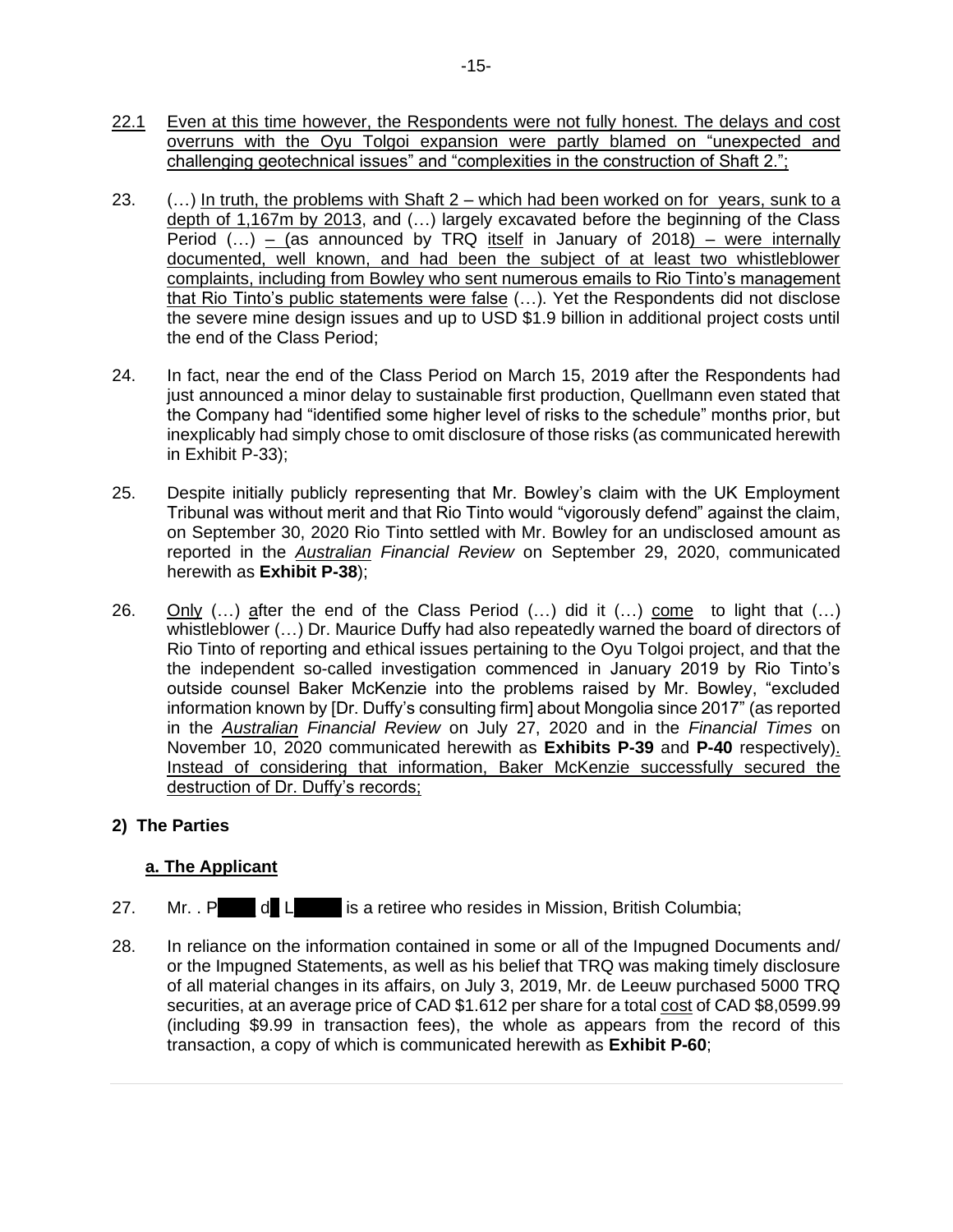22.1 Even at this time however, the Respondents were not fully honest. The delays and cost overruns with the Oyu Tolgoi expansion were partly blamed on "unexpected and challenging geotechnical issues" and "complexities in the construction of Shaft 2.";

23. (…) In truth, the problems with Shaft 2 – which had been worked on for years, sunk to a depth of 1,167m by 2013, and (…) largely excavated before the beginning of the Class Period (…) – (as announced by TRQ itself in January of 2018) – were internally documented, well known, and had been the subject of at least two whistleblower complaints, including from Bowley who sent numerous emails to Rio Tinto's management that Rio Tinto's public statements were false (…). Yet the Respondents did not disclose the severe mine design issues and up to USD $1.9 billion in additional project costs until the end of the Class Period;

24. In fact, near the end of the Class Period on March 15, 2019 after the Respondents had just announced a minor delay to sustainable first production, Quellmann even stated that the Company had "identified some higher level of risks to the schedule" months prior, but inexplicably had simply chose to omit disclosure of those risks (as communicated herewith in Exhibit P-33);

25. Despite initially publicly representing that Mr. Bowley's claim with the UK Employment Tribunal was without merit and that Rio Tinto would "vigorously defend" against the claim, on September 30, 2020 Rio Tinto settled with Mr. Bowley for an undisclosed amount as reported in the *Australian Financial Review* on September 29, 2020, communicated herewith as **Exhibit P-38**);

26. Only (…) after the end of the Class Period (…) did it (…) come to light that (…) whistleblower (…) Dr. Maurice Duffy had also repeatedly warned the board of directors of Rio Tinto of reporting and ethical issues pertaining to the Oyu Tolgoi project, and that the the independent so-called investigation commenced in January 2019 by Rio Tinto's outside counsel Baker McKenzie into the problems raised by Mr. Bowley, "excluded information known by [Dr. Duffy's consulting firm] about Mongolia since 2017" (as reported in the *Australian Financial Review* on July 27, 2020 and in the *Financial Times* on November 10, 2020 communicated herewith as **Exhibits P-39** and **P-40** respectively). Instead of considering that information, Baker McKenzie successfully secured the destruction of Dr. Duffy's records;

## 2) The Parties

### a. The Applicant

27. Mr. . P d L is a retiree who resides in Mission, British Columbia;

28. In reliance on the information contained in some or all of the Impugned Documents and/ or the Impugned Statements, as well as his belief that TRQ was making timely disclosure of all material changes in its affairs, on July 3, 2019, Mr. de Leeuw purchased 5000 TRQ securities, at an average price of CAD $1.612 per share for a total cost of CAD $8,0599.99 (including $9.99 in transaction fees), the whole as appears from the record of this transaction, a copy of which is communicated herewith as **Exhibit P-60**;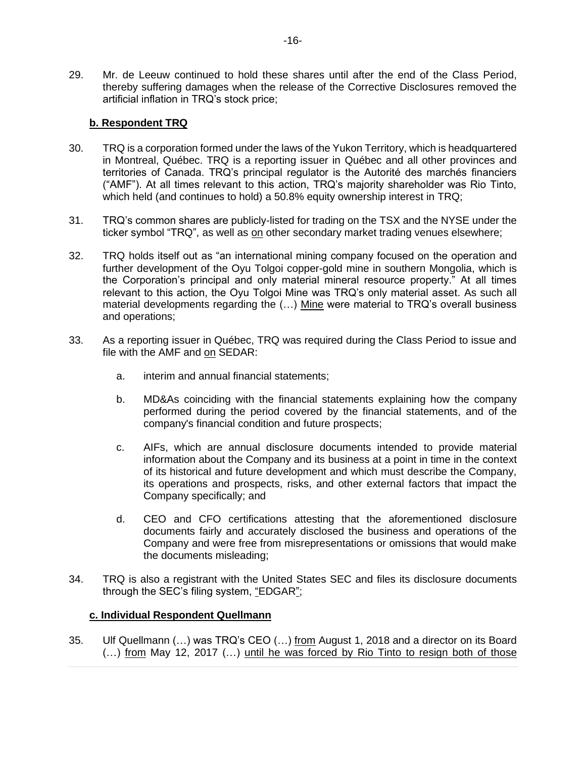29. Mr. de Leeuw continued to hold these shares until after the end of the Class Period, thereby suffering damages when the release of the Corrective Disclosures removed the artificial inflation in TRQ's stock price;

### b. Respondent TRQ

30. TRQ is a corporation formed under the laws of the Yukon Territory, which is headquartered in Montreal, Québec. TRQ is a reporting issuer in Québec and all other provinces and territories of Canada. TRQ's principal regulator is the Autorité des marchés financiers ("AMF"). At all times relevant to this action, TRQ's majority shareholder was Rio Tinto, which held (and continues to hold) a 50.8% equity ownership interest in TRQ;

31. TRQ's common shares are publicly-listed for trading on the TSX and the NYSE under the ticker symbol "TRQ", as well as on other secondary market trading venues elsewhere;

32. TRQ holds itself out as "an international mining company focused on the operation and further development of the Oyu Tolgoi copper-gold mine in southern Mongolia, which is the Corporation's principal and only material mineral resource property." At all times relevant to this action, the Oyu Tolgoi Mine was TRQ's only material asset. As such all material developments regarding the (…) Mine were material to TRQ's overall business and operations;

33. As a reporting issuer in Québec, TRQ was required during the Class Period to issue and file with the AMF and on SEDAR:

    a. interim and annual financial statements;

    b. MD&As coinciding with the financial statements explaining how the company performed during the period covered by the financial statements, and of the company's financial condition and future prospects;

    c. AIFs, which are annual disclosure documents intended to provide material information about the Company and its business at a point in time in the context of its historical and future development and which must describe the Company, its operations and prospects, risks, and other external factors that impact the Company specifically; and

    d. CEO and CFO certifications attesting that the aforementioned disclosure documents fairly and accurately disclosed the business and operations of the Company and were free from misrepresentations or omissions that would make the documents misleading;

34. TRQ is also a registrant with the United States SEC and files its disclosure documents through the SEC's filing system, "EDGAR";

### c. Individual Respondent Quellmann

35. Ulf Quellmann (…) was TRQ's CEO (…) from August 1, 2018 and a director on its Board (…) from May 12, 2017 (…) until he was forced by Rio Tinto to resign both of those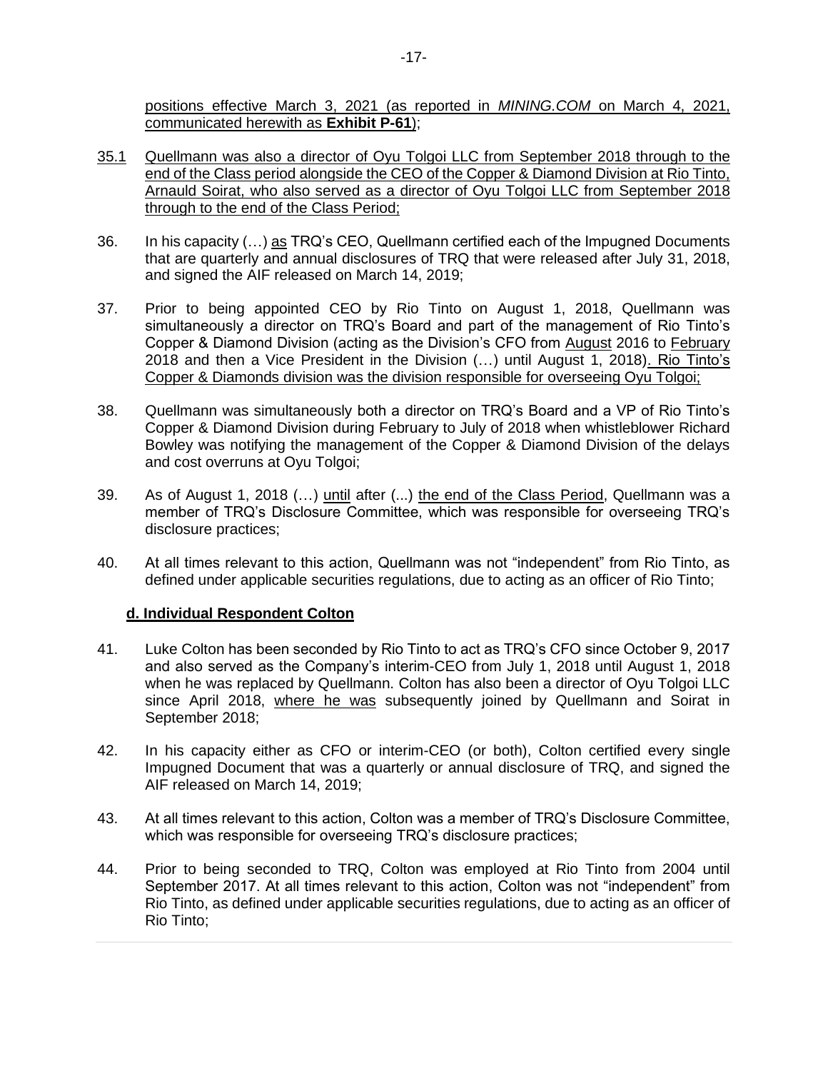positions effective March 3, 2021 (as reported in *MINING.COM* on March 4, 2021, communicated herewith as **Exhibit P-61**);

35.1 Quellmann was also a director of Oyu Tolgoi LLC from September 2018 through to the end of the Class period alongside the CEO of the Copper & Diamond Division at Rio Tinto, Arnauld Soirat, who also served as a director of Oyu Tolgoi LLC from September 2018 through to the end of the Class Period;

36. In his capacity (…) as TRQ's CEO, Quellmann certified each of the Impugned Documents that are quarterly and annual disclosures of TRQ that were released after July 31, 2018, and signed the AIF released on March 14, 2019;

37. Prior to being appointed CEO by Rio Tinto on August 1, 2018, Quellmann was simultaneously a director on TRQ's Board and part of the management of Rio Tinto's Copper & Diamond Division (acting as the Division's CFO from August 2016 to February 2018 and then a Vice President in the Division (…) until August 1, 2018). Rio Tinto's Copper & Diamonds division was the division responsible for overseeing Oyu Tolgoi;

38. Quellmann was simultaneously both a director on TRQ's Board and a VP of Rio Tinto's Copper & Diamond Division during February to July of 2018 when whistleblower Richard Bowley was notifying the management of the Copper & Diamond Division of the delays and cost overruns at Oyu Tolgoi;

39. As of August 1, 2018 (…) until after (...) the end of the Class Period, Quellmann was a member of TRQ's Disclosure Committee, which was responsible for overseeing TRQ's disclosure practices;

40. At all times relevant to this action, Quellmann was not "independent" from Rio Tinto, as defined under applicable securities regulations, due to acting as an officer of Rio Tinto;

### d. Individual Respondent Colton

41. Luke Colton has been seconded by Rio Tinto to act as TRQ's CFO since October 9, 2017 and also served as the Company's interim-CEO from July 1, 2018 until August 1, 2018 when he was replaced by Quellmann. Colton has also been a director of Oyu Tolgoi LLC since April 2018, where he was subsequently joined by Quellmann and Soirat in September 2018;

42. In his capacity either as CFO or interim-CEO (or both), Colton certified every single Impugned Document that was a quarterly or annual disclosure of TRQ, and signed the AIF released on March 14, 2019;

43. At all times relevant to this action, Colton was a member of TRQ's Disclosure Committee, which was responsible for overseeing TRQ's disclosure practices;

44. Prior to being seconded to TRQ, Colton was employed at Rio Tinto from 2004 until September 2017. At all times relevant to this action, Colton was not "independent" from Rio Tinto, as defined under applicable securities regulations, due to acting as an officer of Rio Tinto;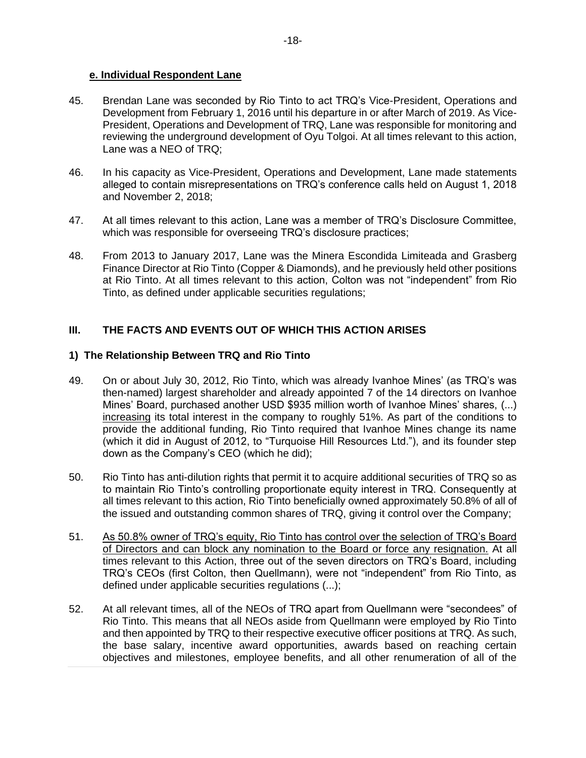### e. Individual Respondent Lane

45. Brendan Lane was seconded by Rio Tinto to act TRQ's Vice-President, Operations and Development from February 1, 2016 until his departure in or after March of 2019. As Vice-President, Operations and Development of TRQ, Lane was responsible for monitoring and reviewing the underground development of Oyu Tolgoi. At all times relevant to this action, Lane was a NEO of TRQ;

46. In his capacity as Vice-President, Operations and Development, Lane made statements alleged to contain misrepresentations on TRQ's conference calls held on August 1, 2018 and November 2, 2018;

47. At all times relevant to this action, Lane was a member of TRQ's Disclosure Committee, which was responsible for overseeing TRQ's disclosure practices;

48. From 2013 to January 2017, Lane was the Minera Escondida Limiteada and Grasberg Finance Director at Rio Tinto (Copper & Diamonds), and he previously held other positions at Rio Tinto. At all times relevant to this action, Colton was not "independent" from Rio Tinto, as defined under applicable securities regulations;

## III. THE FACTS AND EVENTS OUT OF WHICH THIS ACTION ARISES

### 1) The Relationship Between TRQ and Rio Tinto

49. On or about July 30, 2012, Rio Tinto, which was already Ivanhoe Mines' (as TRQ's was then-named) largest shareholder and already appointed 7 of the 14 directors on Ivanhoe Mines' Board, purchased another USD $935 million worth of Ivanhoe Mines' shares, (...) increasing its total interest in the company to roughly 51%. As part of the conditions to provide the additional funding, Rio Tinto required that Ivanhoe Mines change its name (which it did in August of 2012, to "Turquoise Hill Resources Ltd."), and its founder step down as the Company's CEO (which he did);

50. Rio Tinto has anti-dilution rights that permit it to acquire additional securities of TRQ so as to maintain Rio Tinto's controlling proportionate equity interest in TRQ. Consequently at all times relevant to this action, Rio Tinto beneficially owned approximately 50.8% of all of the issued and outstanding common shares of TRQ, giving it control over the Company;

51. As 50.8% owner of TRQ's equity, Rio Tinto has control over the selection of TRQ's Board of Directors and can block any nomination to the Board or force any resignation. At all times relevant to this Action, three out of the seven directors on TRQ's Board, including TRQ's CEOs (first Colton, then Quellmann), were not "independent" from Rio Tinto, as defined under applicable securities regulations (...);

52. At all relevant times, all of the NEOs of TRQ apart from Quellmann were "secondees" of Rio Tinto. This means that all NEOs aside from Quellmann were employed by Rio Tinto and then appointed by TRQ to their respective executive officer positions at TRQ. As such, the base salary, incentive award opportunities, awards based on reaching certain objectives and milestones, employee benefits, and all other renumeration of all of the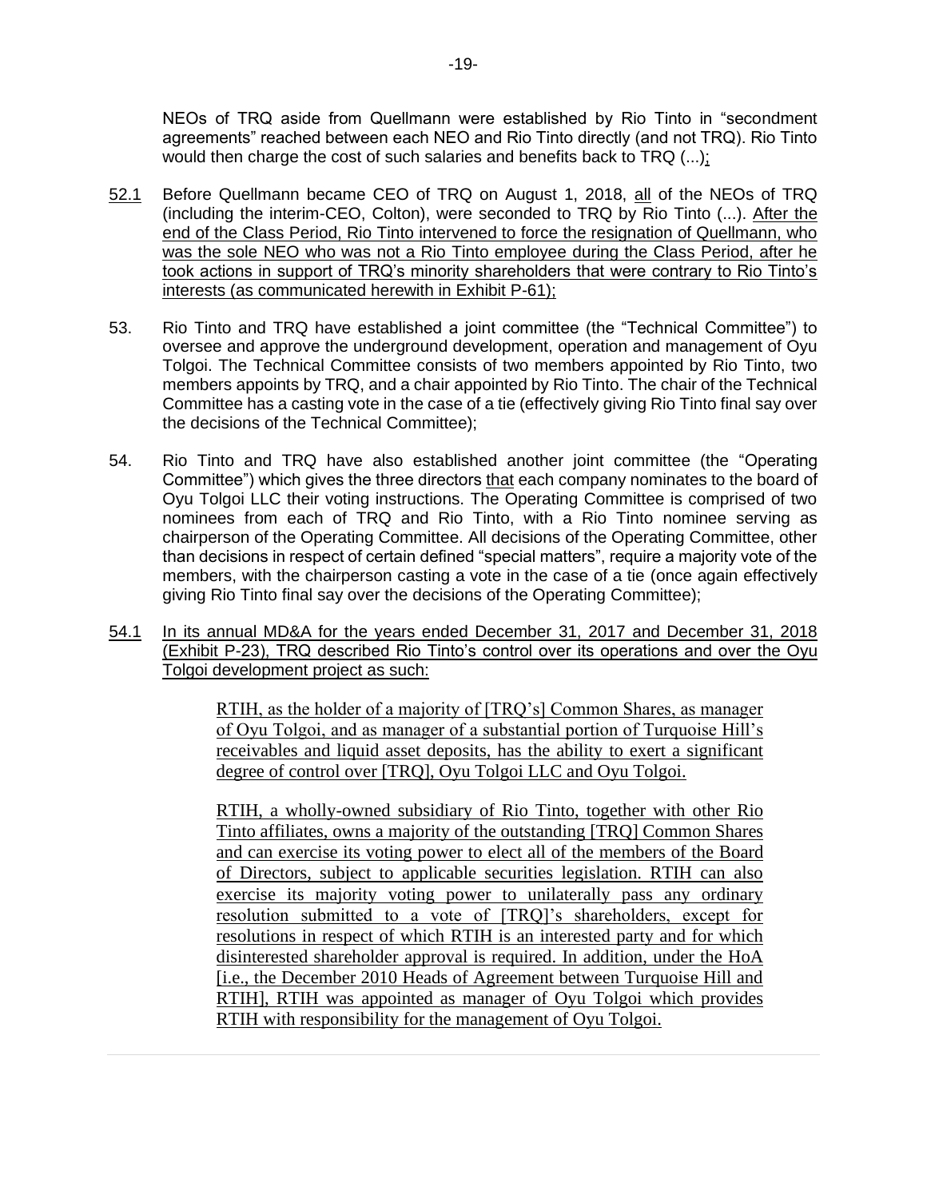NEOs of TRQ aside from Quellmann were established by Rio Tinto in "secondment agreements" reached between each NEO and Rio Tinto directly (and not TRQ). Rio Tinto would then charge the cost of such salaries and benefits back to TRQ (...);

52.1 Before Quellmann became CEO of TRQ on August 1, 2018, all of the NEOs of TRQ (including the interim-CEO, Colton), were seconded to TRQ by Rio Tinto (...). After the end of the Class Period, Rio Tinto intervened to force the resignation of Quellmann, who was the sole NEO who was not a Rio Tinto employee during the Class Period, after he took actions in support of TRQ's minority shareholders that were contrary to Rio Tinto's interests (as communicated herewith in Exhibit P-61);

53. Rio Tinto and TRQ have established a joint committee (the "Technical Committee") to oversee and approve the underground development, operation and management of Oyu Tolgoi. The Technical Committee consists of two members appointed by Rio Tinto, two members appoints by TRQ, and a chair appointed by Rio Tinto. The chair of the Technical Committee has a casting vote in the case of a tie (effectively giving Rio Tinto final say over the decisions of the Technical Committee);

54. Rio Tinto and TRQ have also established another joint committee (the "Operating Committee") which gives the three directors that each company nominates to the board of Oyu Tolgoi LLC their voting instructions. The Operating Committee is comprised of two nominees from each of TRQ and Rio Tinto, with a Rio Tinto nominee serving as chairperson of the Operating Committee. All decisions of the Operating Committee, other than decisions in respect of certain defined "special matters", require a majority vote of the members, with the chairperson casting a vote in the case of a tie (once again effectively giving Rio Tinto final say over the decisions of the Operating Committee);

54.1 In its annual MD&A for the years ended December 31, 2017 and December 31, 2018 (Exhibit P-23), TRQ described Rio Tinto's control over its operations and over the Oyu Tolgoi development project as such:

> RTIH, as the holder of a majority of [TRQ's] Common Shares, as manager of Oyu Tolgoi, and as manager of a substantial portion of Turquoise Hill's receivables and liquid asset deposits, has the ability to exert a significant degree of control over [TRQ], Oyu Tolgoi LLC and Oyu Tolgoi.
>
> RTIH, a wholly-owned subsidiary of Rio Tinto, together with other Rio Tinto affiliates, owns a majority of the outstanding [TRQ] Common Shares and can exercise its voting power to elect all of the members of the Board of Directors, subject to applicable securities legislation. RTIH can also exercise its majority voting power to unilaterally pass any ordinary resolution submitted to a vote of [TRQ]'s shareholders, except for resolutions in respect of which RTIH is an interested party and for which disinterested shareholder approval is required. In addition, under the HoA [i.e., the December 2010 Heads of Agreement between Turquoise Hill and RTIH], RTIH was appointed as manager of Oyu Tolgoi which provides RTIH with responsibility for the management of Oyu Tolgoi.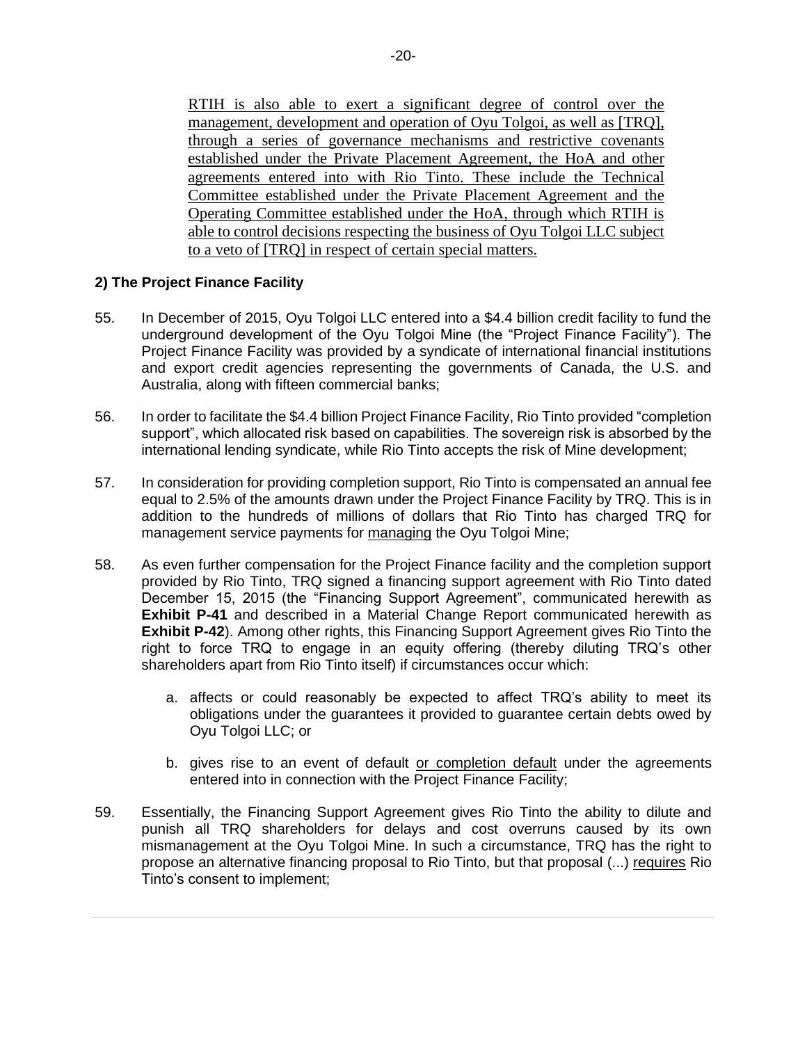<u>RTIH is also able to exert a significant degree of control over the management, development and operation of Oyu Tolgoi, as well as [TRQ], through a series of governance mechanisms and restrictive covenants established under the Private Placement Agreement, the HoA and other agreements entered into with Rio Tinto. These include the Technical Committee established under the Private Placement Agreement and the Operating Committee established under the HoA, through which RTIH is able to control decisions respecting the business of Oyu Tolgoi LLC subject to a veto of [TRQ] in respect of certain special matters.</u>

### 2) The Project Finance Facility

55. In December of 2015, Oyu Tolgoi LLC entered into a $4.4 billion credit facility to fund the underground development of the Oyu Tolgoi Mine (the "Project Finance Facility"). The Project Finance Facility was provided by a syndicate of international financial institutions and export credit agencies representing the governments of Canada, the U.S. and Australia, along with fifteen commercial banks;

56. In order to facilitate the $4.4 billion Project Finance Facility, Rio Tinto provided "completion support", which allocated risk based on capabilities. The sovereign risk is absorbed by the international lending syndicate, while Rio Tinto accepts the risk of Mine development;

57. In consideration for providing completion support, Rio Tinto is compensated an annual fee equal to 2.5% of the amounts drawn under the Project Finance Facility by TRQ. This is in addition to the hundreds of millions of dollars that Rio Tinto has charged TRQ for management service payments for <u>managing</u> the Oyu Tolgoi Mine;

58. As even further compensation for the Project Finance facility and the completion support provided by Rio Tinto, TRQ signed a financing support agreement with Rio Tinto dated December 15, 2015 (the "Financing Support Agreement", communicated herewith as **Exhibit P-41** and described in a Material Change Report communicated herewith as **Exhibit P-42**). Among other rights, this Financing Support Agreement gives Rio Tinto the right to force TRQ to engage in an equity offering (thereby diluting TRQ's other shareholders apart from Rio Tinto itself) if circumstances occur which:

   a. affects or could reasonably be expected to affect TRQ's ability to meet its obligations under the guarantees it provided to guarantee certain debts owed by Oyu Tolgoi LLC; or

   b. gives rise to an event of default <u>or completion default</u> under the agreements entered into in connection with the Project Finance Facility;

59. Essentially, the Financing Support Agreement gives Rio Tinto the ability to dilute and punish all TRQ shareholders for delays and cost overruns caused by its own mismanagement at the Oyu Tolgoi Mine. In such a circumstance, TRQ has the right to propose an alternative financing proposal to Rio Tinto, but that proposal (...) <u>requires</u> Rio Tinto's consent to implement;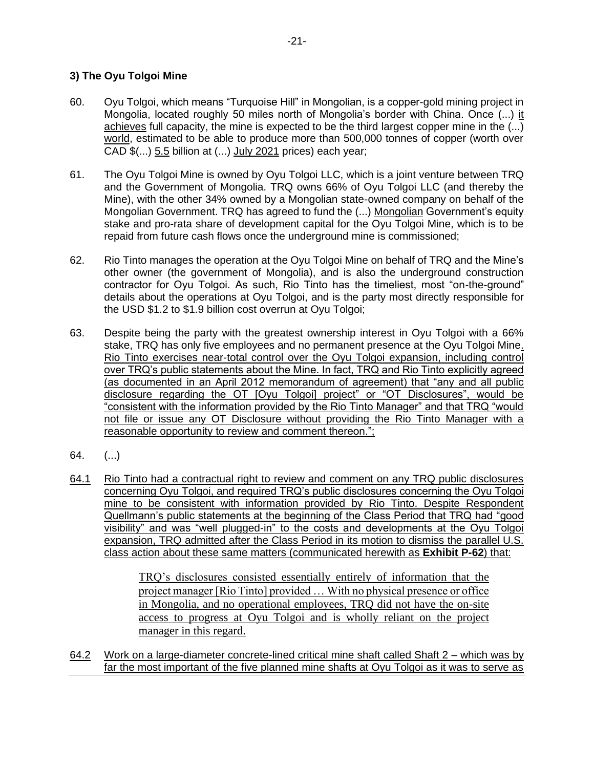### 3) The Oyu Tolgoi Mine

60. Oyu Tolgoi, which means "Turquoise Hill" in Mongolian, is a copper-gold mining project in Mongolia, located roughly 50 miles north of Mongolia's border with China. Once (...) it achieves full capacity, the mine is expected to be the third largest copper mine in the (...) world, estimated to be able to produce more than 500,000 tonnes of copper (worth over CAD $(...) 5.5 billion at (...) July 2021 prices) each year;

61. The Oyu Tolgoi Mine is owned by Oyu Tolgoi LLC, which is a joint venture between TRQ and the Government of Mongolia. TRQ owns 66% of Oyu Tolgoi LLC (and thereby the Mine), with the other 34% owned by a Mongolian state-owned company on behalf of the Mongolian Government. TRQ has agreed to fund the (...) Mongolian Government's equity stake and pro-rata share of development capital for the Oyu Tolgoi Mine, which is to be repaid from future cash flows once the underground mine is commissioned;

62. Rio Tinto manages the operation at the Oyu Tolgoi Mine on behalf of TRQ and the Mine's other owner (the government of Mongolia), and is also the underground construction contractor for Oyu Tolgoi. As such, Rio Tinto has the timeliest, most "on-the-ground" details about the operations at Oyu Tolgoi, and is the party most directly responsible for the USD $1.2 to $1.9 billion cost overrun at Oyu Tolgoi;

63. Despite being the party with the greatest ownership interest in Oyu Tolgoi with a 66% stake, TRQ has only five employees and no permanent presence at the Oyu Tolgoi Mine. Rio Tinto exercises near-total control over the Oyu Tolgoi expansion, including control over TRQ's public statements about the Mine. In fact, TRQ and Rio Tinto explicitly agreed (as documented in an April 2012 memorandum of agreement) that "any and all public disclosure regarding the OT [Oyu Tolgoi] project" or "OT Disclosures", would be "consistent with the information provided by the Rio Tinto Manager" and that TRQ "would not file or issue any OT Disclosure without providing the Rio Tinto Manager with a reasonable opportunity to review and comment thereon.";

64. (...)

64.1 Rio Tinto had a contractual right to review and comment on any TRQ public disclosures concerning Oyu Tolgoi, and required TRQ's public disclosures concerning the Oyu Tolgoi mine to be consistent with information provided by Rio Tinto. Despite Respondent Quellmann's public statements at the beginning of the Class Period that TRQ had "good visibility" and was "well plugged-in" to the costs and developments at the Oyu Tolgoi expansion, TRQ admitted after the Class Period in its motion to dismiss the parallel U.S. class action about these same matters (communicated herewith as **Exhibit P-62**) that:

> TRQ's disclosures consisted essentially entirely of information that the project manager [Rio Tinto] provided … With no physical presence or office in Mongolia, and no operational employees, TRQ did not have the on-site access to progress at Oyu Tolgoi and is wholly reliant on the project manager in this regard.

64.2 Work on a large-diameter concrete-lined critical mine shaft called Shaft 2 – which was by far the most important of the five planned mine shafts at Oyu Tolgoi as it was to serve as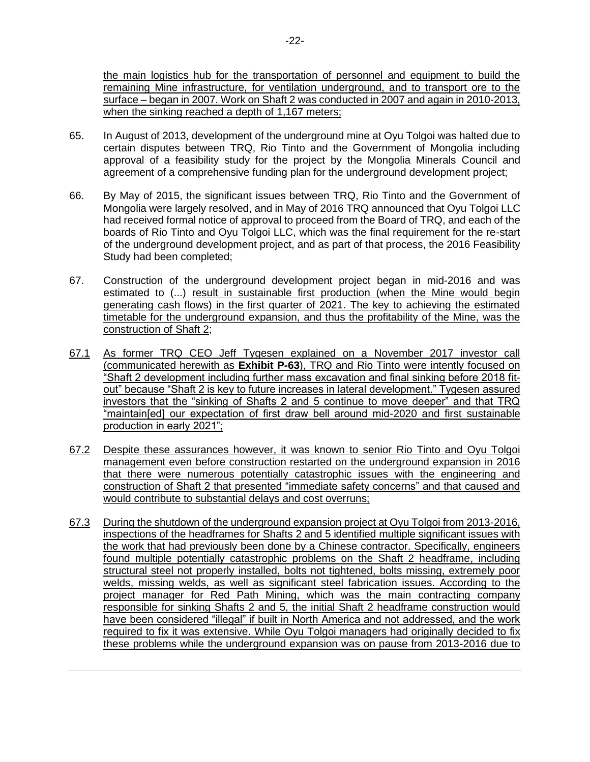the main logistics hub for the transportation of personnel and equipment to build the remaining Mine infrastructure, for ventilation underground, and to transport ore to the surface – began in 2007. Work on Shaft 2 was conducted in 2007 and again in 2010-2013, when the sinking reached a depth of 1,167 meters;

65. In August of 2013, development of the underground mine at Oyu Tolgoi was halted due to certain disputes between TRQ, Rio Tinto and the Government of Mongolia including approval of a feasibility study for the project by the Mongolia Minerals Council and agreement of a comprehensive funding plan for the underground development project;

66. By May of 2015, the significant issues between TRQ, Rio Tinto and the Government of Mongolia were largely resolved, and in May of 2016 TRQ announced that Oyu Tolgoi LLC had received formal notice of approval to proceed from the Board of TRQ, and each of the boards of Rio Tinto and Oyu Tolgoi LLC, which was the final requirement for the re-start of the underground development project, and as part of that process, the 2016 Feasibility Study had been completed;

67. Construction of the underground development project began in mid-2016 and was estimated to (...) result in sustainable first production (when the Mine would begin generating cash flows) in the first quarter of 2021. The key to achieving the estimated timetable for the underground expansion, and thus the profitability of the Mine, was the construction of Shaft 2;

67.1 As former TRQ CEO Jeff Tygesen explained on a November 2017 investor call (communicated herewith as **Exhibit P-63**), TRQ and Rio Tinto were intently focused on "Shaft 2 development including further mass excavation and final sinking before 2018 fit-out" because "Shaft 2 is key to future increases in lateral development." Tygesen assured investors that the "sinking of Shafts 2 and 5 continue to move deeper" and that TRQ "maintain[ed] our expectation of first draw bell around mid-2020 and first sustainable production in early 2021";

67.2 Despite these assurances however, it was known to senior Rio Tinto and Oyu Tolgoi management even before construction restarted on the underground expansion in 2016 that there were numerous potentially catastrophic issues with the engineering and construction of Shaft 2 that presented "immediate safety concerns" and that caused and would contribute to substantial delays and cost overruns;

67.3 During the shutdown of the underground expansion project at Oyu Tolgoi from 2013-2016, inspections of the headframes for Shafts 2 and 5 identified multiple significant issues with the work that had previously been done by a Chinese contractor. Specifically, engineers found multiple potentially catastrophic problems on the Shaft 2 headframe, including structural steel not properly installed, bolts not tightened, bolts missing, extremely poor welds, missing welds, as well as significant steel fabrication issues. According to the project manager for Red Path Mining, which was the main contracting company responsible for sinking Shafts 2 and 5, the initial Shaft 2 headframe construction would have been considered "illegal" if built in North America and not addressed, and the work required to fix it was extensive. While Oyu Tolgoi managers had originally decided to fix these problems while the underground expansion was on pause from 2013-2016 due to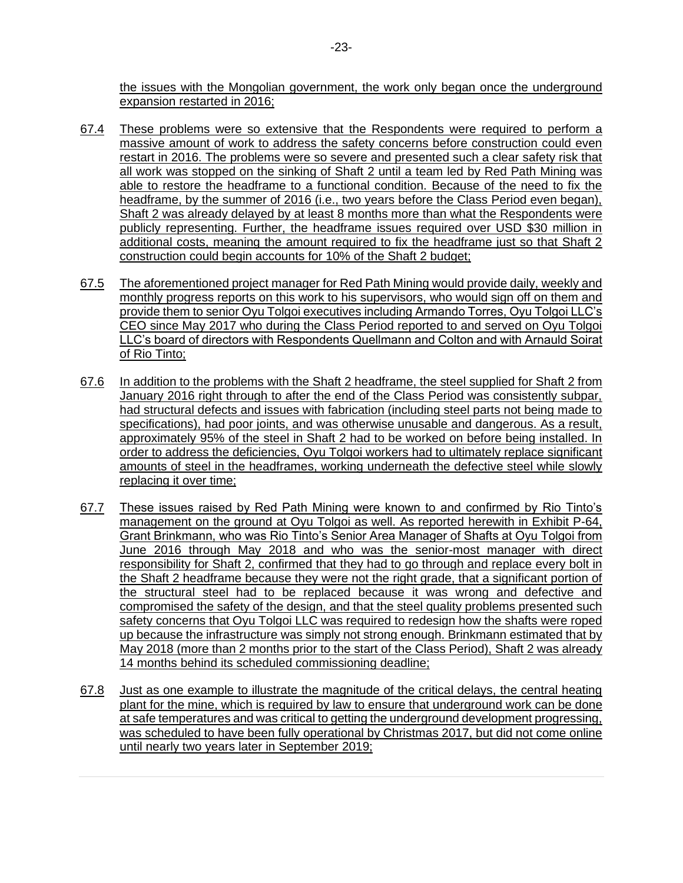the issues with the Mongolian government, the work only began once the underground expansion restarted in 2016;

67.4 These problems were so extensive that the Respondents were required to perform a massive amount of work to address the safety concerns before construction could even restart in 2016. The problems were so severe and presented such a clear safety risk that all work was stopped on the sinking of Shaft 2 until a team led by Red Path Mining was able to restore the headframe to a functional condition. Because of the need to fix the headframe, by the summer of 2016 (i.e., two years before the Class Period even began), Shaft 2 was already delayed by at least 8 months more than what the Respondents were publicly representing. Further, the headframe issues required over USD $30 million in additional costs, meaning the amount required to fix the headframe just so that Shaft 2 construction could begin accounts for 10% of the Shaft 2 budget;

67.5 The aforementioned project manager for Red Path Mining would provide daily, weekly and monthly progress reports on this work to his supervisors, who would sign off on them and provide them to senior Oyu Tolgoi executives including Armando Torres, Oyu Tolgoi LLC's CEO since May 2017 who during the Class Period reported to and served on Oyu Tolgoi LLC's board of directors with Respondents Quellmann and Colton and with Arnauld Soirat of Rio Tinto;

67.6 In addition to the problems with the Shaft 2 headframe, the steel supplied for Shaft 2 from January 2016 right through to after the end of the Class Period was consistently subpar, had structural defects and issues with fabrication (including steel parts not being made to specifications), had poor joints, and was otherwise unusable and dangerous. As a result, approximately 95% of the steel in Shaft 2 had to be worked on before being installed. In order to address the deficiencies, Oyu Tolgoi workers had to ultimately replace significant amounts of steel in the headframes, working underneath the defective steel while slowly replacing it over time;

67.7 These issues raised by Red Path Mining were known to and confirmed by Rio Tinto's management on the ground at Oyu Tolgoi as well. As reported herewith in Exhibit P-64, Grant Brinkmann, who was Rio Tinto's Senior Area Manager of Shafts at Oyu Tolgoi from June 2016 through May 2018 and who was the senior-most manager with direct responsibility for Shaft 2, confirmed that they had to go through and replace every bolt in the Shaft 2 headframe because they were not the right grade, that a significant portion of the structural steel had to be replaced because it was wrong and defective and compromised the safety of the design, and that the steel quality problems presented such safety concerns that Oyu Tolgoi LLC was required to redesign how the shafts were roped up because the infrastructure was simply not strong enough. Brinkmann estimated that by May 2018 (more than 2 months prior to the start of the Class Period), Shaft 2 was already 14 months behind its scheduled commissioning deadline;

67.8 Just as one example to illustrate the magnitude of the critical delays, the central heating plant for the mine, which is required by law to ensure that underground work can be done at safe temperatures and was critical to getting the underground development progressing, was scheduled to have been fully operational by Christmas 2017, but did not come online until nearly two years later in September 2019;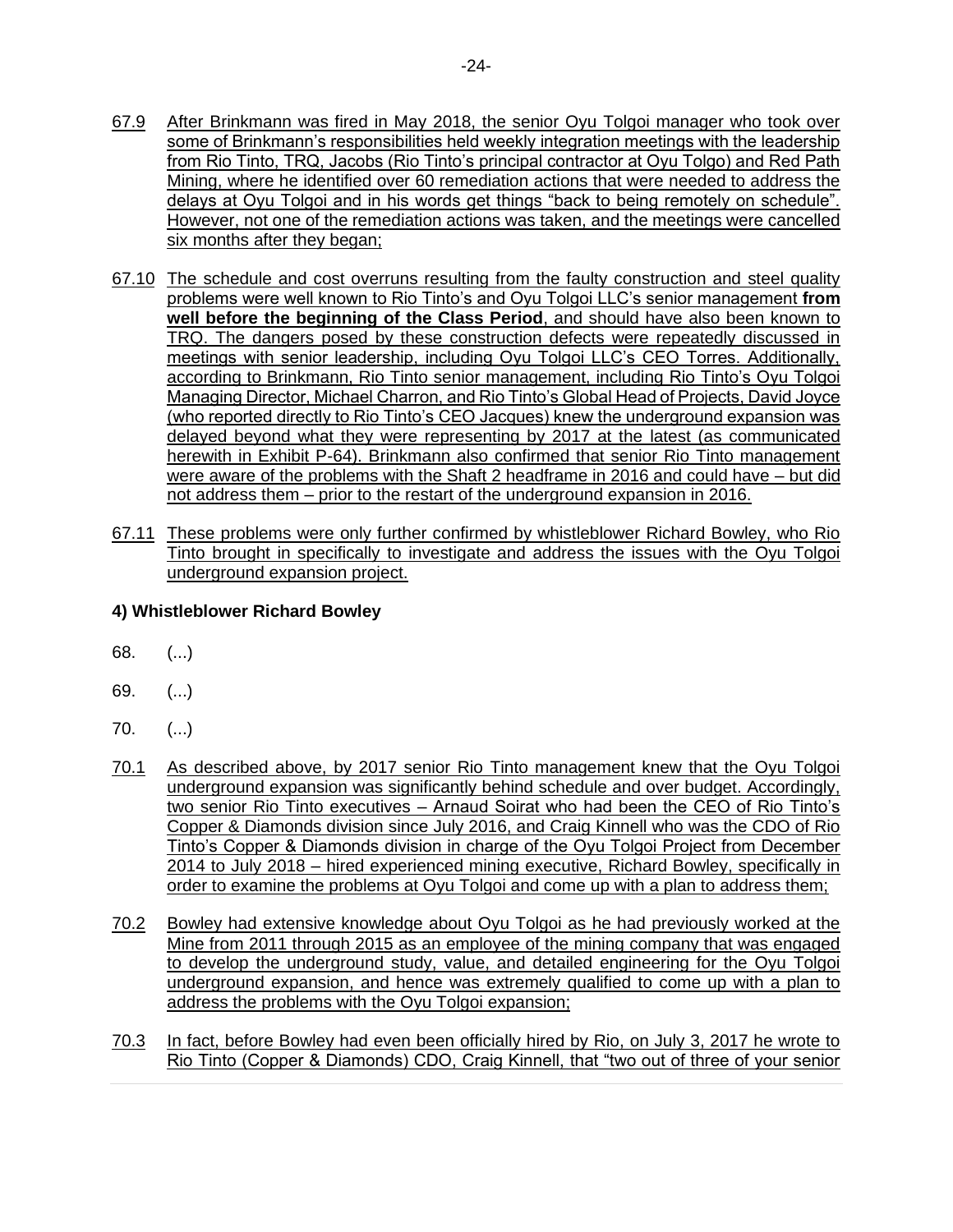67.9 After Brinkmann was fired in May 2018, the senior Oyu Tolgoi manager who took over some of Brinkmann's responsibilities held weekly integration meetings with the leadership from Rio Tinto, TRQ, Jacobs (Rio Tinto's principal contractor at Oyu Tolgo) and Red Path Mining, where he identified over 60 remediation actions that were needed to address the delays at Oyu Tolgoi and in his words get things "back to being remotely on schedule". However, not one of the remediation actions was taken, and the meetings were cancelled six months after they began;

67.10 The schedule and cost overruns resulting from the faulty construction and steel quality problems were well known to Rio Tinto's and Oyu Tolgoi LLC's senior management **from well before the beginning of the Class Period**, and should have also been known to TRQ. The dangers posed by these construction defects were repeatedly discussed in meetings with senior leadership, including Oyu Tolgoi LLC's CEO Torres. Additionally, according to Brinkmann, Rio Tinto senior management, including Rio Tinto's Oyu Tolgoi Managing Director, Michael Charron, and Rio Tinto's Global Head of Projects, David Joyce (who reported directly to Rio Tinto's CEO Jacques) knew the underground expansion was delayed beyond what they were representing by 2017 at the latest (as communicated herewith in Exhibit P-64). Brinkmann also confirmed that senior Rio Tinto management were aware of the problems with the Shaft 2 headframe in 2016 and could have – but did not address them – prior to the restart of the underground expansion in 2016.

67.11 These problems were only further confirmed by whistleblower Richard Bowley, who Rio Tinto brought in specifically to investigate and address the issues with the Oyu Tolgoi underground expansion project.

**4) Whistleblower Richard Bowley**

68. (...)

69. (...)

70. (...)

70.1 As described above, by 2017 senior Rio Tinto management knew that the Oyu Tolgoi underground expansion was significantly behind schedule and over budget. Accordingly, two senior Rio Tinto executives – Arnaud Soirat who had been the CEO of Rio Tinto's Copper & Diamonds division since July 2016, and Craig Kinnell who was the CDO of Rio Tinto's Copper & Diamonds division in charge of the Oyu Tolgoi Project from December 2014 to July 2018 – hired experienced mining executive, Richard Bowley, specifically in order to examine the problems at Oyu Tolgoi and come up with a plan to address them;

70.2 Bowley had extensive knowledge about Oyu Tolgoi as he had previously worked at the Mine from 2011 through 2015 as an employee of the mining company that was engaged to develop the underground study, value, and detailed engineering for the Oyu Tolgoi underground expansion, and hence was extremely qualified to come up with a plan to address the problems with the Oyu Tolgoi expansion;

70.3 In fact, before Bowley had even been officially hired by Rio, on July 3, 2017 he wrote to Rio Tinto (Copper & Diamonds) CDO, Craig Kinnell, that "two out of three of your senior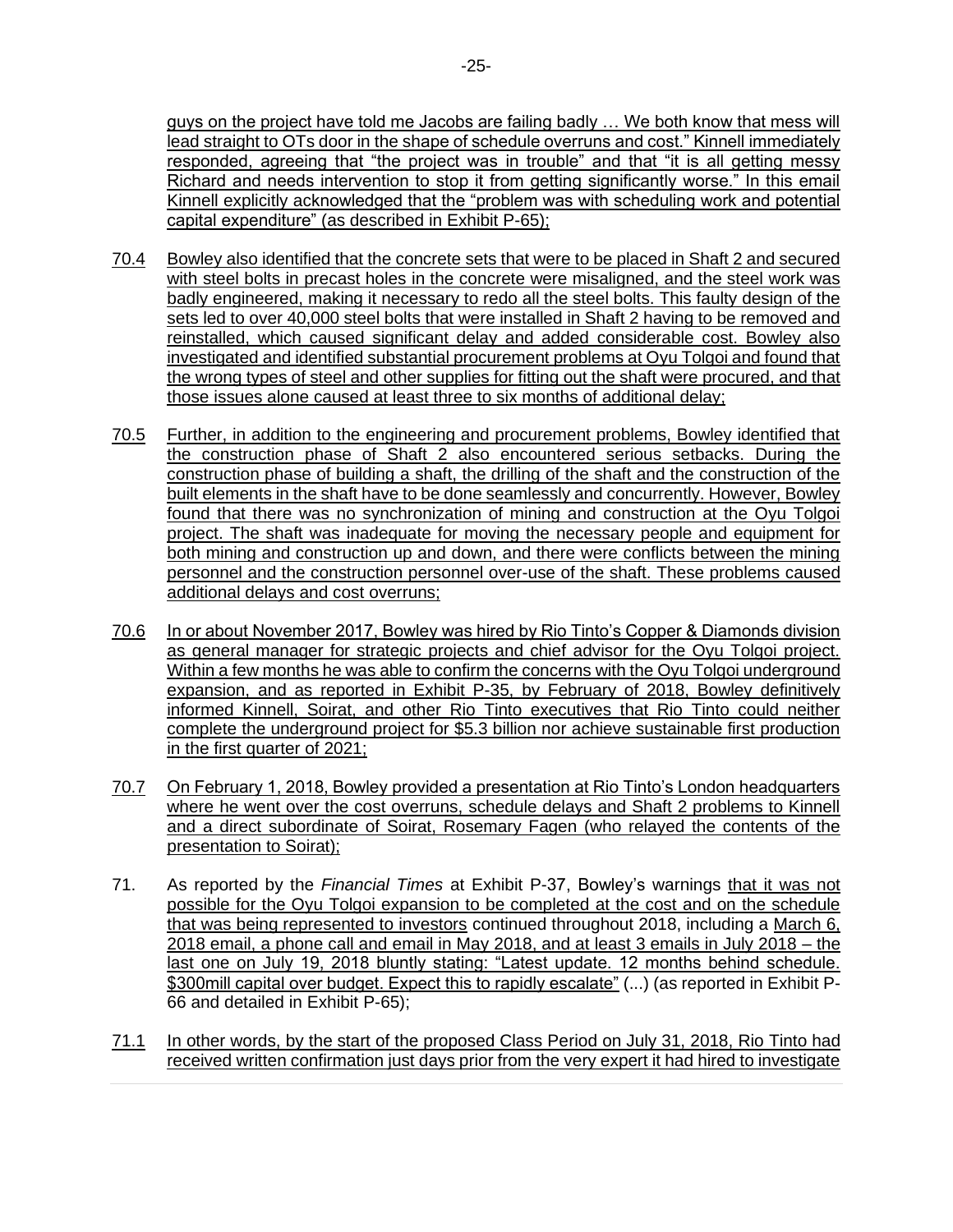guys on the project have told me Jacobs are failing badly … We both know that mess will lead straight to OTs door in the shape of schedule overruns and cost." Kinnell immediately responded, agreeing that "the project was in trouble" and that "it is all getting messy Richard and needs intervention to stop it from getting significantly worse." In this email Kinnell explicitly acknowledged that the "problem was with scheduling work and potential capital expenditure" (as described in Exhibit P-65);

70.4 Bowley also identified that the concrete sets that were to be placed in Shaft 2 and secured with steel bolts in precast holes in the concrete were misaligned, and the steel work was badly engineered, making it necessary to redo all the steel bolts. This faulty design of the sets led to over 40,000 steel bolts that were installed in Shaft 2 having to be removed and reinstalled, which caused significant delay and added considerable cost. Bowley also investigated and identified substantial procurement problems at Oyu Tolgoi and found that the wrong types of steel and other supplies for fitting out the shaft were procured, and that those issues alone caused at least three to six months of additional delay;

70.5 Further, in addition to the engineering and procurement problems, Bowley identified that the construction phase of Shaft 2 also encountered serious setbacks. During the construction phase of building a shaft, the drilling of the shaft and the construction of the built elements in the shaft have to be done seamlessly and concurrently. However, Bowley found that there was no synchronization of mining and construction at the Oyu Tolgoi project. The shaft was inadequate for moving the necessary people and equipment for both mining and construction up and down, and there were conflicts between the mining personnel and the construction personnel over-use of the shaft. These problems caused additional delays and cost overruns;

70.6 In or about November 2017, Bowley was hired by Rio Tinto's Copper & Diamonds division as general manager for strategic projects and chief advisor for the Oyu Tolgoi project. Within a few months he was able to confirm the concerns with the Oyu Tolgoi underground expansion, and as reported in Exhibit P-35, by February of 2018, Bowley definitively informed Kinnell, Soirat, and other Rio Tinto executives that Rio Tinto could neither complete the underground project for $5.3 billion nor achieve sustainable first production in the first quarter of 2021;

70.7 On February 1, 2018, Bowley provided a presentation at Rio Tinto's London headquarters where he went over the cost overruns, schedule delays and Shaft 2 problems to Kinnell and a direct subordinate of Soirat, Rosemary Fagen (who relayed the contents of the presentation to Soirat);

71. As reported by the *Financial Times* at Exhibit P-37, Bowley's warnings that it was not possible for the Oyu Tolgoi expansion to be completed at the cost and on the schedule that was being represented to investors continued throughout 2018, including a March 6, 2018 email, a phone call and email in May 2018, and at least 3 emails in July 2018 – the last one on July 19, 2018 bluntly stating: "Latest update. 12 months behind schedule. $300mill capital over budget. Expect this to rapidly escalate" (...) (as reported in Exhibit P-66 and detailed in Exhibit P-65);

71.1 In other words, by the start of the proposed Class Period on July 31, 2018, Rio Tinto had received written confirmation just days prior from the very expert it had hired to investigate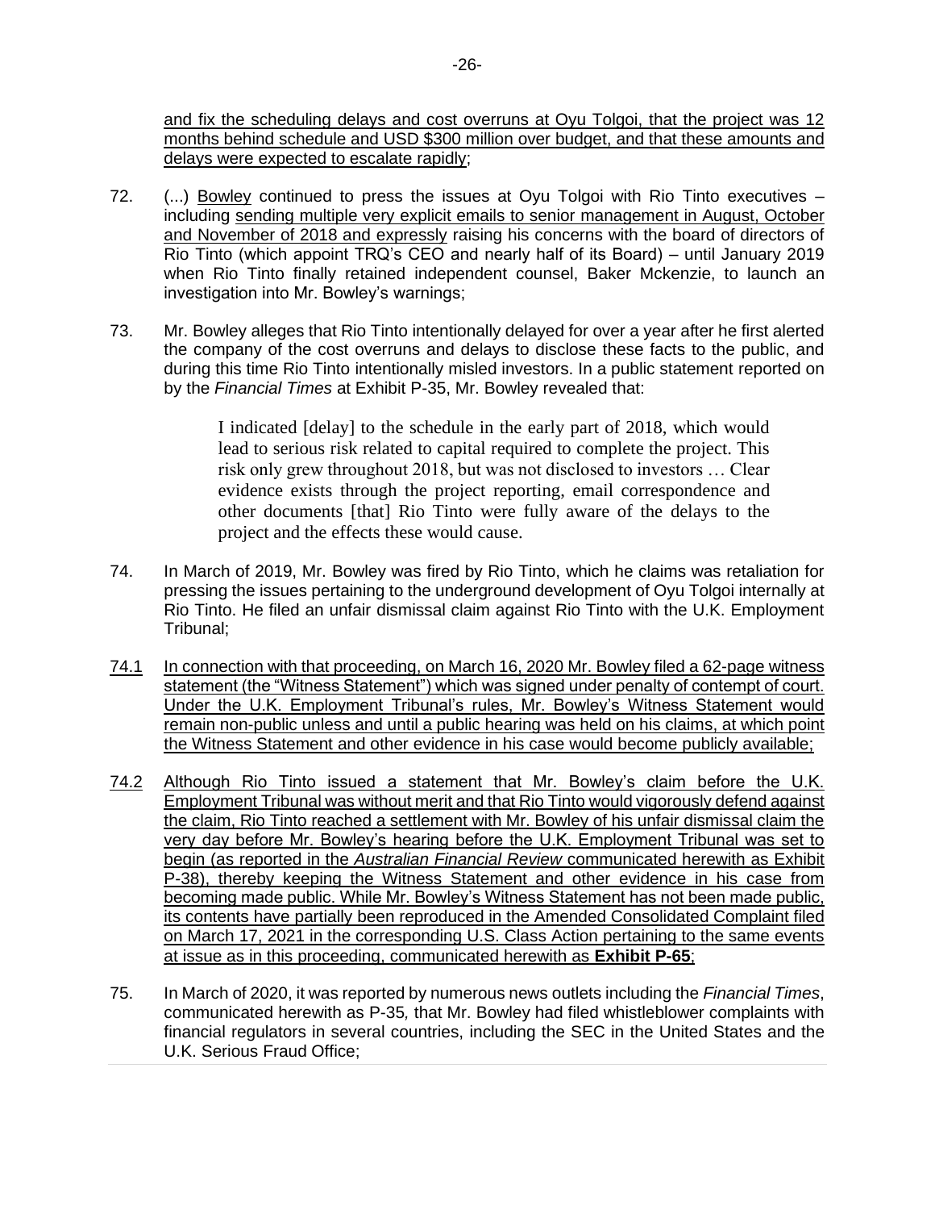and fix the scheduling delays and cost overruns at Oyu Tolgoi, that the project was 12 months behind schedule and USD $300 million over budget, and that these amounts and delays were expected to escalate rapidly;

72. (...) Bowley continued to press the issues at Oyu Tolgoi with Rio Tinto executives – including sending multiple very explicit emails to senior management in August, October and November of 2018 and expressly raising his concerns with the board of directors of Rio Tinto (which appoint TRQ's CEO and nearly half of its Board) – until January 2019 when Rio Tinto finally retained independent counsel, Baker Mckenzie, to launch an investigation into Mr. Bowley's warnings;

73. Mr. Bowley alleges that Rio Tinto intentionally delayed for over a year after he first alerted the company of the cost overruns and delays to disclose these facts to the public, and during this time Rio Tinto intentionally misled investors. In a public statement reported on by the *Financial Times* at Exhibit P-35, Mr. Bowley revealed that:

> I indicated [delay] to the schedule in the early part of 2018, which would lead to serious risk related to capital required to complete the project. This risk only grew throughout 2018, but was not disclosed to investors … Clear evidence exists through the project reporting, email correspondence and other documents [that] Rio Tinto were fully aware of the delays to the project and the effects these would cause.

74. In March of 2019, Mr. Bowley was fired by Rio Tinto, which he claims was retaliation for pressing the issues pertaining to the underground development of Oyu Tolgoi internally at Rio Tinto. He filed an unfair dismissal claim against Rio Tinto with the U.K. Employment Tribunal;

74.1 In connection with that proceeding, on March 16, 2020 Mr. Bowley filed a 62-page witness statement (the "Witness Statement") which was signed under penalty of contempt of court. Under the U.K. Employment Tribunal's rules, Mr. Bowley's Witness Statement would remain non-public unless and until a public hearing was held on his claims, at which point the Witness Statement and other evidence in his case would become publicly available;

74.2 Although Rio Tinto issued a statement that Mr. Bowley's claim before the U.K. Employment Tribunal was without merit and that Rio Tinto would vigorously defend against the claim, Rio Tinto reached a settlement with Mr. Bowley of his unfair dismissal claim the very day before Mr. Bowley's hearing before the U.K. Employment Tribunal was set to begin (as reported in the *Australian Financial Review* communicated herewith as Exhibit P-38), thereby keeping the Witness Statement and other evidence in his case from becoming made public. While Mr. Bowley's Witness Statement has not been made public, its contents have partially been reproduced in the Amended Consolidated Complaint filed on March 17, 2021 in the corresponding U.S. Class Action pertaining to the same events at issue as in this proceeding, communicated herewith as **Exhibit P-65**;

75. In March of 2020, it was reported by numerous news outlets including the *Financial Times*, communicated herewith as P-35*,* that Mr. Bowley had filed whistleblower complaints with financial regulators in several countries, including the SEC in the United States and the U.K. Serious Fraud Office;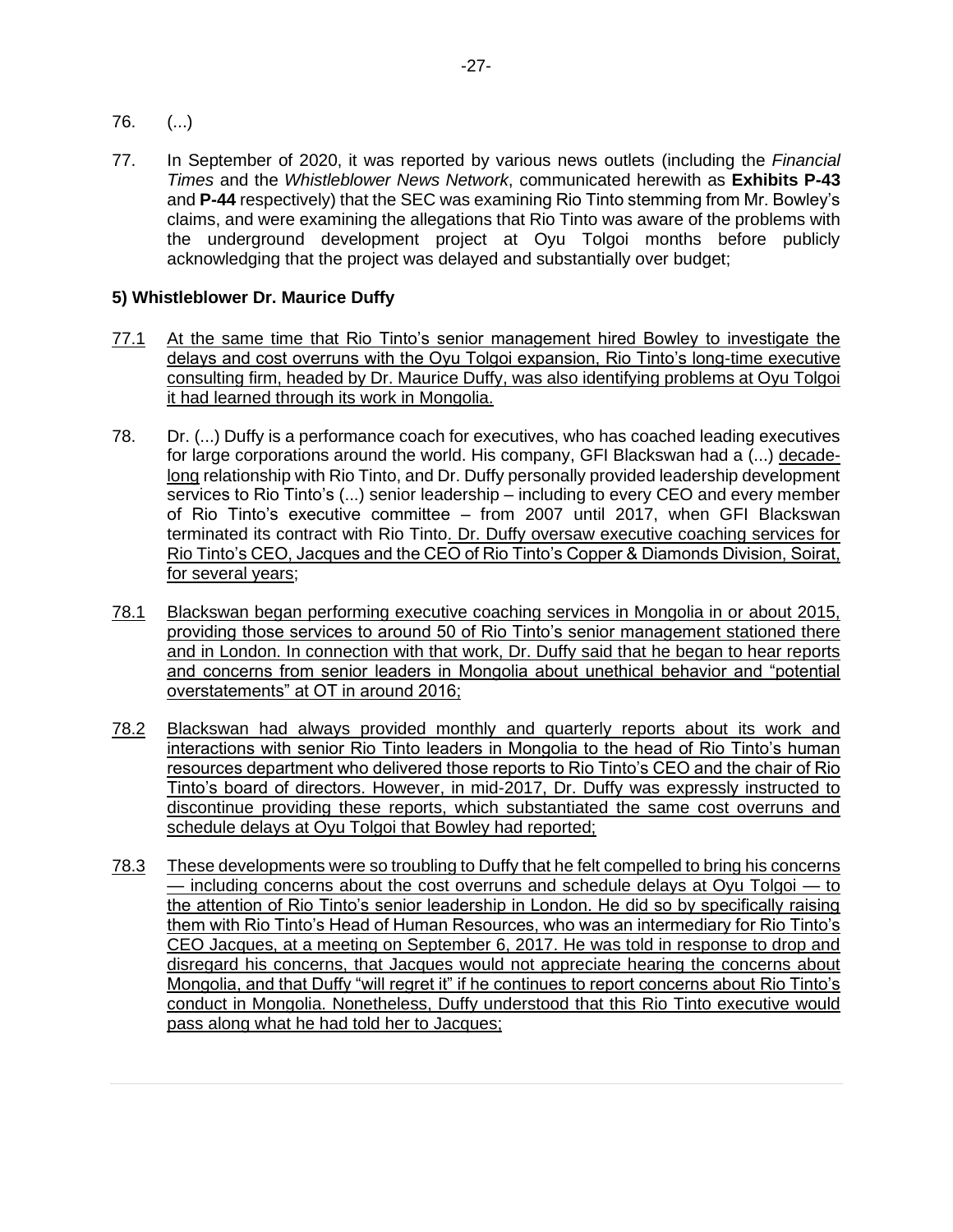76. (...)

77. In September of 2020, it was reported by various news outlets (including the *Financial Times* and the *Whistleblower News Network*, communicated herewith as **Exhibits P-43** and **P-44** respectively) that the SEC was examining Rio Tinto stemming from Mr. Bowley's claims, and were examining the allegations that Rio Tinto was aware of the problems with the underground development project at Oyu Tolgoi months before publicly acknowledging that the project was delayed and substantially over budget;

**5) Whistleblower Dr. Maurice Duffy**

77.1 At the same time that Rio Tinto's senior management hired Bowley to investigate the delays and cost overruns with the Oyu Tolgoi expansion, Rio Tinto's long-time executive consulting firm, headed by Dr. Maurice Duffy, was also identifying problems at Oyu Tolgoi it had learned through its work in Mongolia.

78. Dr. (...) Duffy is a performance coach for executives, who has coached leading executives for large corporations around the world. His company, GFI Blackswan had a (...) decade-long relationship with Rio Tinto, and Dr. Duffy personally provided leadership development services to Rio Tinto's (...) senior leadership – including to every CEO and every member of Rio Tinto's executive committee – from 2007 until 2017, when GFI Blackswan terminated its contract with Rio Tinto. Dr. Duffy oversaw executive coaching services for Rio Tinto's CEO, Jacques and the CEO of Rio Tinto's Copper & Diamonds Division, Soirat, for several years;

78.1 Blackswan began performing executive coaching services in Mongolia in or about 2015, providing those services to around 50 of Rio Tinto's senior management stationed there and in London. In connection with that work, Dr. Duffy said that he began to hear reports and concerns from senior leaders in Mongolia about unethical behavior and "potential overstatements" at OT in around 2016;

78.2 Blackswan had always provided monthly and quarterly reports about its work and interactions with senior Rio Tinto leaders in Mongolia to the head of Rio Tinto's human resources department who delivered those reports to Rio Tinto's CEO and the chair of Rio Tinto's board of directors. However, in mid-2017, Dr. Duffy was expressly instructed to discontinue providing these reports, which substantiated the same cost overruns and schedule delays at Oyu Tolgoi that Bowley had reported;

78.3 These developments were so troubling to Duffy that he felt compelled to bring his concerns — including concerns about the cost overruns and schedule delays at Oyu Tolgoi — to the attention of Rio Tinto's senior leadership in London. He did so by specifically raising them with Rio Tinto's Head of Human Resources, who was an intermediary for Rio Tinto's CEO Jacques, at a meeting on September 6, 2017. He was told in response to drop and disregard his concerns, that Jacques would not appreciate hearing the concerns about Mongolia, and that Duffy "will regret it" if he continues to report concerns about Rio Tinto's conduct in Mongolia. Nonetheless, Duffy understood that this Rio Tinto executive would pass along what he had told her to Jacques;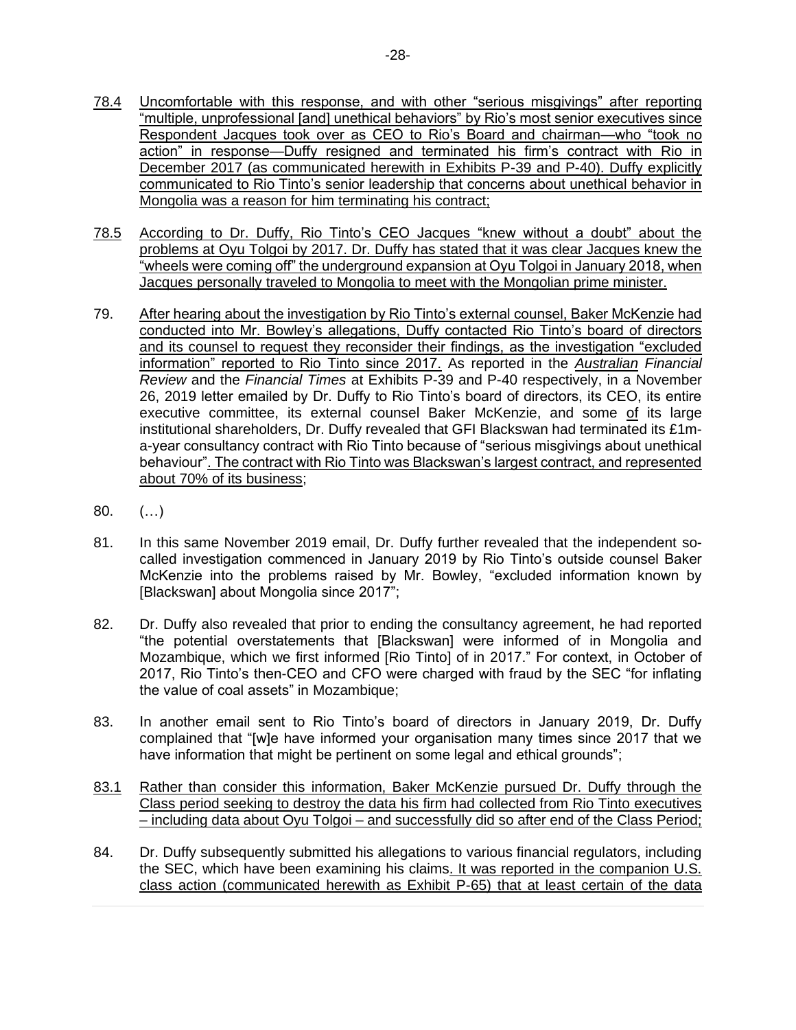78.4 Uncomfortable with this response, and with other "serious misgivings" after reporting "multiple, unprofessional [and] unethical behaviors" by Rio's most senior executives since Respondent Jacques took over as CEO to Rio's Board and chairman—who "took no action" in response—Duffy resigned and terminated his firm's contract with Rio in December 2017 (as communicated herewith in Exhibits P-39 and P-40). Duffy explicitly communicated to Rio Tinto's senior leadership that concerns about unethical behavior in Mongolia was a reason for him terminating his contract;

78.5 According to Dr. Duffy, Rio Tinto's CEO Jacques "knew without a doubt" about the problems at Oyu Tolgoi by 2017. Dr. Duffy has stated that it was clear Jacques knew the "wheels were coming off" the underground expansion at Oyu Tolgoi in January 2018, when Jacques personally traveled to Mongolia to meet with the Mongolian prime minister.

79. After hearing about the investigation by Rio Tinto's external counsel, Baker McKenzie had conducted into Mr. Bowley's allegations, Duffy contacted Rio Tinto's board of directors and its counsel to request they reconsider their findings, as the investigation "excluded information" reported to Rio Tinto since 2017. As reported in the *Australian Financial Review* and the *Financial Times* at Exhibits P-39 and P-40 respectively, in a November 26, 2019 letter emailed by Dr. Duffy to Rio Tinto's board of directors, its CEO, its entire executive committee, its external counsel Baker McKenzie, and some of its large institutional shareholders, Dr. Duffy revealed that GFI Blackswan had terminated its £1m-a-year consultancy contract with Rio Tinto because of "serious misgivings about unethical behaviour". The contract with Rio Tinto was Blackswan's largest contract, and represented about 70% of its business;

80. (…)

81. In this same November 2019 email, Dr. Duffy further revealed that the independent so-called investigation commenced in January 2019 by Rio Tinto's outside counsel Baker McKenzie into the problems raised by Mr. Bowley, "excluded information known by [Blackswan] about Mongolia since 2017";

82. Dr. Duffy also revealed that prior to ending the consultancy agreement, he had reported "the potential overstatements that [Blackswan] were informed of in Mongolia and Mozambique, which we first informed [Rio Tinto] of in 2017." For context, in October of 2017, Rio Tinto's then-CEO and CFO were charged with fraud by the SEC "for inflating the value of coal assets" in Mozambique;

83. In another email sent to Rio Tinto's board of directors in January 2019, Dr. Duffy complained that "[w]e have informed your organisation many times since 2017 that we have information that might be pertinent on some legal and ethical grounds";

83.1 Rather than consider this information, Baker McKenzie pursued Dr. Duffy through the Class period seeking to destroy the data his firm had collected from Rio Tinto executives – including data about Oyu Tolgoi – and successfully did so after end of the Class Period;

84. Dr. Duffy subsequently submitted his allegations to various financial regulators, including the SEC, which have been examining his claims. It was reported in the companion U.S. class action (communicated herewith as Exhibit P-65) that at least certain of the data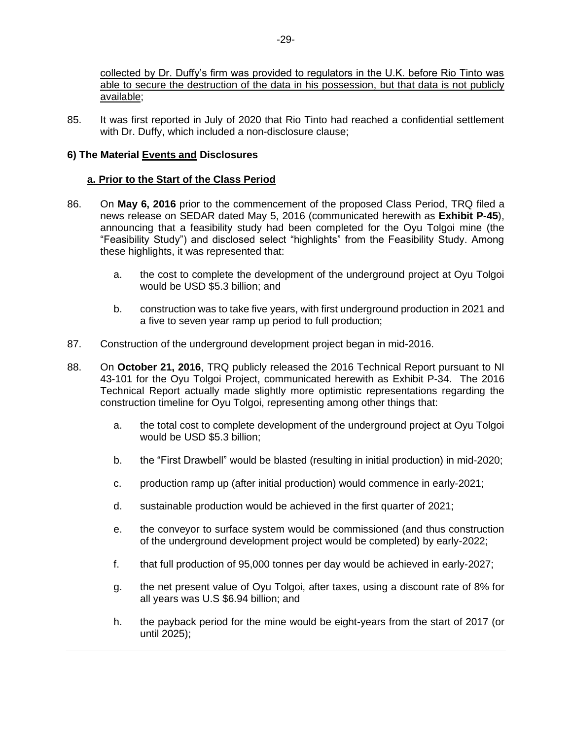collected by Dr. Duffy's firm was provided to regulators in the U.K. before Rio Tinto was able to secure the destruction of the data in his possession, but that data is not publicly available;

85. It was first reported in July of 2020 that Rio Tinto had reached a confidential settlement with Dr. Duffy, which included a non-disclosure clause;

### 6) The Material Events and Disclosures

#### a. Prior to the Start of the Class Period

86. On **May 6, 2016** prior to the commencement of the proposed Class Period, TRQ filed a news release on SEDAR dated May 5, 2016 (communicated herewith as **Exhibit P-45**), announcing that a feasibility study had been completed for the Oyu Tolgoi mine (the "Feasibility Study") and disclosed select "highlights" from the Feasibility Study. Among these highlights, it was represented that:

    a. the cost to complete the development of the underground project at Oyu Tolgoi would be USD $5.3 billion; and

    b. construction was to take five years, with first underground production in 2021 and a five to seven year ramp up period to full production;

87. Construction of the underground development project began in mid-2016.

88. On **October 21, 2016**, TRQ publicly released the 2016 Technical Report pursuant to NI 43-101 for the Oyu Tolgoi Project, communicated herewith as Exhibit P-34. The 2016 Technical Report actually made slightly more optimistic representations regarding the construction timeline for Oyu Tolgoi, representing among other things that:

    a. the total cost to complete development of the underground project at Oyu Tolgoi would be USD $5.3 billion;

    b. the "First Drawbell" would be blasted (resulting in initial production) in mid-2020;

    c. production ramp up (after initial production) would commence in early-2021;

    d. sustainable production would be achieved in the first quarter of 2021;

    e. the conveyor to surface system would be commissioned (and thus construction of the underground development project would be completed) by early-2022;

    f. that full production of 95,000 tonnes per day would be achieved in early-2027;

    g. the net present value of Oyu Tolgoi, after taxes, using a discount rate of 8% for all years was U.S $6.94 billion; and

    h. the payback period for the mine would be eight-years from the start of 2017 (or until 2025);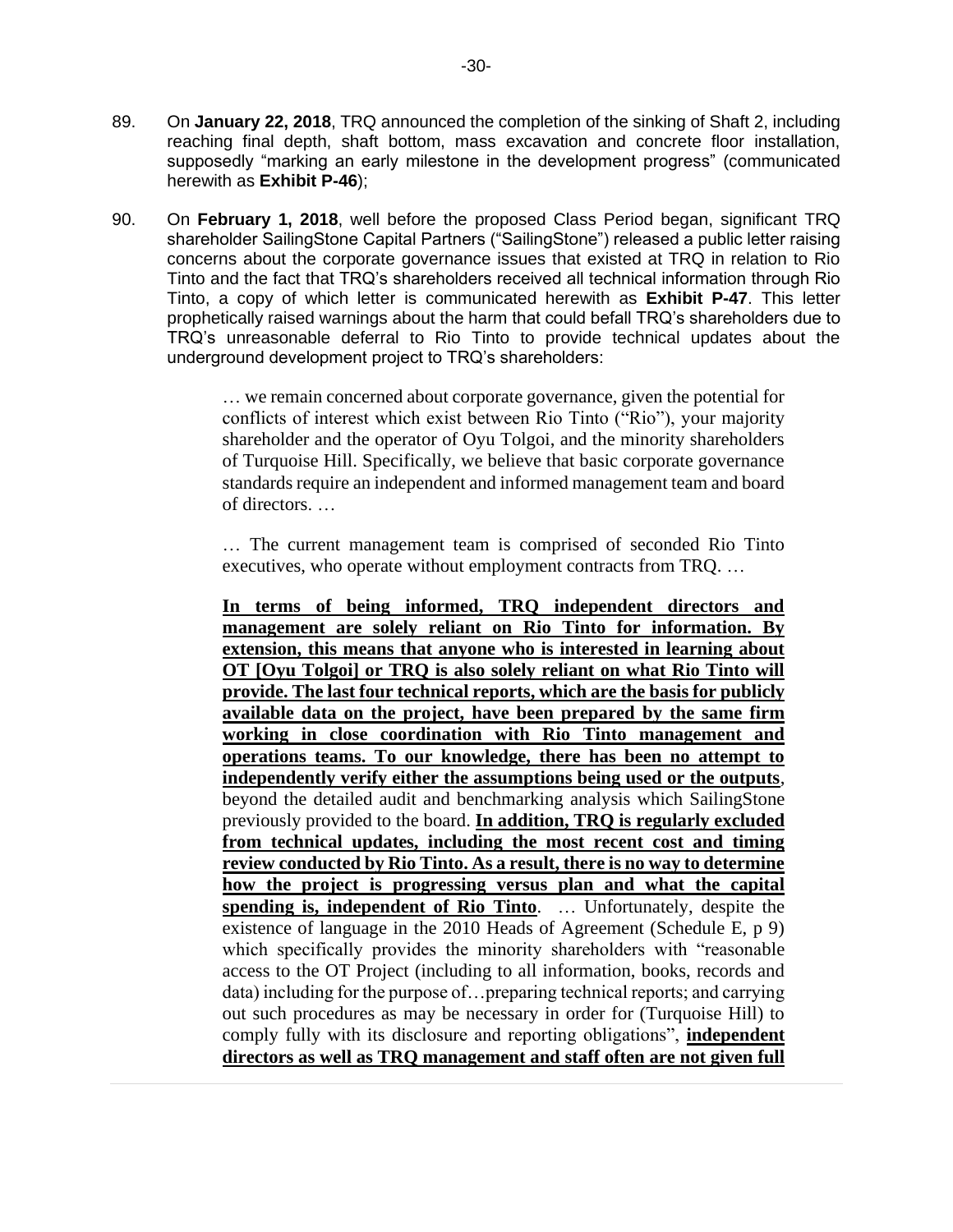89. On **January 22, 2018**, TRQ announced the completion of the sinking of Shaft 2, including reaching final depth, shaft bottom, mass excavation and concrete floor installation, supposedly "marking an early milestone in the development progress" (communicated herewith as **Exhibit P-46**);

90. On **February 1, 2018**, well before the proposed Class Period began, significant TRQ shareholder SailingStone Capital Partners ("SailingStone") released a public letter raising concerns about the corporate governance issues that existed at TRQ in relation to Rio Tinto and the fact that TRQ's shareholders received all technical information through Rio Tinto, a copy of which letter is communicated herewith as **Exhibit P-47**. This letter prophetically raised warnings about the harm that could befall TRQ's shareholders due to TRQ's unreasonable deferral to Rio Tinto to provide technical updates about the underground development project to TRQ's shareholders:

> … we remain concerned about corporate governance, given the potential for conflicts of interest which exist between Rio Tinto ("Rio"), your majority shareholder and the operator of Oyu Tolgoi, and the minority shareholders of Turquoise Hill. Specifically, we believe that basic corporate governance standards require an independent and informed management team and board of directors. …
>
> … The current management team is comprised of seconded Rio Tinto executives, who operate without employment contracts from TRQ. …
>
> **<u>In terms of being informed, TRQ independent directors and management are solely reliant on Rio Tinto for information. By extension, this means that anyone who is interested in learning about OT [Oyu Tolgoi] or TRQ is also solely reliant on what Rio Tinto will provide. The last four technical reports, which are the basis for publicly available data on the project, have been prepared by the same firm working in close coordination with Rio Tinto management and operations teams. To our knowledge, there has been no attempt to independently verify either the assumptions being used or the outputs</u>**, beyond the detailed audit and benchmarking analysis which SailingStone previously provided to the board. **<u>In addition, TRQ is regularly excluded from technical updates, including the most recent cost and timing review conducted by Rio Tinto. As a result, there is no way to determine how the project is progressing versus plan and what the capital spending is, independent of Rio Tinto</u>**. … Unfortunately, despite the existence of language in the 2010 Heads of Agreement (Schedule E, p 9) which specifically provides the minority shareholders with "reasonable access to the OT Project (including to all information, books, records and data) including for the purpose of…preparing technical reports; and carrying out such procedures as may be necessary in order for (Turquoise Hill) to comply fully with its disclosure and reporting obligations", **<u>independent directors as well as TRQ management and staff often are not given full</u>**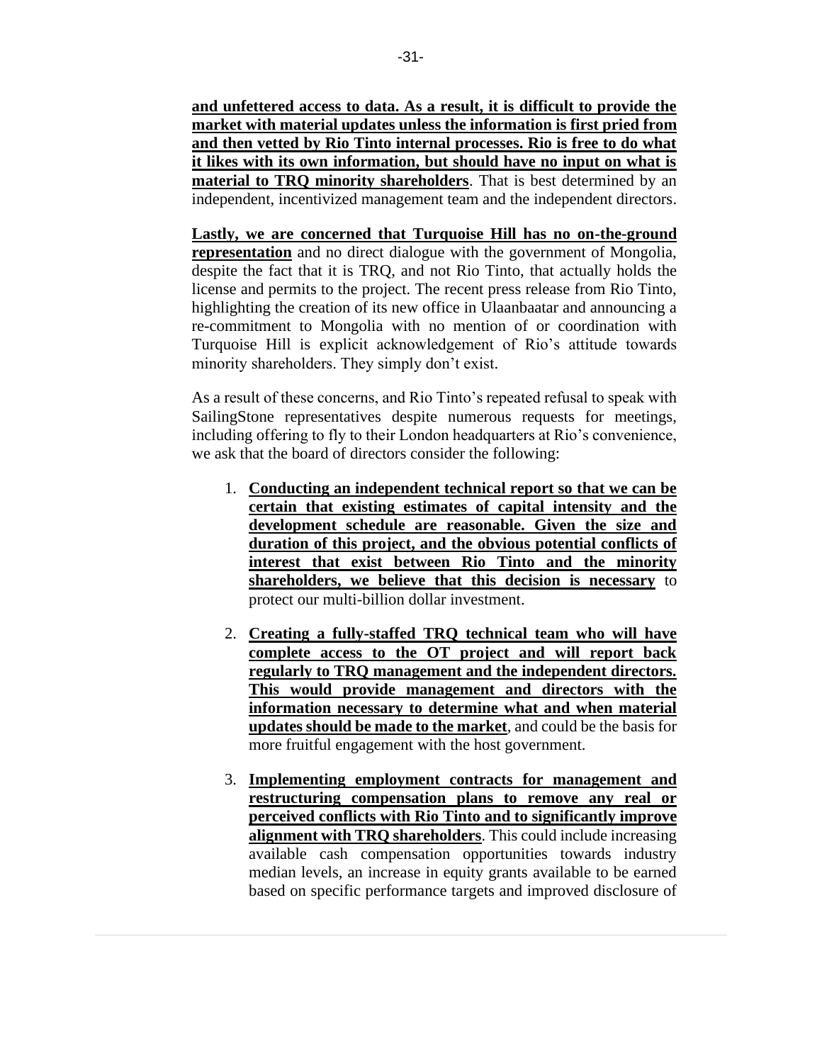**and unfettered access to data. As a result, it is difficult to provide the market with material updates unless the information is first pried from and then vetted by Rio Tinto internal processes. Rio is free to do what it likes with its own information, but should have no input on what is material to TRQ minority shareholders**. That is best determined by an independent, incentivized management team and the independent directors.

**Lastly, we are concerned that Turquoise Hill has no on-the-ground representation** and no direct dialogue with the government of Mongolia, despite the fact that it is TRQ, and not Rio Tinto, that actually holds the license and permits to the project. The recent press release from Rio Tinto, highlighting the creation of its new office in Ulaanbaatar and announcing a re-commitment to Mongolia with no mention of or coordination with Turquoise Hill is explicit acknowledgement of Rio's attitude towards minority shareholders. They simply don't exist.

As a result of these concerns, and Rio Tinto's repeated refusal to speak with SailingStone representatives despite numerous requests for meetings, including offering to fly to their London headquarters at Rio's convenience, we ask that the board of directors consider the following:

1. **Conducting an independent technical report so that we can be certain that existing estimates of capital intensity and the development schedule are reasonable. Given the size and duration of this project, and the obvious potential conflicts of interest that exist between Rio Tinto and the minority shareholders, we believe that this decision is necessary** to protect our multi-billion dollar investment.

2. **Creating a fully-staffed TRQ technical team who will have complete access to the OT project and will report back regularly to TRQ management and the independent directors. This would provide management and directors with the information necessary to determine what and when material updates should be made to the market**, and could be the basis for more fruitful engagement with the host government.

3. **Implementing employment contracts for management and restructuring compensation plans to remove any real or perceived conflicts with Rio Tinto and to significantly improve alignment with TRQ shareholders**. This could include increasing available cash compensation opportunities towards industry median levels, an increase in equity grants available to be earned based on specific performance targets and improved disclosure of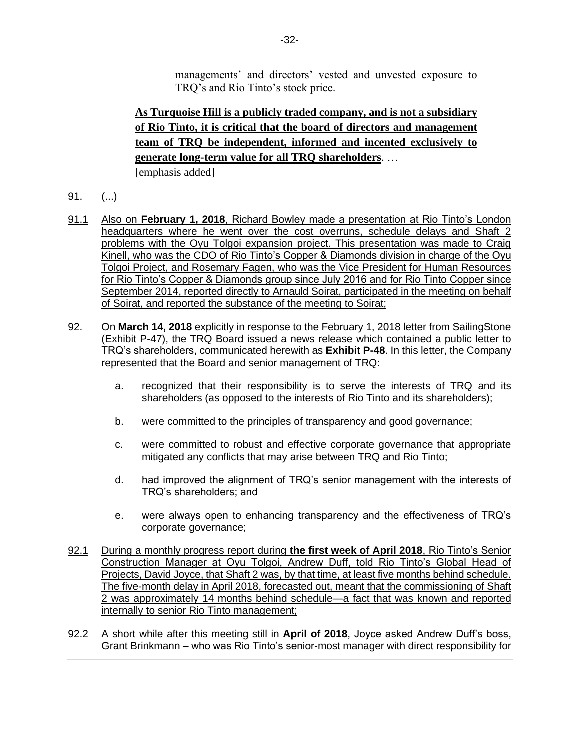managements' and directors' vested and unvested exposure to TRQ's and Rio Tinto's stock price.

<u>**As Turquoise Hill is a publicly traded company, and is not a subsidiary of Rio Tinto, it is critical that the board of directors and management team of TRQ be independent, informed and incented exclusively to generate long-term value for all TRQ shareholders**</u>. …
[emphasis added]

91. (...)

<u>91.1</u> <u>Also on **February 1, 2018**, Richard Bowley made a presentation at Rio Tinto's London headquarters where he went over the cost overruns, schedule delays and Shaft 2 problems with the Oyu Tolgoi expansion project. This presentation was made to Craig Kinell, who was the CDO of Rio Tinto's Copper & Diamonds division in charge of the Oyu Tolgoi Project, and Rosemary Fagen, who was the Vice President for Human Resources for Rio Tinto's Copper & Diamonds group since July 2016 and for Rio Tinto Copper since September 2014, reported directly to Arnauld Soirat, participated in the meeting on behalf of Soirat, and reported the substance of the meeting to Soirat;</u>

92. On **March 14, 2018** explicitly in response to the February 1, 2018 letter from SailingStone (Exhibit P-47), the TRQ Board issued a news release which contained a public letter to TRQ's shareholders, communicated herewith as **Exhibit P-48**. In this letter, the Company represented that the Board and senior management of TRQ:

   a. recognized that their responsibility is to serve the interests of TRQ and its shareholders (as opposed to the interests of Rio Tinto and its shareholders);

   b. were committed to the principles of transparency and good governance;

   c. were committed to robust and effective corporate governance that appropriate mitigated any conflicts that may arise between TRQ and Rio Tinto;

   d. had improved the alignment of TRQ's senior management with the interests of TRQ's shareholders; and

   e. were always open to enhancing transparency and the effectiveness of TRQ's corporate governance;

<u>92.1</u> <u>During a monthly progress report during **the first week of April 2018**, Rio Tinto's Senior Construction Manager at Oyu Tolgoi, Andrew Duff, told Rio Tinto's Global Head of Projects, David Joyce, that Shaft 2 was, by that time, at least five months behind schedule. The five-month delay in April 2018, forecasted out, meant that the commissioning of Shaft 2 was approximately 14 months behind schedule—a fact that was known and reported internally to senior Rio Tinto management;</u>

<u>92.2</u> <u>A short while after this meeting still in **April of 2018**, Joyce asked Andrew Duff's boss, Grant Brinkmann – who was Rio Tinto's senior-most manager with direct responsibility for</u>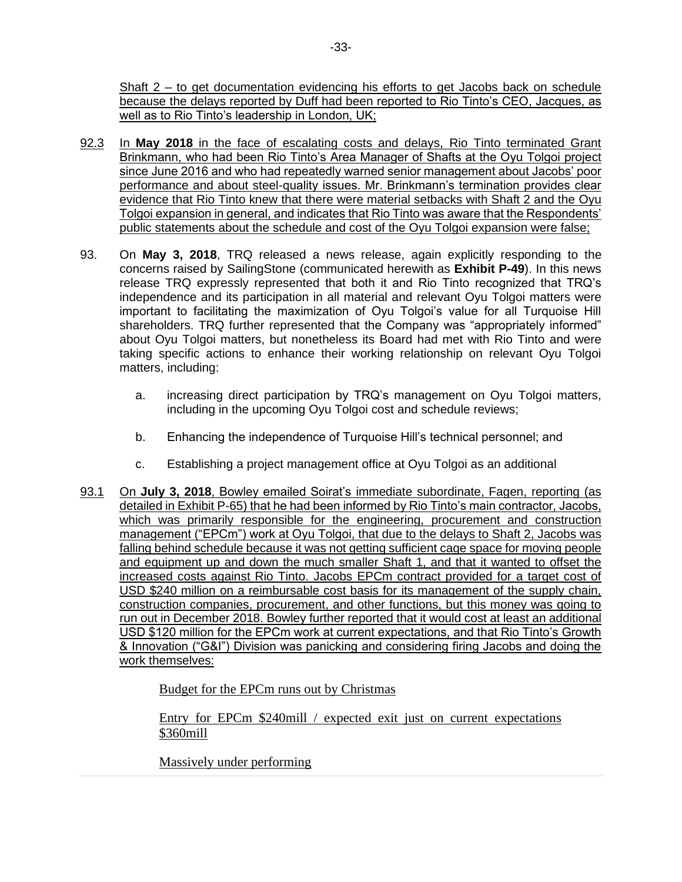Shaft 2 – to get documentation evidencing his efforts to get Jacobs back on schedule because the delays reported by Duff had been reported to Rio Tinto's CEO, Jacques, as well as to Rio Tinto's leadership in London, UK;

92.3 In **May 2018** in the face of escalating costs and delays, Rio Tinto terminated Grant Brinkmann, who had been Rio Tinto's Area Manager of Shafts at the Oyu Tolgoi project since June 2016 and who had repeatedly warned senior management about Jacobs' poor performance and about steel-quality issues. Mr. Brinkmann's termination provides clear evidence that Rio Tinto knew that there were material setbacks with Shaft 2 and the Oyu Tolgoi expansion in general, and indicates that Rio Tinto was aware that the Respondents' public statements about the schedule and cost of the Oyu Tolgoi expansion were false;

93. On **May 3, 2018**, TRQ released a news release, again explicitly responding to the concerns raised by SailingStone (communicated herewith as **Exhibit P-49**). In this news release TRQ expressly represented that both it and Rio Tinto recognized that TRQ's independence and its participation in all material and relevant Oyu Tolgoi matters were important to facilitating the maximization of Oyu Tolgoi's value for all Turquoise Hill shareholders. TRQ further represented that the Company was "appropriately informed" about Oyu Tolgoi matters, but nonetheless its Board had met with Rio Tinto and were taking specific actions to enhance their working relationship on relevant Oyu Tolgoi matters, including:

   a. increasing direct participation by TRQ's management on Oyu Tolgoi matters, including in the upcoming Oyu Tolgoi cost and schedule reviews;

   b. Enhancing the independence of Turquoise Hill's technical personnel; and

   c. Establishing a project management office at Oyu Tolgoi as an additional

93.1 On **July 3, 2018**, Bowley emailed Soirat's immediate subordinate, Fagen, reporting (as detailed in Exhibit P-65) that he had been informed by Rio Tinto's main contractor, Jacobs, which was primarily responsible for the engineering, procurement and construction management ("EPCm") work at Oyu Tolgoi, that due to the delays to Shaft 2, Jacobs was falling behind schedule because it was not getting sufficient cage space for moving people and equipment up and down the much smaller Shaft 1, and that it wanted to offset the increased costs against Rio Tinto. Jacobs EPCm contract provided for a target cost of USD $240 million on a reimbursable cost basis for its management of the supply chain, construction companies, procurement, and other functions, but this money was going to run out in December 2018. Bowley further reported that it would cost at least an additional USD $120 million for the EPCm work at current expectations, and that Rio Tinto's Growth & Innovation ("G&I") Division was panicking and considering firing Jacobs and doing the work themselves:

> Budget for the EPCm runs out by Christmas
>
> Entry for EPCm $240mill / expected exit just on current expectations $360mill
>
> Massively under performing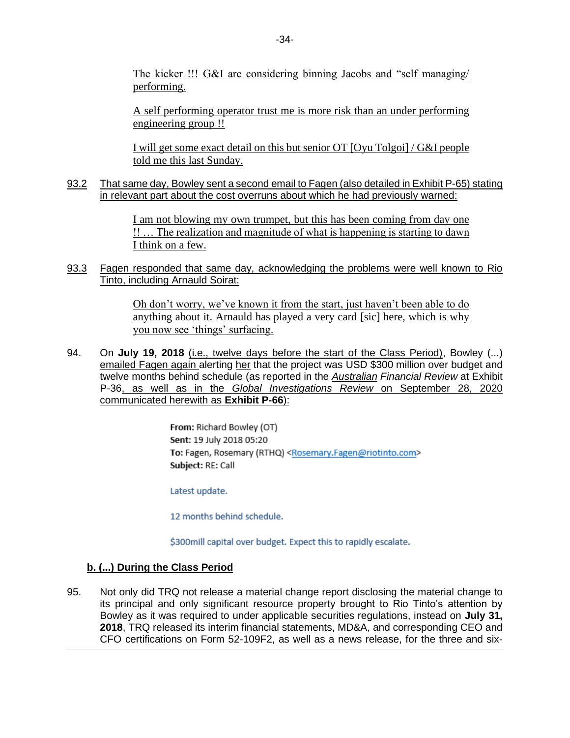The kicker !!! G&I are considering binning Jacobs and "self managing/ performing.

A self performing operator trust me is more risk than an under performing engineering group !!

I will get some exact detail on this but senior OT [Oyu Tolgoi] / G&I people told me this last Sunday.

93.2 That same day, Bowley sent a second email to Fagen (also detailed in Exhibit P-65) stating in relevant part about the cost overruns about which he had previously warned:

I am not blowing my own trumpet, but this has been coming from day one !! … The realization and magnitude of what is happening is starting to dawn I think on a few.

93.3 Fagen responded that same day, acknowledging the problems were well known to Rio Tinto, including Arnauld Soirat:

Oh don't worry, we've known it from the start, just haven't been able to do anything about it. Arnauld has played a very card [sic] here, which is why you now see 'things' surfacing.

94. On **July 19, 2018** (i.e., twelve days before the start of the Class Period), Bowley (...) emailed Fagen again alerting her that the project was USD $300 million over budget and twelve months behind schedule (as reported in the *Australian Financial Review* at Exhibit P-36, as well as in the *Global Investigations Review* on September 28, 2020 communicated herewith as **Exhibit P-66**):

**From:** Richard Bowley (OT)
**Sent:** 19 July 2018 05:20
**To:** Fagen, Rosemary (RTHQ) <Rosemary.Fagen@riotinto.com>
**Subject:** RE: Call

Latest update.

12 months behind schedule.

$300mill capital over budget. Expect this to rapidly escalate.

**b. (...) During the Class Period**

95. Not only did TRQ not release a material change report disclosing the material change to its principal and only significant resource property brought to Rio Tinto's attention by Bowley as it was required to under applicable securities regulations, instead on **July 31, 2018**, TRQ released its interim financial statements, MD&A, and corresponding CEO and CFO certifications on Form 52-109F2, as well as a news release, for the three and six-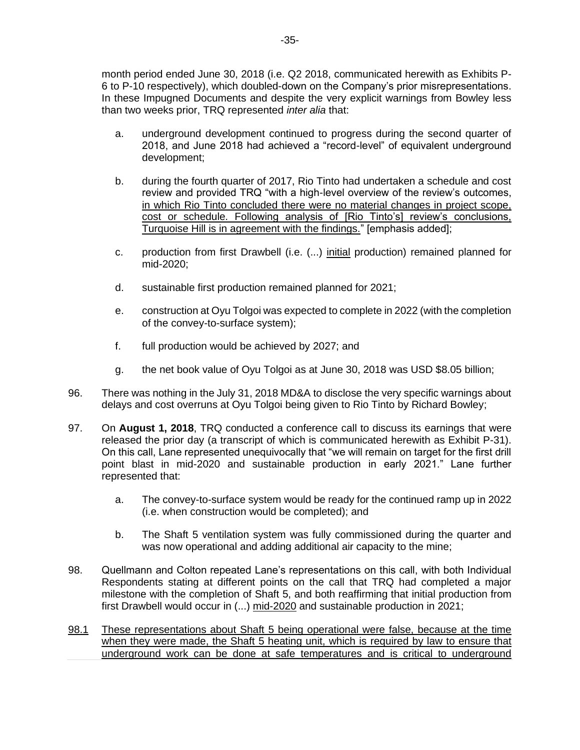month period ended June 30, 2018 (i.e. Q2 2018, communicated herewith as Exhibits P-6 to P-10 respectively), which doubled-down on the Company's prior misrepresentations. In these Impugned Documents and despite the very explicit warnings from Bowley less than two weeks prior, TRQ represented *inter alia* that:

a. underground development continued to progress during the second quarter of 2018, and June 2018 had achieved a "record-level" of equivalent underground development;

b. during the fourth quarter of 2017, Rio Tinto had undertaken a schedule and cost review and provided TRQ "with a high-level overview of the review's outcomes, <u>in which Rio Tinto concluded there were no material changes in project scope, cost or schedule. Following analysis of [Rio Tinto's] review's conclusions, Turquoise Hill is in agreement with the findings.</u>" [emphasis added];

c. production from first Drawbell (i.e. (...) <u>initial</u> production) remained planned for mid-2020;

d. sustainable first production remained planned for 2021;

e. construction at Oyu Tolgoi was expected to complete in 2022 (with the completion of the convey-to-surface system);

f. full production would be achieved by 2027; and

g. the net book value of Oyu Tolgoi as at June 30, 2018 was USD $8.05 billion;

96. There was nothing in the July 31, 2018 MD&A to disclose the very specific warnings about delays and cost overruns at Oyu Tolgoi being given to Rio Tinto by Richard Bowley;

97. On **August 1, 2018**, TRQ conducted a conference call to discuss its earnings that were released the prior day (a transcript of which is communicated herewith as Exhibit P-31). On this call, Lane represented unequivocally that "we will remain on target for the first drill point blast in mid-2020 and sustainable production in early 2021." Lane further represented that:

a. The convey-to-surface system would be ready for the continued ramp up in 2022 (i.e. when construction would be completed); and

b. The Shaft 5 ventilation system was fully commissioned during the quarter and was now operational and adding additional air capacity to the mine;

98. Quellmann and Colton repeated Lane's representations on this call, with both Individual Respondents stating at different points on the call that TRQ had completed a major milestone with the completion of Shaft 5, and both reaffirming that initial production from first Drawbell would occur in (...) <u>mid-2020</u> and sustainable production in 2021;

<u>98.1</u> <u>These representations about Shaft 5 being operational were false, because at the time when they were made, the Shaft 5 heating unit, which is required by law to ensure that underground work can be done at safe temperatures and is critical to underground</u>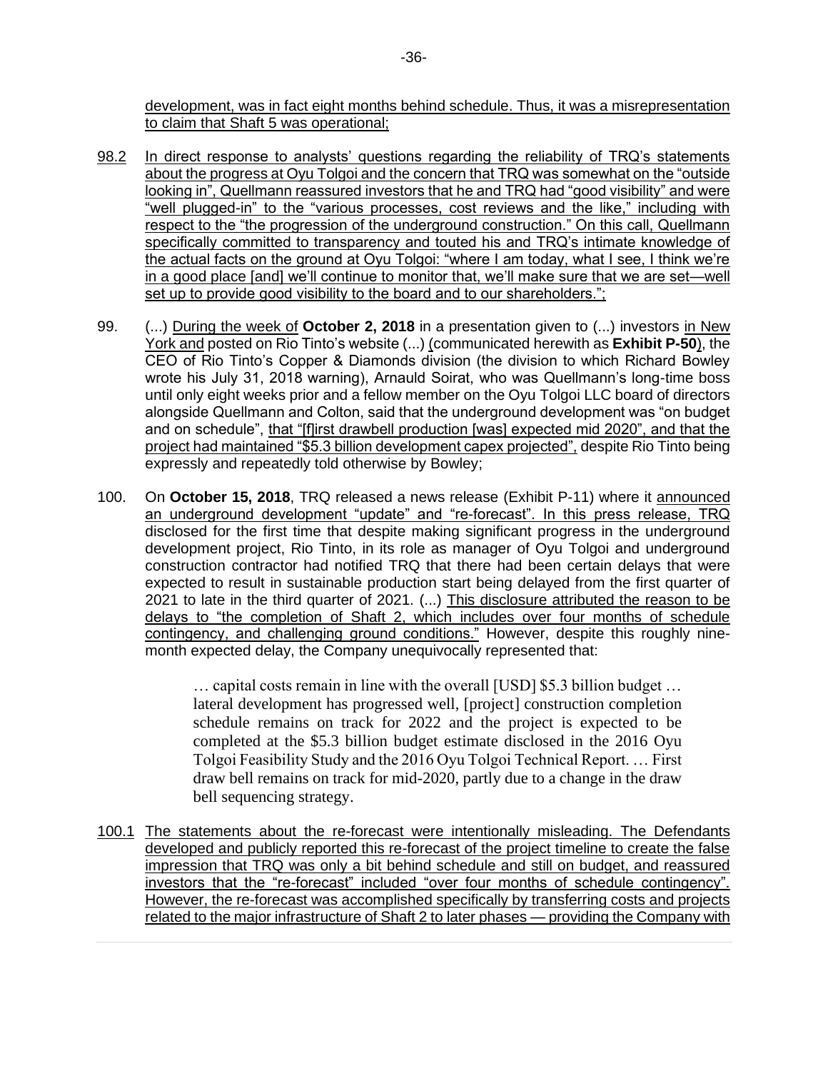development, was in fact eight months behind schedule. Thus, it was a misrepresentation to claim that Shaft 5 was operational;

98.2 In direct response to analysts' questions regarding the reliability of TRQ's statements about the progress at Oyu Tolgoi and the concern that TRQ was somewhat on the "outside looking in", Quellmann reassured investors that he and TRQ had "good visibility" and were "well plugged-in" to the "various processes, cost reviews and the like," including with respect to the "progression of the underground construction." On this call, Quellmann specifically committed to transparency and touted his and TRQ's intimate knowledge of the actual facts on the ground at Oyu Tolgoi: "where I am today, what I see, I think we're in a good place [and] we'll continue to monitor that, we'll make sure that we are set—well set up to provide good visibility to the board and to our shareholders.";

99. (...) During the week of **October 2, 2018** in a presentation given to (...) investors in New York and posted on Rio Tinto's website (...) (communicated herewith as **Exhibit P-50**), the CEO of Rio Tinto's Copper & Diamonds division (the division to which Richard Bowley wrote his July 31, 2018 warning), Arnauld Soirat, who was Quellmann's long-time boss until only eight weeks prior and a fellow member on the Oyu Tolgoi LLC board of directors alongside Quellmann and Colton, said that the underground development was "on budget and on schedule", that "[f]irst drawbell production [was] expected mid 2020", and that the project had maintained "$5.3 billion development capex projected", despite Rio Tinto being expressly and repeatedly told otherwise by Bowley;

100. On **October 15, 2018**, TRQ released a news release (Exhibit P-11) where it announced an underground development "update" and "re-forecast". In this press release, TRQ disclosed for the first time that despite making significant progress in the underground development project, Rio Tinto, in its role as manager of Oyu Tolgoi and underground construction contractor had notified TRQ that there had been certain delays that were expected to result in sustainable production start being delayed from the first quarter of 2021 to late in the third quarter of 2021. (...) This disclosure attributed the reason to be delays to "the completion of Shaft 2, which includes over four months of schedule contingency, and challenging ground conditions." However, despite this roughly nine-month expected delay, the Company unequivocally represented that:

> … capital costs remain in line with the overall [USD] $5.3 billion budget … lateral development has progressed well, [project] construction completion schedule remains on track for 2022 and the project is expected to be completed at the $5.3 billion budget estimate disclosed in the 2016 Oyu Tolgoi Feasibility Study and the 2016 Oyu Tolgoi Technical Report. … First draw bell remains on track for mid-2020, partly due to a change in the draw bell sequencing strategy.

100.1 The statements about the re-forecast were intentionally misleading. The Defendants developed and publicly reported this re-forecast of the project timeline to create the false impression that TRQ was only a bit behind schedule and still on budget, and reassured investors that the "re-forecast" included "over four months of schedule contingency". However, the re-forecast was accomplished specifically by transferring costs and projects related to the major infrastructure of Shaft 2 to later phases — providing the Company with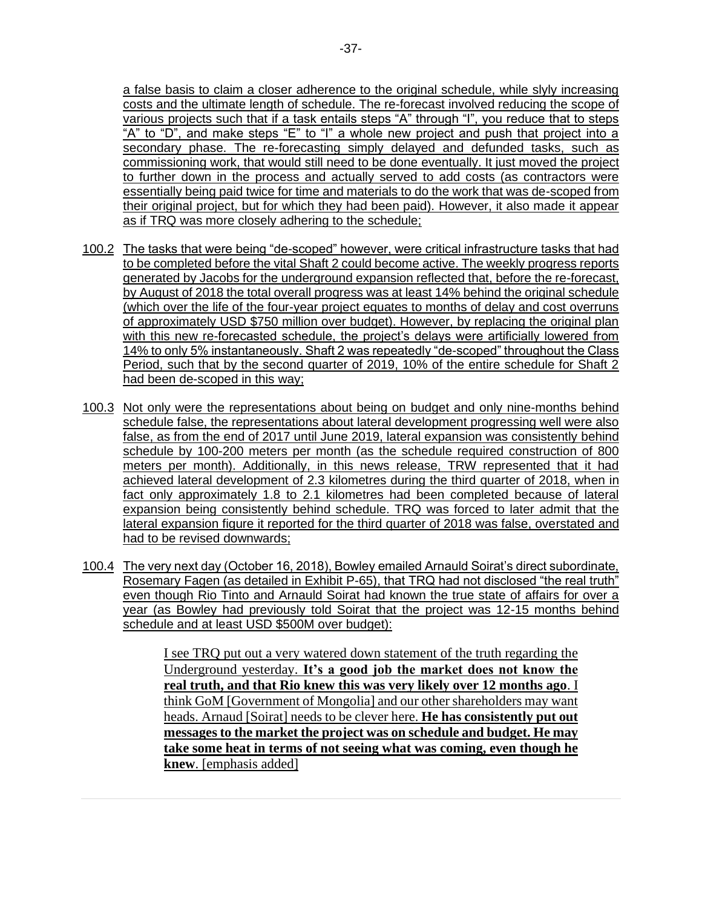a false basis to claim a closer adherence to the original schedule, while slyly increasing costs and the ultimate length of schedule. The re-forecast involved reducing the scope of various projects such that if a task entails steps "A" through "I", you reduce that to steps "A" to "D", and make steps "E" to "I" a whole new project and push that project into a secondary phase. The re-forecasting simply delayed and defunded tasks, such as commissioning work, that would still need to be done eventually. It just moved the project to further down in the process and actually served to add costs (as contractors were essentially being paid twice for time and materials to do the work that was de-scoped from their original project, but for which they had been paid). However, it also made it appear as if TRQ was more closely adhering to the schedule;

100.2 The tasks that were being "de-scoped" however, were critical infrastructure tasks that had to be completed before the vital Shaft 2 could become active. The weekly progress reports generated by Jacobs for the underground expansion reflected that, before the re-forecast, by August of 2018 the total overall progress was at least 14% behind the original schedule (which over the life of the four-year project equates to months of delay and cost overruns of approximately USD $750 million over budget). However, by replacing the original plan with this new re-forecasted schedule, the project's delays were artificially lowered from 14% to only 5% instantaneously. Shaft 2 was repeatedly "de-scoped" throughout the Class Period, such that by the second quarter of 2019, 10% of the entire schedule for Shaft 2 had been de-scoped in this way;

100.3 Not only were the representations about being on budget and only nine-months behind schedule false, the representations about lateral development progressing well were also false, as from the end of 2017 until June 2019, lateral expansion was consistently behind schedule by 100-200 meters per month (as the schedule required construction of 800 meters per month). Additionally, in this news release, TRW represented that it had achieved lateral development of 2.3 kilometres during the third quarter of 2018, when in fact only approximately 1.8 to 2.1 kilometres had been completed because of lateral expansion being consistently behind schedule. TRQ was forced to later admit that the lateral expansion figure it reported for the third quarter of 2018 was false, overstated and had to be revised downwards;

100.4 The very next day (October 16, 2018), Bowley emailed Arnauld Soirat's direct subordinate, Rosemary Fagen (as detailed in Exhibit P-65), that TRQ had not disclosed "the real truth" even though Rio Tinto and Arnauld Soirat had known the true state of affairs for over a year (as Bowley had previously told Soirat that the project was 12-15 months behind schedule and at least USD $500M over budget):

> I see TRQ put out a very watered down statement of the truth regarding the Underground yesterday. **It's a good job the market does not know the real truth, and that Rio knew this was very likely over 12 months ago**. I think GoM [Government of Mongolia] and our other shareholders may want heads. Arnaud [Soirat] needs to be clever here. **He has consistently put out messages to the market the project was on schedule and budget. He may take some heat in terms of not seeing what was coming, even though he knew**. [emphasis added]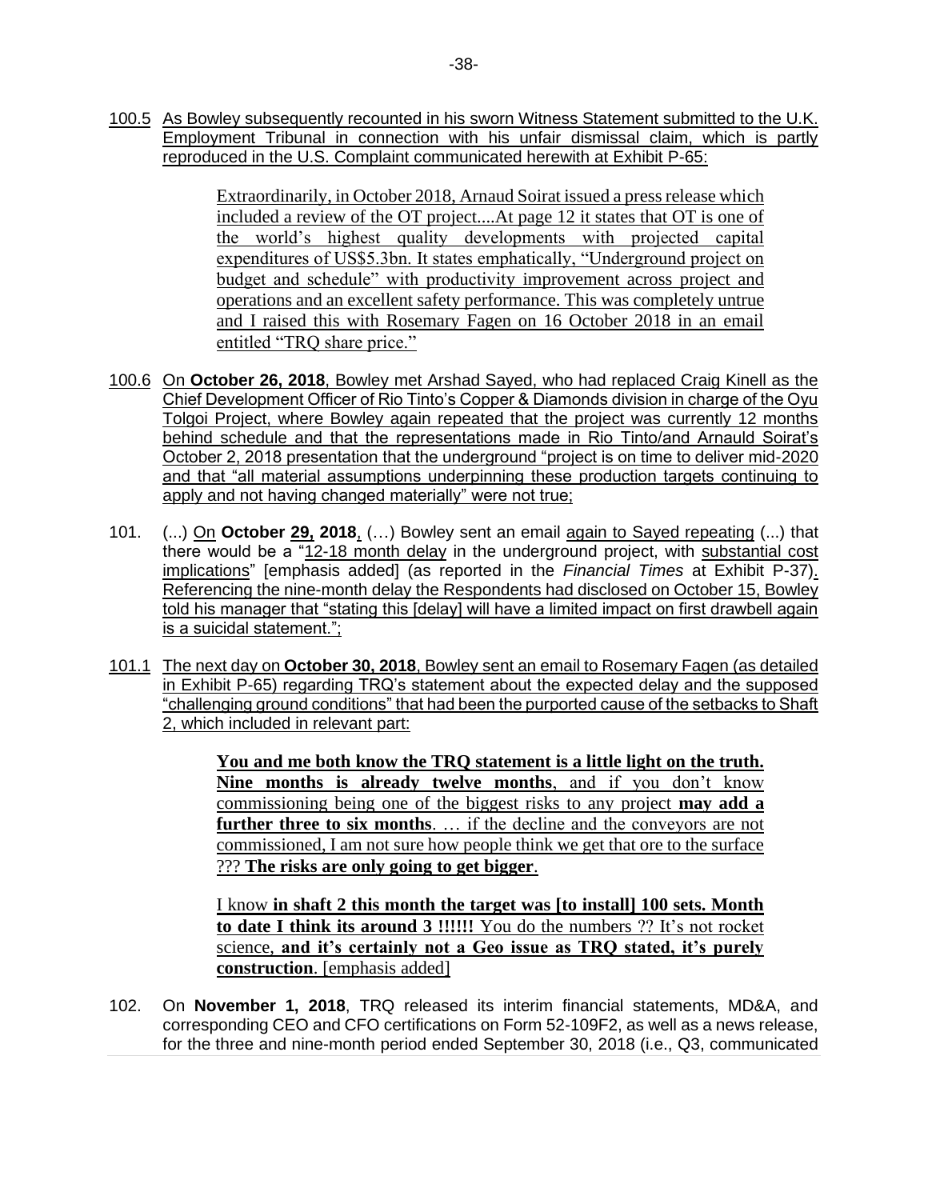100.5 As Bowley subsequently recounted in his sworn Witness Statement submitted to the U.K. Employment Tribunal in connection with his unfair dismissal claim, which is partly reproduced in the U.S. Complaint communicated herewith at Exhibit P-65:

> Extraordinarily, in October 2018, Arnaud Soirat issued a press release which included a review of the OT project....At page 12 it states that OT is one of the world's highest quality developments with projected capital expenditures of US$5.3bn. It states emphatically, "Underground project on budget and schedule" with productivity improvement across project and operations and an excellent safety performance. This was completely untrue and I raised this with Rosemary Fagen on 16 October 2018 in an email entitled "TRQ share price."

100.6 On **October 26, 2018**, Bowley met Arshad Sayed, who had replaced Craig Kinell as the Chief Development Officer of Rio Tinto's Copper & Diamonds division in charge of the Oyu Tolgoi Project, where Bowley again repeated that the project was currently 12 months behind schedule and that the representations made in Rio Tinto/and Arnauld Soirat's October 2, 2018 presentation that the underground "project is on time to deliver mid-2020 and that "all material assumptions underpinning these production targets continuing to apply and not having changed materially" were not true;

101. (...) On **October 29, 2018**, (…) Bowley sent an email again to Sayed repeating (...) that there would be a "12-18 month delay in the underground project, with substantial cost implications" [emphasis added] (as reported in the *Financial Times* at Exhibit P-37). Referencing the nine-month delay the Respondents had disclosed on October 15, Bowley told his manager that "stating this [delay] will have a limited impact on first drawbell again is a suicidal statement.";

101.1 The next day on **October 30, 2018**, Bowley sent an email to Rosemary Fagen (as detailed in Exhibit P-65) regarding TRQ's statement about the expected delay and the supposed "challenging ground conditions" that had been the purported cause of the setbacks to Shaft 2, which included in relevant part:

> **You and me both know the TRQ statement is a little light on the truth. Nine months is already twelve months**, and if you don't know commissioning being one of the biggest risks to any project **may add a further three to six months**. … if the decline and the conveyors are not commissioned, I am not sure how people think we get that ore to the surface ??? **The risks are only going to get bigger**.
>
> I know **in shaft 2 this month the target was [to install] 100 sets. Month to date I think its around 3 !!!!!!** You do the numbers ?? It's not rocket science, **and it's certainly not a Geo issue as TRQ stated, it's purely construction**. [emphasis added]

102. On **November 1, 2018**, TRQ released its interim financial statements, MD&A, and corresponding CEO and CFO certifications on Form 52-109F2, as well as a news release, for the three and nine-month period ended September 30, 2018 (i.e., Q3, communicated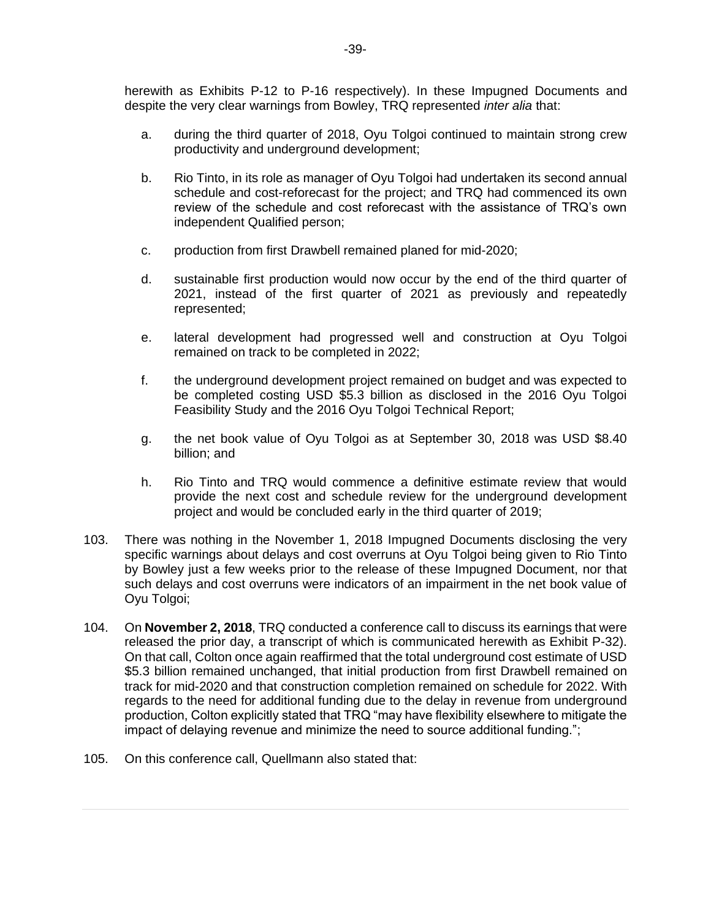herewith as Exhibits P-12 to P-16 respectively). In these Impugned Documents and despite the very clear warnings from Bowley, TRQ represented *inter alia* that:

a. during the third quarter of 2018, Oyu Tolgoi continued to maintain strong crew productivity and underground development;

b. Rio Tinto, in its role as manager of Oyu Tolgoi had undertaken its second annual schedule and cost-reforecast for the project; and TRQ had commenced its own review of the schedule and cost reforecast with the assistance of TRQ's own independent Qualified person;

c. production from first Drawbell remained planed for mid-2020;

d. sustainable first production would now occur by the end of the third quarter of 2021, instead of the first quarter of 2021 as previously and repeatedly represented;

e. lateral development had progressed well and construction at Oyu Tolgoi remained on track to be completed in 2022;

f. the underground development project remained on budget and was expected to be completed costing USD $5.3 billion as disclosed in the 2016 Oyu Tolgoi Feasibility Study and the 2016 Oyu Tolgoi Technical Report;

g. the net book value of Oyu Tolgoi as at September 30, 2018 was USD $8.40 billion; and

h. Rio Tinto and TRQ would commence a definitive estimate review that would provide the next cost and schedule review for the underground development project and would be concluded early in the third quarter of 2019;

103. There was nothing in the November 1, 2018 Impugned Documents disclosing the very specific warnings about delays and cost overruns at Oyu Tolgoi being given to Rio Tinto by Bowley just a few weeks prior to the release of these Impugned Document, nor that such delays and cost overruns were indicators of an impairment in the net book value of Oyu Tolgoi;

104. On **November 2, 2018**, TRQ conducted a conference call to discuss its earnings that were released the prior day, a transcript of which is communicated herewith as Exhibit P-32). On that call, Colton once again reaffirmed that the total underground cost estimate of USD $5.3 billion remained unchanged, that initial production from first Drawbell remained on track for mid-2020 and that construction completion remained on schedule for 2022. With regards to the need for additional funding due to the delay in revenue from underground production, Colton explicitly stated that TRQ "may have flexibility elsewhere to mitigate the impact of delaying revenue and minimize the need to source additional funding.";

105. On this conference call, Quellmann also stated that: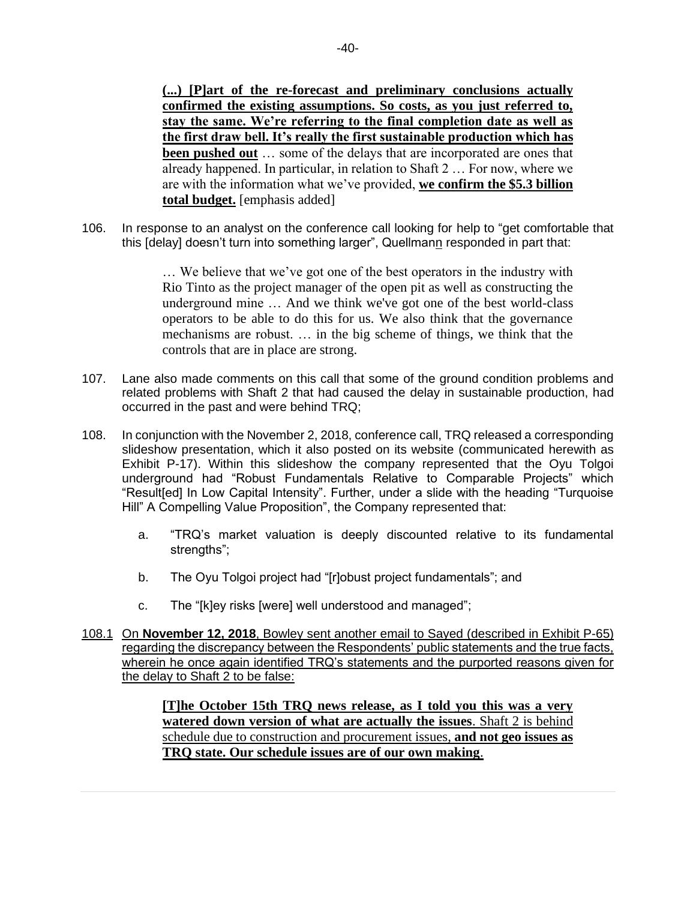> **(...) [P]art of the re-forecast and preliminary conclusions actually confirmed the existing assumptions. So costs, as you just referred to, stay the same. We're referring to the final completion date as well as the first draw bell. It's really the first sustainable production which has been pushed out** … some of the delays that are incorporated are ones that already happened. In particular, in relation to Shaft 2 … For now, where we are with the information what we've provided, **we confirm the $5.3 billion total budget.** [emphasis added]

106. In response to an analyst on the conference call looking for help to "get comfortable that this [delay] doesn't turn into something larger", Quellmann responded in part that:

> … We believe that we've got one of the best operators in the industry with Rio Tinto as the project manager of the open pit as well as constructing the underground mine … And we think we've got one of the best world-class operators to be able to do this for us. We also think that the governance mechanisms are robust. … in the big scheme of things, we think that the controls that are in place are strong.

107. Lane also made comments on this call that some of the ground condition problems and related problems with Shaft 2 that had caused the delay in sustainable production, had occurred in the past and were behind TRQ;

108. In conjunction with the November 2, 2018, conference call, TRQ released a corresponding slideshow presentation, which it also posted on its website (communicated herewith as Exhibit P-17). Within this slideshow the company represented that the Oyu Tolgoi underground had "Robust Fundamentals Relative to Comparable Projects" which "Result[ed] In Low Capital Intensity". Further, under a slide with the heading "Turquoise Hill" A Compelling Value Proposition", the Company represented that:

   a. "TRQ's market valuation is deeply discounted relative to its fundamental strengths";

   b. The Oyu Tolgoi project had "[r]obust project fundamentals"; and

   c. The "[k]ey risks [were] well understood and managed";

108.1 On **November 12, 2018**, Bowley sent another email to Sayed (described in Exhibit P-65) regarding the discrepancy between the Respondents' public statements and the true facts, wherein he once again identified TRQ's statements and the purported reasons given for the delay to Shaft 2 to be false:

> **[T]he October 15th TRQ news release, as I told you this was a very watered down version of what are actually the issues**. Shaft 2 is behind schedule due to construction and procurement issues, **and not geo issues as TRQ state. Our schedule issues are of our own making**.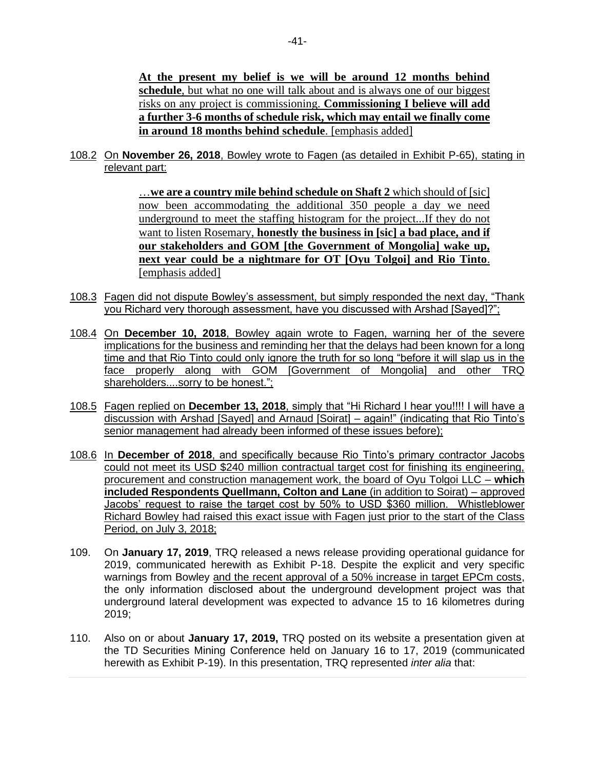> **At the present my belief is we will be around 12 months behind schedule**, but what no one will talk about and is always one of our biggest risks on any project is commissioning. **Commissioning I believe will add a further 3-6 months of schedule risk, which may entail we finally come in around 18 months behind schedule**. [emphasis added]

108.2 On **November 26, 2018**, Bowley wrote to Fagen (as detailed in Exhibit P-65), stating in relevant part:

> …**we are a country mile behind schedule on Shaft 2** which should of [sic] now been accommodating the additional 350 people a day we need underground to meet the staffing histogram for the project...If they do not want to listen Rosemary, **honestly the business in [sic] a bad place, and if our stakeholders and GOM [the Government of Mongolia] wake up, next year could be a nightmare for OT [Oyu Tolgoi] and Rio Tinto**. [emphasis added]

108.3 Fagen did not dispute Bowley's assessment, but simply responded the next day, "Thank you Richard very thorough assessment, have you discussed with Arshad [Sayed]?";

108.4 On **December 10, 2018**, Bowley again wrote to Fagen, warning her of the severe implications for the business and reminding her that the delays had been known for a long time and that Rio Tinto could only ignore the truth for so long "before it will slap us in the face properly along with GOM [Government of Mongolia] and other TRQ shareholders....sorry to be honest.";

108.5 Fagen replied on **December 13, 2018**, simply that "Hi Richard I hear you!!!! I will have a discussion with Arshad [Sayed] and Arnaud [Soirat] – again!" (indicating that Rio Tinto's senior management had already been informed of these issues before);

108.6 In **December of 2018**, and specifically because Rio Tinto's primary contractor Jacobs could not meet its USD $240 million contractual target cost for finishing its engineering, procurement and construction management work, the board of Oyu Tolgoi LLC – **which included Respondents Quellmann, Colton and Lane** (in addition to Soirat) – approved Jacobs' request to raise the target cost by 50% to USD $360 million. Whistleblower Richard Bowley had raised this exact issue with Fagen just prior to the start of the Class Period, on July 3, 2018;

109. On **January 17, 2019**, TRQ released a news release providing operational guidance for 2019, communicated herewith as Exhibit P-18. Despite the explicit and very specific warnings from Bowley and the recent approval of a 50% increase in target EPCm costs, the only information disclosed about the underground development project was that underground lateral development was expected to advance 15 to 16 kilometres during 2019;

110. Also on or about **January 17, 2019,** TRQ posted on its website a presentation given at the TD Securities Mining Conference held on January 16 to 17, 2019 (communicated herewith as Exhibit P-19). In this presentation, TRQ represented *inter alia* that: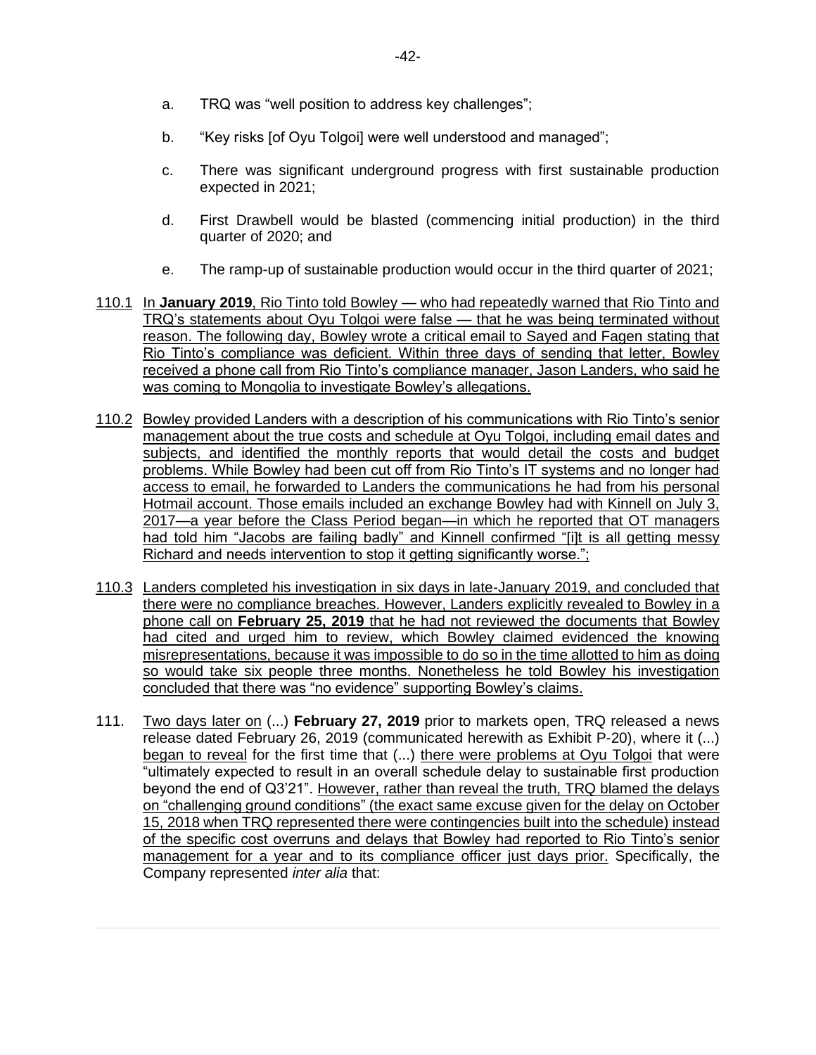a. TRQ was "well position to address key challenges";

b. "Key risks [of Oyu Tolgoi] were well understood and managed";

c. There was significant underground progress with first sustainable production expected in 2021;

d. First Drawbell would be blasted (commencing initial production) in the third quarter of 2020; and

e. The ramp-up of sustainable production would occur in the third quarter of 2021;

110.1 In **January 2019**, Rio Tinto told Bowley — who had repeatedly warned that Rio Tinto and TRQ's statements about Oyu Tolgoi were false — that he was being terminated without reason. The following day, Bowley wrote a critical email to Sayed and Fagen stating that Rio Tinto's compliance was deficient. Within three days of sending that letter, Bowley received a phone call from Rio Tinto's compliance manager, Jason Landers, who said he was coming to Mongolia to investigate Bowley's allegations.

110.2 Bowley provided Landers with a description of his communications with Rio Tinto's senior management about the true costs and schedule at Oyu Tolgoi, including email dates and subjects, and identified the monthly reports that would detail the costs and budget problems. While Bowley had been cut off from Rio Tinto's IT systems and no longer had access to email, he forwarded to Landers the communications he had from his personal Hotmail account. Those emails included an exchange Bowley had with Kinnell on July 3, 2017—a year before the Class Period began—in which he reported that OT managers had told him "Jacobs are failing badly" and Kinnell confirmed "[i]t is all getting messy Richard and needs intervention to stop it getting significantly worse.";

110.3 Landers completed his investigation in six days in late-January 2019, and concluded that there were no compliance breaches. However, Landers explicitly revealed to Bowley in a phone call on **February 25, 2019** that he had not reviewed the documents that Bowley had cited and urged him to review, which Bowley claimed evidenced the knowing misrepresentations, because it was impossible to do so in the time allotted to him as doing so would take six people three months. Nonetheless he told Bowley his investigation concluded that there was "no evidence" supporting Bowley's claims.

111. Two days later on (...) **February 27, 2019** prior to markets open, TRQ released a news release dated February 26, 2019 (communicated herewith as Exhibit P-20), where it (...) began to reveal for the first time that (...) there were problems at Oyu Tolgoi that were "ultimately expected to result in an overall schedule delay to sustainable first production beyond the end of Q3'21". However, rather than reveal the truth, TRQ blamed the delays on "challenging ground conditions" (the exact same excuse given for the delay on October 15, 2018 when TRQ represented there were contingencies built into the schedule) instead of the specific cost overruns and delays that Bowley had reported to Rio Tinto's senior management for a year and to its compliance officer just days prior. Specifically, the Company represented *inter alia* that: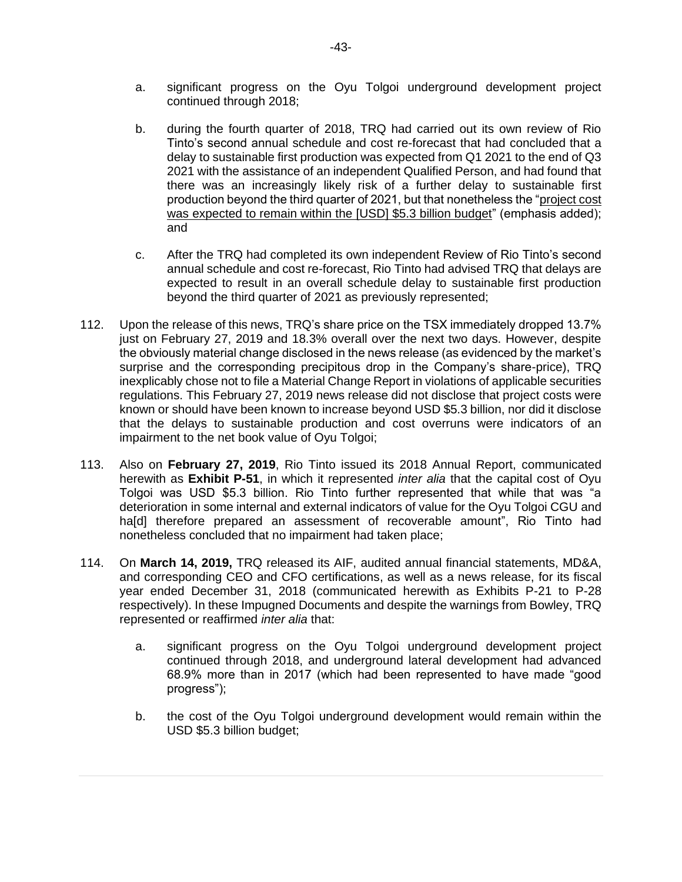a. significant progress on the Oyu Tolgoi underground development project continued through 2018;

b. during the fourth quarter of 2018, TRQ had carried out its own review of Rio Tinto's second annual schedule and cost re-forecast that had concluded that a delay to sustainable first production was expected from Q1 2021 to the end of Q3 2021 with the assistance of an independent Qualified Person, and had found that there was an increasingly likely risk of a further delay to sustainable first production beyond the third quarter of 2021, but that nonetheless the "<u>project cost was expected to remain within the [USD] $5.3 billion budget</u>" (emphasis added); and

c. After the TRQ had completed its own independent Review of Rio Tinto's second annual schedule and cost re-forecast, Rio Tinto had advised TRQ that delays are expected to result in an overall schedule delay to sustainable first production beyond the third quarter of 2021 as previously represented;

112. Upon the release of this news, TRQ's share price on the TSX immediately dropped 13.7% just on February 27, 2019 and 18.3% overall over the next two days. However, despite the obviously material change disclosed in the news release (as evidenced by the market's surprise and the corresponding precipitous drop in the Company's share-price), TRQ inexplicably chose not to file a Material Change Report in violations of applicable securities regulations. This February 27, 2019 news release did not disclose that project costs were known or should have been known to increase beyond USD $5.3 billion, nor did it disclose that the delays to sustainable production and cost overruns were indicators of an impairment to the net book value of Oyu Tolgoi;

113. Also on **February 27, 2019**, Rio Tinto issued its 2018 Annual Report, communicated herewith as **Exhibit P-51**, in which it represented *inter alia* that the capital cost of Oyu Tolgoi was USD $5.3 billion. Rio Tinto further represented that while that was "a deterioration in some internal and external indicators of value for the Oyu Tolgoi CGU and ha[d] therefore prepared an assessment of recoverable amount", Rio Tinto had nonetheless concluded that no impairment had taken place;

114. On **March 14, 2019,** TRQ released its AIF, audited annual financial statements, MD&A, and corresponding CEO and CFO certifications, as well as a news release, for its fiscal year ended December 31, 2018 (communicated herewith as Exhibits P-21 to P-28 respectively). In these Impugned Documents and despite the warnings from Bowley, TRQ represented or reaffirmed *inter alia* that:

a. significant progress on the Oyu Tolgoi underground development project continued through 2018, and underground lateral development had advanced 68.9% more than in 2017 (which had been represented to have made "good progress");

b. the cost of the Oyu Tolgoi underground development would remain within the USD $5.3 billion budget;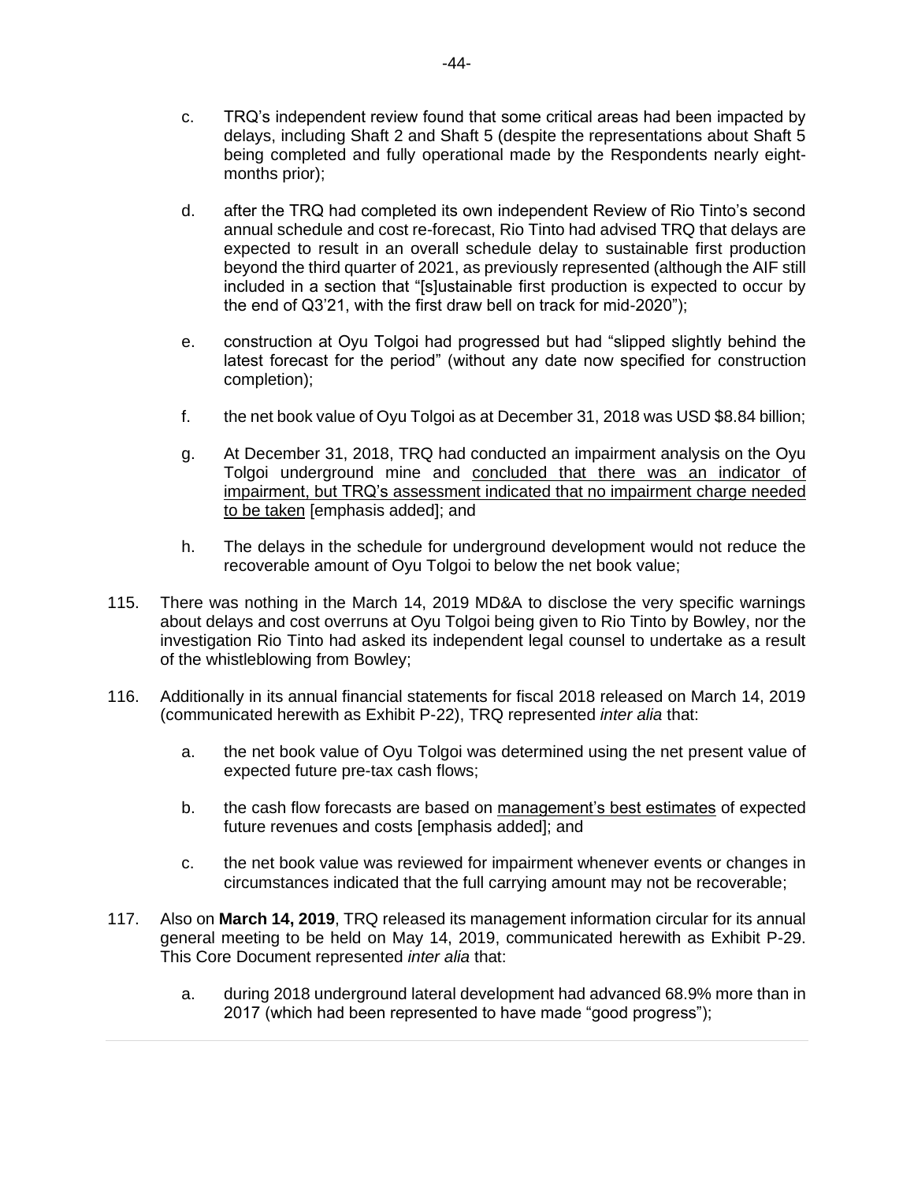c. TRQ's independent review found that some critical areas had been impacted by delays, including Shaft 2 and Shaft 5 (despite the representations about Shaft 5 being completed and fully operational made by the Respondents nearly eight-months prior);

d. after the TRQ had completed its own independent Review of Rio Tinto's second annual schedule and cost re-forecast, Rio Tinto had advised TRQ that delays are expected to result in an overall schedule delay to sustainable first production beyond the third quarter of 2021, as previously represented (although the AIF still included in a section that "[s]ustainable first production is expected to occur by the end of Q3'21, with the first draw bell on track for mid-2020");

e. construction at Oyu Tolgoi had progressed but had "slipped slightly behind the latest forecast for the period" (without any date now specified for construction completion);

f. the net book value of Oyu Tolgoi as at December 31, 2018 was USD $8.84 billion;

g. At December 31, 2018, TRQ had conducted an impairment analysis on the Oyu Tolgoi underground mine and <u>concluded that there was an indicator of impairment, but TRQ's assessment indicated that no impairment charge needed to be taken</u> [emphasis added]; and

h. The delays in the schedule for underground development would not reduce the recoverable amount of Oyu Tolgoi to below the net book value;

115. There was nothing in the March 14, 2019 MD&A to disclose the very specific warnings about delays and cost overruns at Oyu Tolgoi being given to Rio Tinto by Bowley, nor the investigation Rio Tinto had asked its independent legal counsel to undertake as a result of the whistleblowing from Bowley;

116. Additionally in its annual financial statements for fiscal 2018 released on March 14, 2019 (communicated herewith as Exhibit P-22), TRQ represented *inter alia* that:

    a. the net book value of Oyu Tolgoi was determined using the net present value of expected future pre-tax cash flows;

    b. the cash flow forecasts are based on <u>management's best estimates</u> of expected future revenues and costs [emphasis added]; and

    c. the net book value was reviewed for impairment whenever events or changes in circumstances indicated that the full carrying amount may not be recoverable;

117. Also on **March 14, 2019**, TRQ released its management information circular for its annual general meeting to be held on May 14, 2019, communicated herewith as Exhibit P-29. This Core Document represented *inter alia* that:

    a. during 2018 underground lateral development had advanced 68.9% more than in 2017 (which had been represented to have made "good progress");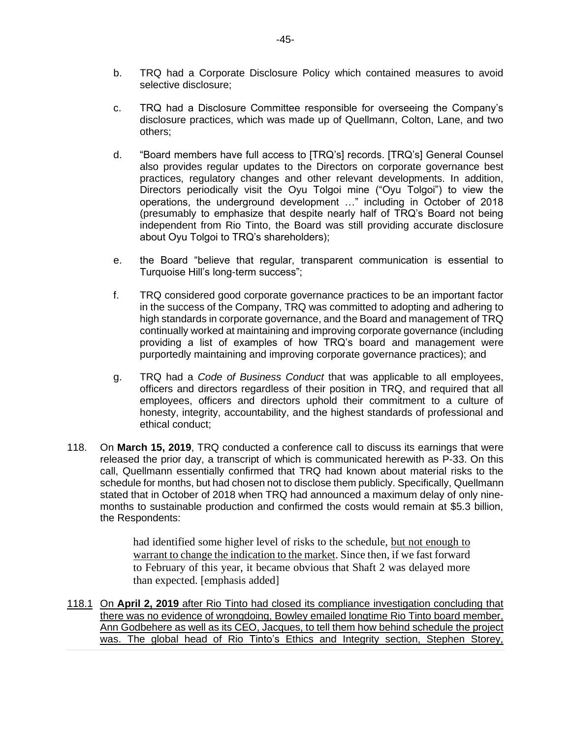b. TRQ had a Corporate Disclosure Policy which contained measures to avoid selective disclosure;

c. TRQ had a Disclosure Committee responsible for overseeing the Company's disclosure practices, which was made up of Quellmann, Colton, Lane, and two others;

d. "Board members have full access to [TRQ's] records. [TRQ's] General Counsel also provides regular updates to the Directors on corporate governance best practices, regulatory changes and other relevant developments. In addition, Directors periodically visit the Oyu Tolgoi mine ("Oyu Tolgoi") to view the operations, the underground development …" including in October of 2018 (presumably to emphasize that despite nearly half of TRQ's Board not being independent from Rio Tinto, the Board was still providing accurate disclosure about Oyu Tolgoi to TRQ's shareholders);

e. the Board "believe that regular, transparent communication is essential to Turquoise Hill's long-term success";

f. TRQ considered good corporate governance practices to be an important factor in the success of the Company, TRQ was committed to adopting and adhering to high standards in corporate governance, and the Board and management of TRQ continually worked at maintaining and improving corporate governance (including providing a list of examples of how TRQ's board and management were purportedly maintaining and improving corporate governance practices); and

g. TRQ had a *Code of Business Conduct* that was applicable to all employees, officers and directors regardless of their position in TRQ, and required that all employees, officers and directors uphold their commitment to a culture of honesty, integrity, accountability, and the highest standards of professional and ethical conduct;

118. On **March 15, 2019**, TRQ conducted a conference call to discuss its earnings that were released the prior day, a transcript of which is communicated herewith as P-33. On this call, Quellmann essentially confirmed that TRQ had known about material risks to the schedule for months, but had chosen not to disclose them publicly. Specifically, Quellmann stated that in October of 2018 when TRQ had announced a maximum delay of only nine-months to sustainable production and confirmed the costs would remain at $5.3 billion, the Respondents:

> had identified some higher level of risks to the schedule, <u>but not enough to warrant to change the indication to the market</u>. Since then, if we fast forward to February of this year, it became obvious that Shaft 2 was delayed more than expected. [emphasis added]

<u>118.1</u> <u>On **April 2, 2019** after Rio Tinto had closed its compliance investigation concluding that there was no evidence of wrongdoing, Bowley emailed longtime Rio Tinto board member, Ann Godbehere as well as its CEO, Jacques, to tell them how behind schedule the project was. The global head of Rio Tinto's Ethics and Integrity section, Stephen Storey,</u>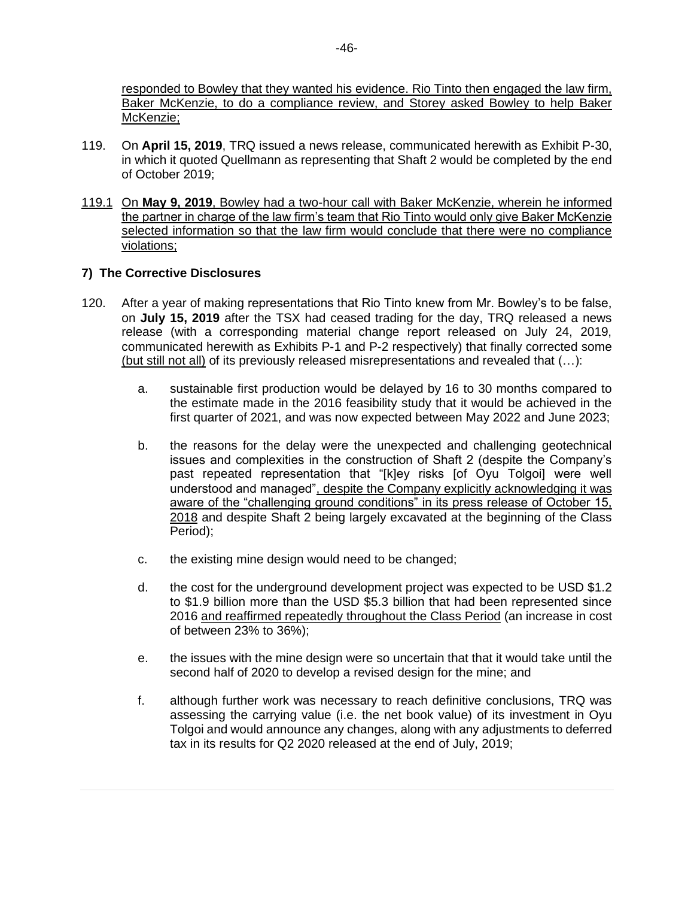responded to Bowley that they wanted his evidence. Rio Tinto then engaged the law firm, Baker McKenzie, to do a compliance review, and Storey asked Bowley to help Baker McKenzie;

119. On **April 15, 2019**, TRQ issued a news release, communicated herewith as Exhibit P-30, in which it quoted Quellmann as representing that Shaft 2 would be completed by the end of October 2019;

119.1 On **May 9, 2019**, Bowley had a two-hour call with Baker McKenzie, wherein he informed the partner in charge of the law firm's team that Rio Tinto would only give Baker McKenzie selected information so that the law firm would conclude that there were no compliance violations;

### 7) The Corrective Disclosures

120. After a year of making representations that Rio Tinto knew from Mr. Bowley's to be false, on **July 15, 2019** after the TSX had ceased trading for the day, TRQ released a news release (with a corresponding material change report released on July 24, 2019, communicated herewith as Exhibits P-1 and P-2 respectively) that finally corrected some (but still not all) of its previously released misrepresentations and revealed that (…):

    a. sustainable first production would be delayed by 16 to 30 months compared to the estimate made in the 2016 feasibility study that it would be achieved in the first quarter of 2021, and was now expected between May 2022 and June 2023;

    b. the reasons for the delay were the unexpected and challenging geotechnical issues and complexities in the construction of Shaft 2 (despite the Company's past repeated representation that "[k]ey risks [of Oyu Tolgoi] were well understood and managed", despite the Company explicitly acknowledging it was aware of the "challenging ground conditions" in its press release of October 15, 2018 and despite Shaft 2 being largely excavated at the beginning of the Class Period);

    c. the existing mine design would need to be changed;

    d. the cost for the underground development project was expected to be USD $1.2 to $1.9 billion more than the USD $5.3 billion that had been represented since 2016 and reaffirmed repeatedly throughout the Class Period (an increase in cost of between 23% to 36%);

    e. the issues with the mine design were so uncertain that that it would take until the second half of 2020 to develop a revised design for the mine; and

    f. although further work was necessary to reach definitive conclusions, TRQ was assessing the carrying value (i.e. the net book value) of its investment in Oyu Tolgoi and would announce any changes, along with any adjustments to deferred tax in its results for Q2 2020 released at the end of July, 2019;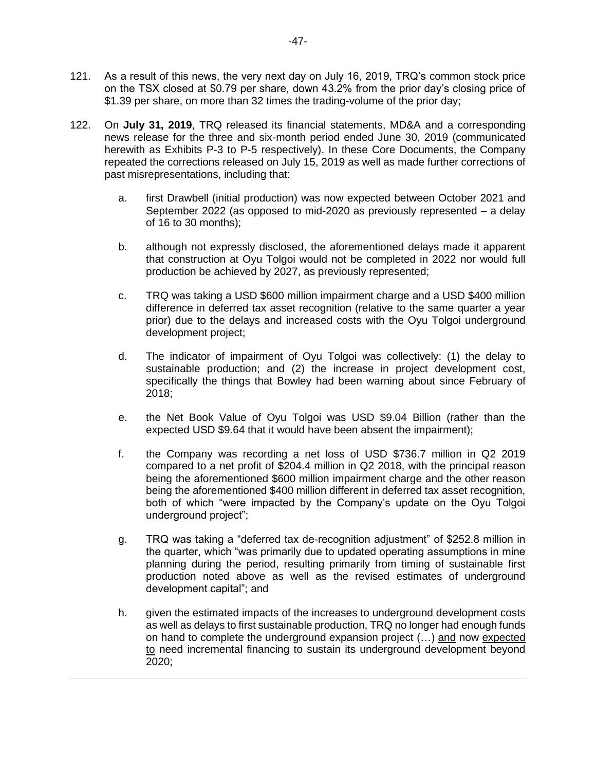121. As a result of this news, the very next day on July 16, 2019, TRQ's common stock price on the TSX closed at $0.79 per share, down 43.2% from the prior day's closing price of $1.39 per share, on more than 32 times the trading-volume of the prior day;

122. On **July 31, 2019**, TRQ released its financial statements, MD&A and a corresponding news release for the three and six-month period ended June 30, 2019 (communicated herewith as Exhibits P-3 to P-5 respectively). In these Core Documents, the Company repeated the corrections released on July 15, 2019 as well as made further corrections of past misrepresentations, including that:

    a. first Drawbell (initial production) was now expected between October 2021 and September 2022 (as opposed to mid-2020 as previously represented – a delay of 16 to 30 months);

    b. although not expressly disclosed, the aforementioned delays made it apparent that construction at Oyu Tolgoi would not be completed in 2022 nor would full production be achieved by 2027, as previously represented;

    c. TRQ was taking a USD $600 million impairment charge and a USD $400 million difference in deferred tax asset recognition (relative to the same quarter a year prior) due to the delays and increased costs with the Oyu Tolgoi underground development project;

    d. The indicator of impairment of Oyu Tolgoi was collectively: (1) the delay to sustainable production; and (2) the increase in project development cost, specifically the things that Bowley had been warning about since February of 2018;

    e. the Net Book Value of Oyu Tolgoi was USD $9.04 Billion (rather than the expected USD $9.64 that it would have been absent the impairment);

    f. the Company was recording a net loss of USD $736.7 million in Q2 2019 compared to a net profit of $204.4 million in Q2 2018, with the principal reason being the aforementioned $600 million impairment charge and the other reason being the aforementioned $400 million different in deferred tax asset recognition, both of which "were impacted by the Company's update on the Oyu Tolgoi underground project";

    g. TRQ was taking a "deferred tax de-recognition adjustment" of $252.8 million in the quarter, which "was primarily due to updated operating assumptions in mine planning during the period, resulting primarily from timing of sustainable first production noted above as well as the revised estimates of underground development capital"; and

    h. given the estimated impacts of the increases to underground development costs as well as delays to first sustainable production, TRQ no longer had enough funds on hand to complete the underground expansion project (…) <u>and</u> now <u>expected to</u> need incremental financing to sustain its underground development beyond 2020;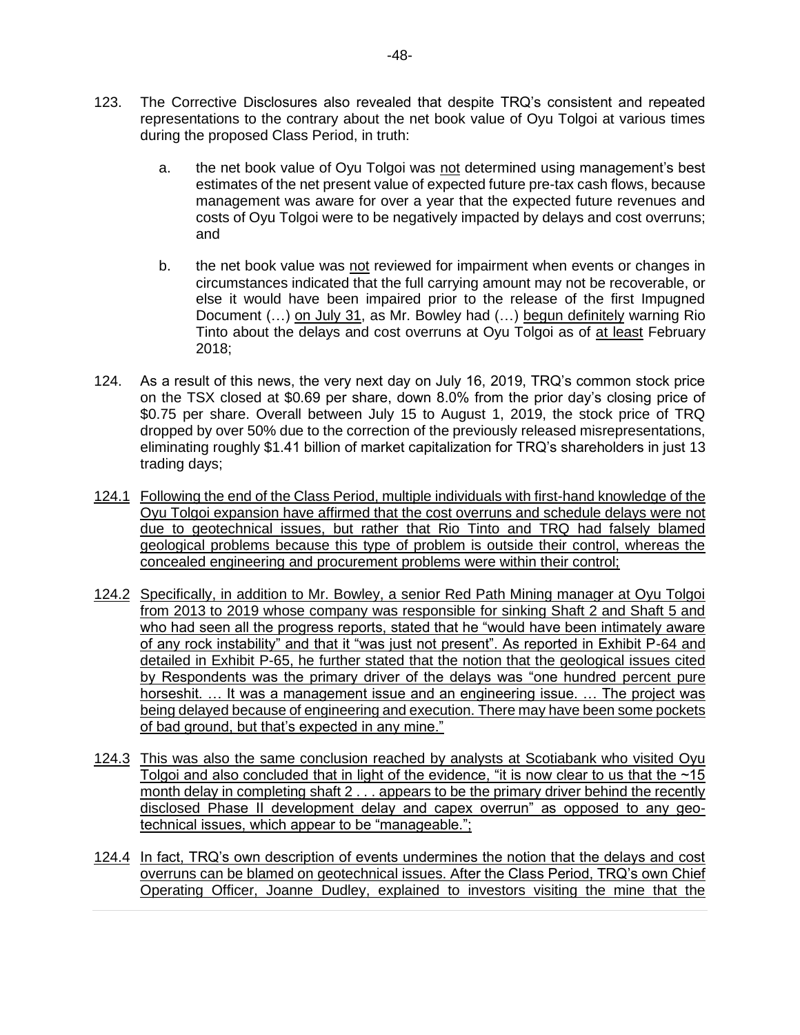123. The Corrective Disclosures also revealed that despite TRQ's consistent and repeated representations to the contrary about the net book value of Oyu Tolgoi at various times during the proposed Class Period, in truth:

   a. the net book value of Oyu Tolgoi was <u>not</u> determined using management's best estimates of the net present value of expected future pre-tax cash flows, because management was aware for over a year that the expected future revenues and costs of Oyu Tolgoi were to be negatively impacted by delays and cost overruns; and

   b. the net book value was <u>not</u> reviewed for impairment when events or changes in circumstances indicated that the full carrying amount may not be recoverable, or else it would have been impaired prior to the release of the first Impugned Document (…) <u>on July 31</u>, as Mr. Bowley had (…) <u>begun definitely</u> warning Rio Tinto about the delays and cost overruns at Oyu Tolgoi as of <u>at least</u> February 2018;

124. As a result of this news, the very next day on July 16, 2019, TRQ's common stock price on the TSX closed at $0.69 per share, down 8.0% from the prior day's closing price of $0.75 per share. Overall between July 15 to August 1, 2019, the stock price of TRQ dropped by over 50% due to the correction of the previously released misrepresentations, eliminating roughly $1.41 billion of market capitalization for TRQ's shareholders in just 13 trading days;

<u>124.1 Following the end of the Class Period, multiple individuals with first-hand knowledge of the Oyu Tolgoi expansion have affirmed that the cost overruns and schedule delays were not due to geotechnical issues, but rather that Rio Tinto and TRQ had falsely blamed geological problems because this type of problem is outside their control, whereas the concealed engineering and procurement problems were within their control;</u>

<u>124.2 Specifically, in addition to Mr. Bowley, a senior Red Path Mining manager at Oyu Tolgoi from 2013 to 2019 whose company was responsible for sinking Shaft 2 and Shaft 5 and who had seen all the progress reports, stated that he "would have been intimately aware of any rock instability" and that it "was just not present". As reported in Exhibit P-64 and detailed in Exhibit P-65, he further stated that the notion that the geological issues cited by Respondents was the primary driver of the delays was "one hundred percent pure horseshit. … It was a management issue and an engineering issue. … The project was being delayed because of engineering and execution. There may have been some pockets of bad ground, but that's expected in any mine."</u>

<u>124.3 This was also the same conclusion reached by analysts at Scotiabank who visited Oyu Tolgoi and also concluded that in light of the evidence, "it is now clear to us that the ~15 month delay in completing shaft 2 . . . appears to be the primary driver behind the recently disclosed Phase II development delay and capex overrun" as opposed to any geo-technical issues, which appear to be "manageable.";</u>

<u>124.4 In fact, TRQ's own description of events undermines the notion that the delays and cost overruns can be blamed on geotechnical issues. After the Class Period, TRQ's own Chief Operating Officer, Joanne Dudley, explained to investors visiting the mine that the</u>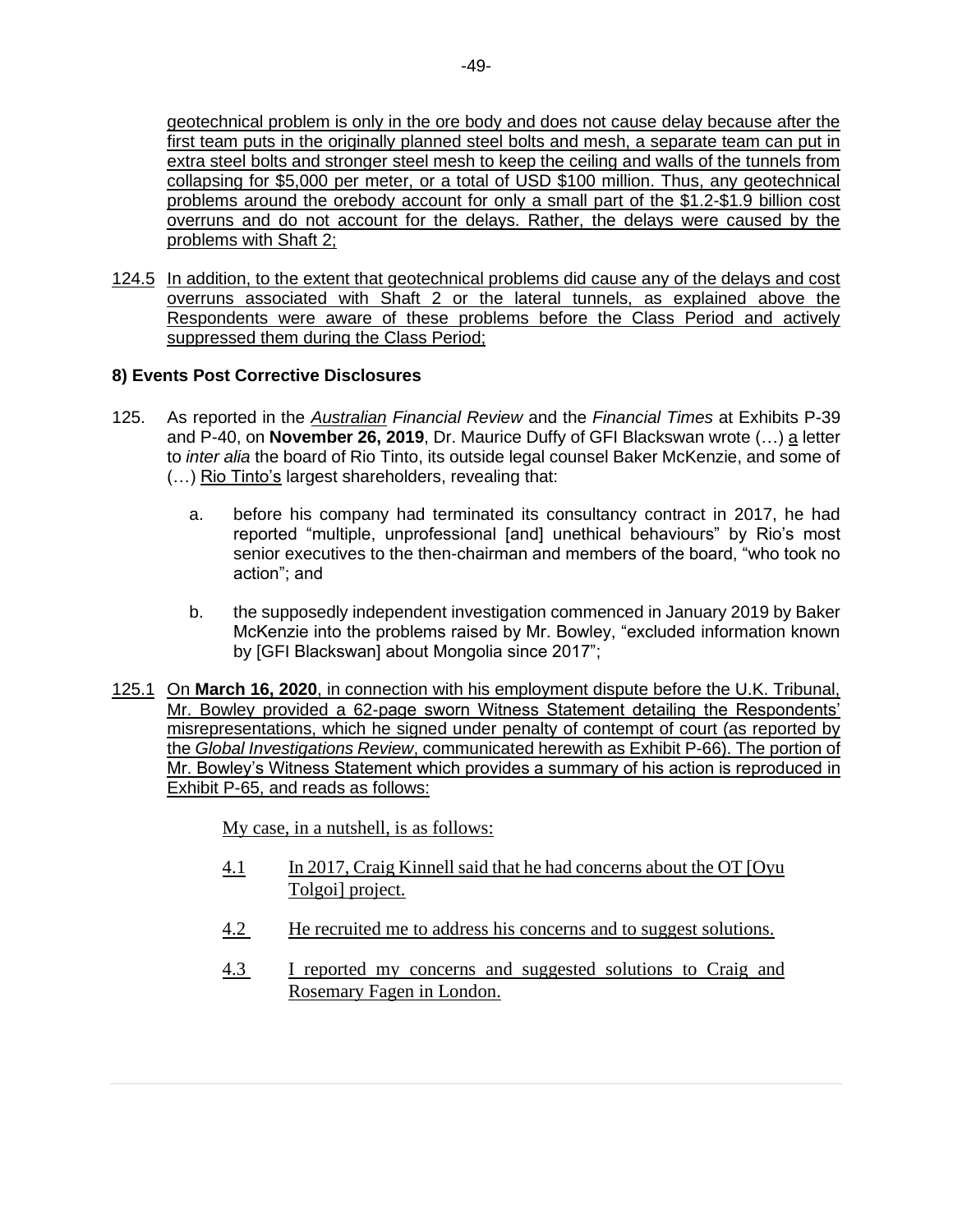geotechnical problem is only in the ore body and does not cause delay because after the first team puts in the originally planned steel bolts and mesh, a separate team can put in extra steel bolts and stronger steel mesh to keep the ceiling and walls of the tunnels from collapsing for $5,000 per meter, or a total of USD $100 million. Thus, any geotechnical problems around the orebody account for only a small part of the $1.2-$1.9 billion cost overruns and do not account for the delays. Rather, the delays were caused by the problems with Shaft 2;

124.5 In addition, to the extent that geotechnical problems did cause any of the delays and cost overruns associated with Shaft 2 or the lateral tunnels, as explained above the Respondents were aware of these problems before the Class Period and actively suppressed them during the Class Period;

### 8) Events Post Corrective Disclosures

125. As reported in the *Australian Financial Review* and the *Financial Times* at Exhibits P-39 and P-40, on **November 26, 2019**, Dr. Maurice Duffy of GFI Blackswan wrote (…) a letter to *inter alia* the board of Rio Tinto, its outside legal counsel Baker McKenzie, and some of (…) Rio Tinto's largest shareholders, revealing that:

   a. before his company had terminated its consultancy contract in 2017, he had reported "multiple, unprofessional [and] unethical behaviours" by Rio's most senior executives to the then-chairman and members of the board, "who took no action"; and

   b. the supposedly independent investigation commenced in January 2019 by Baker McKenzie into the problems raised by Mr. Bowley, "excluded information known by [GFI Blackswan] about Mongolia since 2017";

125.1 On **March 16, 2020**, in connection with his employment dispute before the U.K. Tribunal, Mr. Bowley provided a 62-page sworn Witness Statement detailing the Respondents' misrepresentations, which he signed under penalty of contempt of court (as reported by the *Global Investigations Review*, communicated herewith as Exhibit P-66). The portion of Mr. Bowley's Witness Statement which provides a summary of his action is reproduced in Exhibit P-65, and reads as follows:

> My case, in a nutshell, is as follows:
>
> 4.1 In 2017, Craig Kinnell said that he had concerns about the OT [Oyu Tolgoi] project.
>
> 4.2 He recruited me to address his concerns and to suggest solutions.
>
> 4.3 I reported my concerns and suggested solutions to Craig and Rosemary Fagen in London.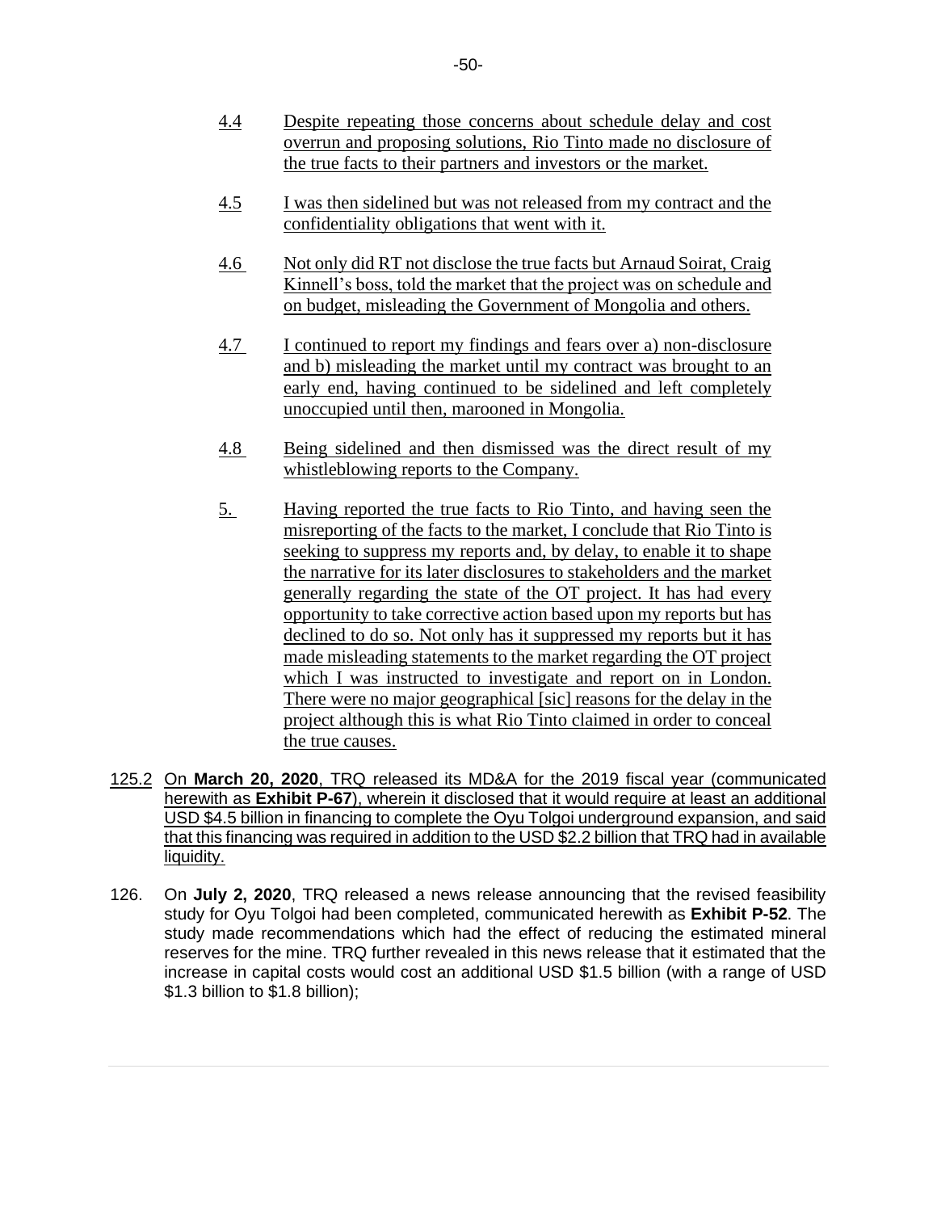4.4 Despite repeating those concerns about schedule delay and cost overrun and proposing solutions, Rio Tinto made no disclosure of the true facts to their partners and investors or the market.

4.5 I was then sidelined but was not released from my contract and the confidentiality obligations that went with it.

4.6 Not only did RT not disclose the true facts but Arnaud Soirat, Craig Kinnell's boss, told the market that the project was on schedule and on budget, misleading the Government of Mongolia and others.

4.7 I continued to report my findings and fears over a) non-disclosure and b) misleading the market until my contract was brought to an early end, having continued to be sidelined and left completely unoccupied until then, marooned in Mongolia.

4.8 Being sidelined and then dismissed was the direct result of my whistleblowing reports to the Company.

5. Having reported the true facts to Rio Tinto, and having seen the misreporting of the facts to the market, I conclude that Rio Tinto is seeking to suppress my reports and, by delay, to enable it to shape the narrative for its later disclosures to stakeholders and the market generally regarding the state of the OT project. It has had every opportunity to take corrective action based upon my reports but has declined to do so. Not only has it suppressed my reports but it has made misleading statements to the market regarding the OT project which I was instructed to investigate and report on in London. There were no major geographical [sic] reasons for the delay in the project although this is what Rio Tinto claimed in order to conceal the true causes.

125.2 On **March 20, 2020**, TRQ released its MD&A for the 2019 fiscal year (communicated herewith as **Exhibit P-67**), wherein it disclosed that it would require at least an additional USD $4.5 billion in financing to complete the Oyu Tolgoi underground expansion, and said that this financing was required in addition to the USD $2.2 billion that TRQ had in available liquidity.

126. On **July 2, 2020**, TRQ released a news release announcing that the revised feasibility study for Oyu Tolgoi had been completed, communicated herewith as **Exhibit P-52**. The study made recommendations which had the effect of reducing the estimated mineral reserves for the mine. TRQ further revealed in this news release that it estimated that the increase in capital costs would cost an additional USD $1.5 billion (with a range of USD $1.3 billion to $1.8 billion);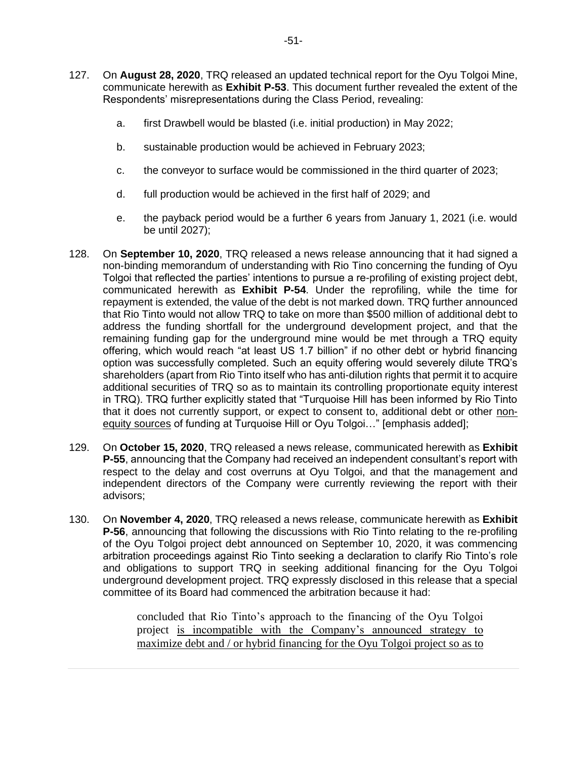127. On **August 28, 2020**, TRQ released an updated technical report for the Oyu Tolgoi Mine, communicate herewith as **Exhibit P-53**. This document further revealed the extent of the Respondents' misrepresentations during the Class Period, revealing:

    a. first Drawbell would be blasted (i.e. initial production) in May 2022;

    b. sustainable production would be achieved in February 2023;

    c. the conveyor to surface would be commissioned in the third quarter of 2023;

    d. full production would be achieved in the first half of 2029; and

    e. the payback period would be a further 6 years from January 1, 2021 (i.e. would be until 2027);

128. On **September 10, 2020**, TRQ released a news release announcing that it had signed a non-binding memorandum of understanding with Rio Tinto concerning the funding of Oyu Tolgoi that reflected the parties' intentions to pursue a re-profiling of existing project debt, communicated herewith as **Exhibit P-54**. Under the reprofiling, while the time for repayment is extended, the value of the debt is not marked down. TRQ further announced that Rio Tinto would not allow TRQ to take on more than $500 million of additional debt to address the funding shortfall for the underground development project, and that the remaining funding gap for the underground mine would be met through a TRQ equity offering, which would reach "at least US 1.7 billion" if no other debt or hybrid financing option was successfully completed. Such an equity offering would severely dilute TRQ's shareholders (apart from Rio Tinto itself who has anti-dilution rights that permit it to acquire additional securities of TRQ so as to maintain its controlling proportionate equity interest in TRQ). TRQ further explicitly stated that "Turquoise Hill has been informed by Rio Tinto that it does not currently support, or expect to consent to, additional debt or other <u>non-equity sources</u> of funding at Turquoise Hill or Oyu Tolgoi…" [emphasis added];

129. On **October 15, 2020**, TRQ released a news release, communicated herewith as **Exhibit P-55**, announcing that the Company had received an independent consultant's report with respect to the delay and cost overruns at Oyu Tolgoi, and that the management and independent directors of the Company were currently reviewing the report with their advisors;

130. On **November 4, 2020**, TRQ released a news release, communicate herewith as **Exhibit P-56**, announcing that following the discussions with Rio Tinto relating to the re-profiling of the Oyu Tolgoi project debt announced on September 10, 2020, it was commencing arbitration proceedings against Rio Tinto seeking a declaration to clarify Rio Tinto's role and obligations to support TRQ in seeking additional financing for the Oyu Tolgoi underground development project. TRQ expressly disclosed in this release that a special committee of its Board had commenced the arbitration because it had:

    > concluded that Rio Tinto's approach to the financing of the Oyu Tolgoi project <u>is incompatible with the Company's announced strategy to maximize debt and / or hybrid financing for the Oyu Tolgoi project so as to</u>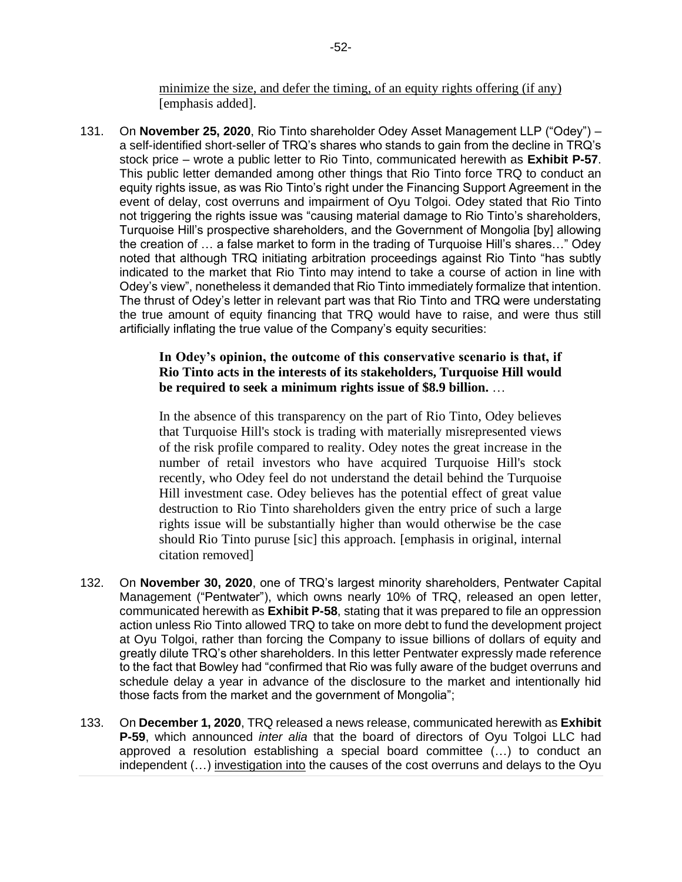minimize the size, and defer the timing, of an equity rights offering (if any) [emphasis added].

131. On **November 25, 2020**, Rio Tinto shareholder Odey Asset Management LLP ("Odey") – a self-identified short-seller of TRQ's shares who stands to gain from the decline in TRQ's stock price – wrote a public letter to Rio Tinto, communicated herewith as **Exhibit P-57**. This public letter demanded among other things that Rio Tinto force TRQ to conduct an equity rights issue, as was Rio Tinto's right under the Financing Support Agreement in the event of delay, cost overruns and impairment of Oyu Tolgoi. Odey stated that Rio Tinto not triggering the rights issue was "causing material damage to Rio Tinto's shareholders, Turquoise Hill's prospective shareholders, and the Government of Mongolia [by] allowing the creation of … a false market to form in the trading of Turquoise Hill's shares…" Odey noted that although TRQ initiating arbitration proceedings against Rio Tinto "has subtly indicated to the market that Rio Tinto may intend to take a course of action in line with Odey's view", nonetheless it demanded that Rio Tinto immediately formalize that intention. The thrust of Odey's letter in relevant part was that Rio Tinto and TRQ were understating the true amount of equity financing that TRQ would have to raise, and were thus still artificially inflating the true value of the Company's equity securities:

> **In Odey's opinion, the outcome of this conservative scenario is that, if Rio Tinto acts in the interests of its stakeholders, Turquoise Hill would be required to seek a minimum rights issue of $8.9 billion.** …
>
> In the absence of this transparency on the part of Rio Tinto, Odey believes that Turquoise Hill's stock is trading with materially misrepresented views of the risk profile compared to reality. Odey notes the great increase in the number of retail investors who have acquired Turquoise Hill's stock recently, who Odey feel do not understand the detail behind the Turquoise Hill investment case. Odey believes has the potential effect of great value destruction to Rio Tinto shareholders given the entry price of such a large rights issue will be substantially higher than would otherwise be the case should Rio Tinto puruse [sic] this approach. [emphasis in original, internal citation removed]

132. On **November 30, 2020**, one of TRQ's largest minority shareholders, Pentwater Capital Management ("Pentwater"), which owns nearly 10% of TRQ, released an open letter, communicated herewith as **Exhibit P-58**, stating that it was prepared to file an oppression action unless Rio Tinto allowed TRQ to take on more debt to fund the development project at Oyu Tolgoi, rather than forcing the Company to issue billions of dollars of equity and greatly dilute TRQ's other shareholders. In this letter Pentwater expressly made reference to the fact that Bowley had "confirmed that Rio was fully aware of the budget overruns and schedule delay a year in advance of the disclosure to the market and intentionally hid those facts from the market and the government of Mongolia";

133. On **December 1, 2020**, TRQ released a news release, communicated herewith as **Exhibit P-59**, which announced *inter alia* that the board of directors of Oyu Tolgoi LLC had approved a resolution establishing a special board committee (…) to conduct an independent (…) investigation into the causes of the cost overruns and delays to the Oyu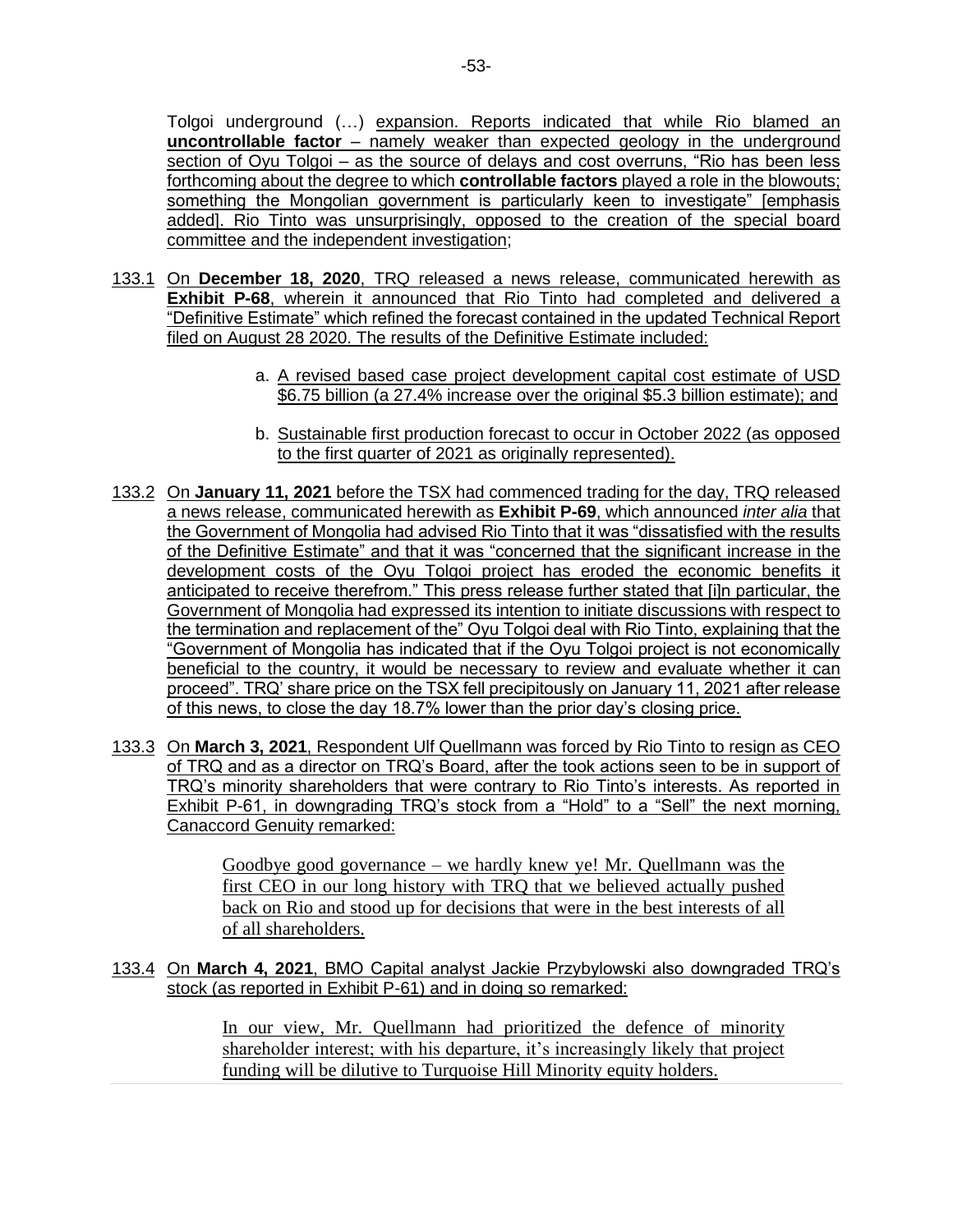Tolgoi underground (…) expansion. Reports indicated that while Rio blamed an **uncontrollable factor** – namely weaker than expected geology in the underground section of Oyu Tolgoi – as the source of delays and cost overruns, "Rio has been less forthcoming about the degree to which **controllable factors** played a role in the blowouts; something the Mongolian government is particularly keen to investigate" [emphasis added]. Rio Tinto was unsurprisingly, opposed to the creation of the special board committee and the independent investigation;

133.1 On **December 18, 2020**, TRQ released a news release, communicated herewith as **Exhibit P-68**, wherein it announced that Rio Tinto had completed and delivered a "Definitive Estimate" which refined the forecast contained in the updated Technical Report filed on August 28 2020. The results of the Definitive Estimate included:

> a. A revised based case project development capital cost estimate of USD $6.75 billion (a 27.4% increase over the original $5.3 billion estimate); and
>
> b. Sustainable first production forecast to occur in October 2022 (as opposed to the first quarter of 2021 as originally represented).

133.2 On **January 11, 2021** before the TSX had commenced trading for the day, TRQ released a news release, communicated herewith as **Exhibit P-69**, which announced *inter alia* that the Government of Mongolia had advised Rio Tinto that it was "dissatisfied with the results of the Definitive Estimate" and that it was "concerned that the significant increase in the development costs of the Oyu Tolgoi project has eroded the economic benefits it anticipated to receive therefrom." This press release further stated that [i]n particular, the Government of Mongolia had expressed its intention to initiate discussions with respect to the termination and replacement of the" Oyu Tolgoi deal with Rio Tinto, explaining that the "Government of Mongolia has indicated that if the Oyu Tolgoi project is not economically beneficial to the country, it would be necessary to review and evaluate whether it can proceed". TRQ' share price on the TSX fell precipitously on January 11, 2021 after release of this news, to close the day 18.7% lower than the prior day's closing price.

133.3 On **March 3, 2021**, Respondent Ulf Quellmann was forced by Rio Tinto to resign as CEO of TRQ and as a director on TRQ's Board, after the took actions seen to be in support of TRQ's minority shareholders that were contrary to Rio Tinto's interests. As reported in Exhibit P-61, in downgrading TRQ's stock from a "Hold" to a "Sell" the next morning, Canaccord Genuity remarked:

> Goodbye good governance – we hardly knew ye! Mr. Quellmann was the first CEO in our long history with TRQ that we believed actually pushed back on Rio and stood up for decisions that were in the best interests of all of all shareholders.

133.4 On **March 4, 2021**, BMO Capital analyst Jackie Przybylowski also downgraded TRQ's stock (as reported in Exhibit P-61) and in doing so remarked:

> In our view, Mr. Quellmann had prioritized the defence of minority shareholder interest; with his departure, it's increasingly likely that project funding will be dilutive to Turquoise Hill Minority equity holders.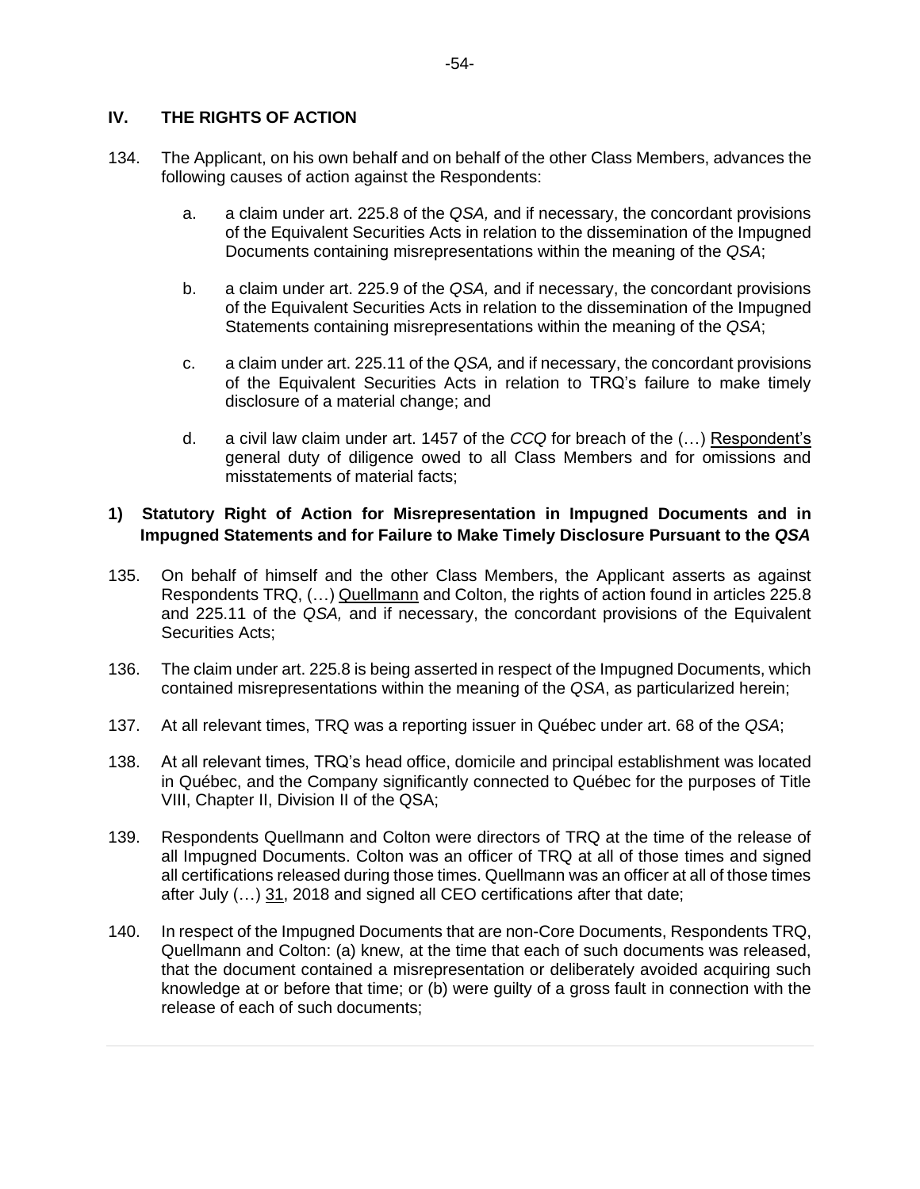## IV. THE RIGHTS OF ACTION

134. The Applicant, on his own behalf and on behalf of the other Class Members, advances the following causes of action against the Respondents:

   a. a claim under art. 225.8 of the *QSA,* and if necessary, the concordant provisions of the Equivalent Securities Acts in relation to the dissemination of the Impugned Documents containing misrepresentations within the meaning of the *QSA*;

   b. a claim under art. 225.9 of the *QSA,* and if necessary, the concordant provisions of the Equivalent Securities Acts in relation to the dissemination of the Impugned Statements containing misrepresentations within the meaning of the *QSA*;

   c. a claim under art. 225.11 of the *QSA,* and if necessary, the concordant provisions of the Equivalent Securities Acts in relation to TRQ's failure to make timely disclosure of a material change; and

   d. a civil law claim under art. 1457 of the *CCQ* for breach of the (…) Respondent's general duty of diligence owed to all Class Members and for omissions and misstatements of material facts;

### 1) Statutory Right of Action for Misrepresentation in Impugned Documents and in Impugned Statements and for Failure to Make Timely Disclosure Pursuant to the *QSA*

135. On behalf of himself and the other Class Members, the Applicant asserts as against Respondents TRQ, (…) Quellmann and Colton, the rights of action found in articles 225.8 and 225.11 of the *QSA,* and if necessary, the concordant provisions of the Equivalent Securities Acts;

136. The claim under art. 225.8 is being asserted in respect of the Impugned Documents, which contained misrepresentations within the meaning of the *QSA*, as particularized herein;

137. At all relevant times, TRQ was a reporting issuer in Québec under art. 68 of the *QSA*;

138. At all relevant times, TRQ's head office, domicile and principal establishment was located in Québec, and the Company significantly connected to Québec for the purposes of Title VIII, Chapter II, Division II of the QSA;

139. Respondents Quellmann and Colton were directors of TRQ at the time of the release of all Impugned Documents. Colton was an officer of TRQ at all of those times and signed all certifications released during those times. Quellmann was an officer at all of those times after July (…) 31, 2018 and signed all CEO certifications after that date;

140. In respect of the Impugned Documents that are non-Core Documents, Respondents TRQ, Quellmann and Colton: (a) knew, at the time that each of such documents was released, that the document contained a misrepresentation or deliberately avoided acquiring such knowledge at or before that time; or (b) were guilty of a gross fault in connection with the release of each of such documents;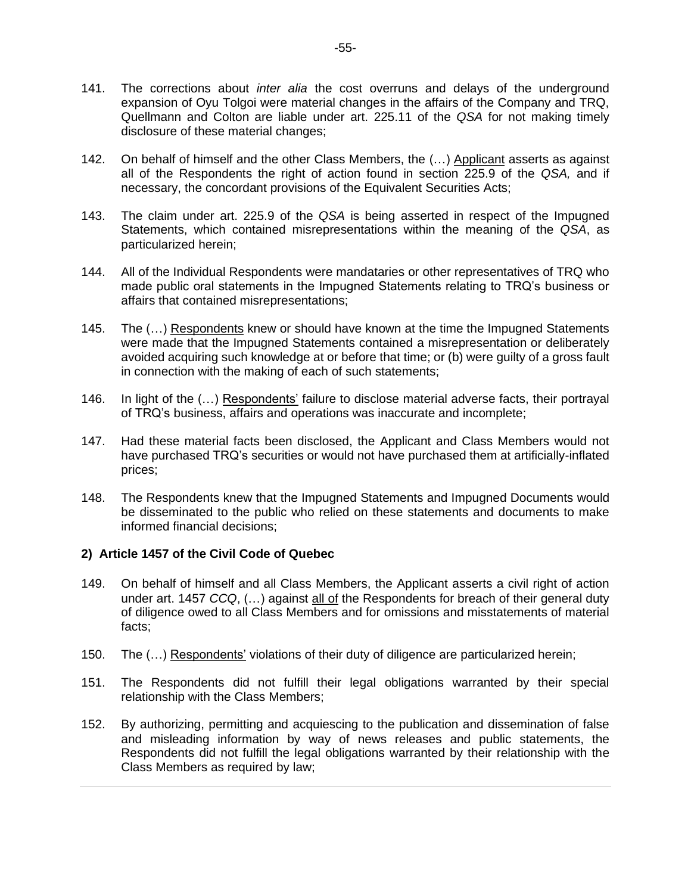141. The corrections about *inter alia* the cost overruns and delays of the underground expansion of Oyu Tolgoi were material changes in the affairs of the Company and TRQ, Quellmann and Colton are liable under art. 225.11 of the *QSA* for not making timely disclosure of these material changes;

142. On behalf of himself and the other Class Members, the (…) Applicant asserts as against all of the Respondents the right of action found in section 225.9 of the *QSA,* and if necessary, the concordant provisions of the Equivalent Securities Acts;

143. The claim under art. 225.9 of the *QSA* is being asserted in respect of the Impugned Statements, which contained misrepresentations within the meaning of the *QSA*, as particularized herein;

144. All of the Individual Respondents were mandataries or other representatives of TRQ who made public oral statements in the Impugned Statements relating to TRQ's business or affairs that contained misrepresentations;

145. The (…) Respondents knew or should have known at the time the Impugned Statements were made that the Impugned Statements contained a misrepresentation or deliberately avoided acquiring such knowledge at or before that time; or (b) were guilty of a gross fault in connection with the making of each of such statements;

146. In light of the (…) Respondents' failure to disclose material adverse facts, their portrayal of TRQ's business, affairs and operations was inaccurate and incomplete;

147. Had these material facts been disclosed, the Applicant and Class Members would not have purchased TRQ's securities or would not have purchased them at artificially-inflated prices;

148. The Respondents knew that the Impugned Statements and Impugned Documents would be disseminated to the public who relied on these statements and documents to make informed financial decisions;

**2) Article 1457 of the Civil Code of Quebec**

149. On behalf of himself and all Class Members, the Applicant asserts a civil right of action under art. 1457 *CCQ*, (…) against all of the Respondents for breach of their general duty of diligence owed to all Class Members and for omissions and misstatements of material facts;

150. The (…) Respondents' violations of their duty of diligence are particularized herein;

151. The Respondents did not fulfill their legal obligations warranted by their special relationship with the Class Members;

152. By authorizing, permitting and acquiescing to the publication and dissemination of false and misleading information by way of news releases and public statements, the Respondents did not fulfill the legal obligations warranted by their relationship with the Class Members as required by law;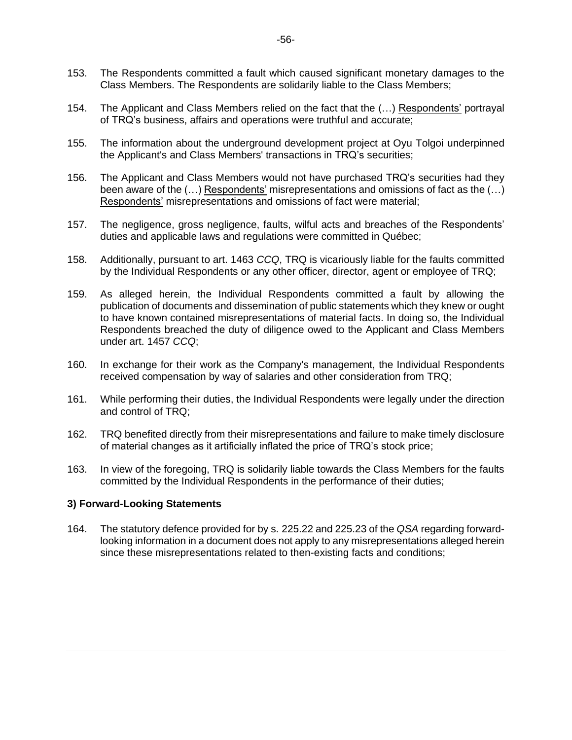153. The Respondents committed a fault which caused significant monetary damages to the Class Members. The Respondents are solidarily liable to the Class Members;

154. The Applicant and Class Members relied on the fact that the (…) Respondents' portrayal of TRQ's business, affairs and operations were truthful and accurate;

155. The information about the underground development project at Oyu Tolgoi underpinned the Applicant's and Class Members' transactions in TRQ's securities;

156. The Applicant and Class Members would not have purchased TRQ's securities had they been aware of the (…) Respondents' misrepresentations and omissions of fact as the (…) Respondents' misrepresentations and omissions of fact were material;

157. The negligence, gross negligence, faults, wilful acts and breaches of the Respondents' duties and applicable laws and regulations were committed in Québec;

158. Additionally, pursuant to art. 1463 *CCQ*, TRQ is vicariously liable for the faults committed by the Individual Respondents or any other officer, director, agent or employee of TRQ;

159. As alleged herein, the Individual Respondents committed a fault by allowing the publication of documents and dissemination of public statements which they knew or ought to have known contained misrepresentations of material facts. In doing so, the Individual Respondents breached the duty of diligence owed to the Applicant and Class Members under art. 1457 *CCQ*;

160. In exchange for their work as the Company's management, the Individual Respondents received compensation by way of salaries and other consideration from TRQ;

161. While performing their duties, the Individual Respondents were legally under the direction and control of TRQ;

162. TRQ benefited directly from their misrepresentations and failure to make timely disclosure of material changes as it artificially inflated the price of TRQ's stock price;

163. In view of the foregoing, TRQ is solidarily liable towards the Class Members for the faults committed by the Individual Respondents in the performance of their duties;

### 3) Forward-Looking Statements

164. The statutory defence provided for by s. 225.22 and 225.23 of the *QSA* regarding forward-looking information in a document does not apply to any misrepresentations alleged herein since these misrepresentations related to then-existing facts and conditions;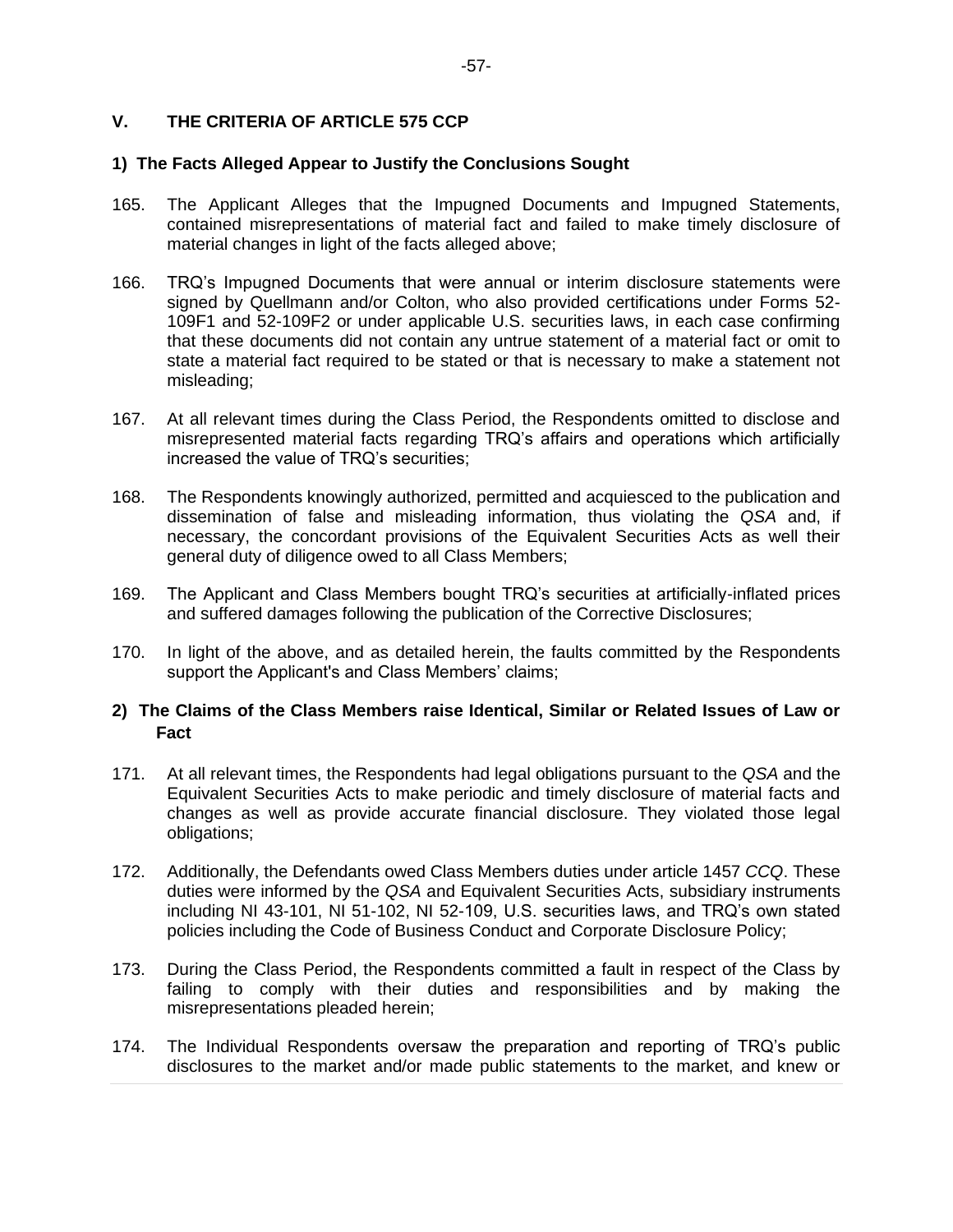## V. THE CRITERIA OF ARTICLE 575 CCP

### 1) The Facts Alleged Appear to Justify the Conclusions Sought

165. The Applicant Alleges that the Impugned Documents and Impugned Statements, contained misrepresentations of material fact and failed to make timely disclosure of material changes in light of the facts alleged above;

166. TRQ's Impugned Documents that were annual or interim disclosure statements were signed by Quellmann and/or Colton, who also provided certifications under Forms 52-109F1 and 52-109F2 or under applicable U.S. securities laws, in each case confirming that these documents did not contain any untrue statement of a material fact or omit to state a material fact required to be stated or that is necessary to make a statement not misleading;

167. At all relevant times during the Class Period, the Respondents omitted to disclose and misrepresented material facts regarding TRQ's affairs and operations which artificially increased the value of TRQ's securities;

168. The Respondents knowingly authorized, permitted and acquiesced to the publication and dissemination of false and misleading information, thus violating the *QSA* and, if necessary, the concordant provisions of the Equivalent Securities Acts as well their general duty of diligence owed to all Class Members;

169. The Applicant and Class Members bought TRQ's securities at artificially-inflated prices and suffered damages following the publication of the Corrective Disclosures;

170. In light of the above, and as detailed herein, the faults committed by the Respondents support the Applicant's and Class Members' claims;

### 2) The Claims of the Class Members raise Identical, Similar or Related Issues of Law or Fact

171. At all relevant times, the Respondents had legal obligations pursuant to the *QSA* and the Equivalent Securities Acts to make periodic and timely disclosure of material facts and changes as well as provide accurate financial disclosure. They violated those legal obligations;

172. Additionally, the Defendants owed Class Members duties under article 1457 *CCQ*. These duties were informed by the *QSA* and Equivalent Securities Acts, subsidiary instruments including NI 43-101, NI 51-102, NI 52-109, U.S. securities laws, and TRQ's own stated policies including the Code of Business Conduct and Corporate Disclosure Policy;

173. During the Class Period, the Respondents committed a fault in respect of the Class by failing to comply with their duties and responsibilities and by making the misrepresentations pleaded herein;

174. The Individual Respondents oversaw the preparation and reporting of TRQ's public disclosures to the market and/or made public statements to the market, and knew or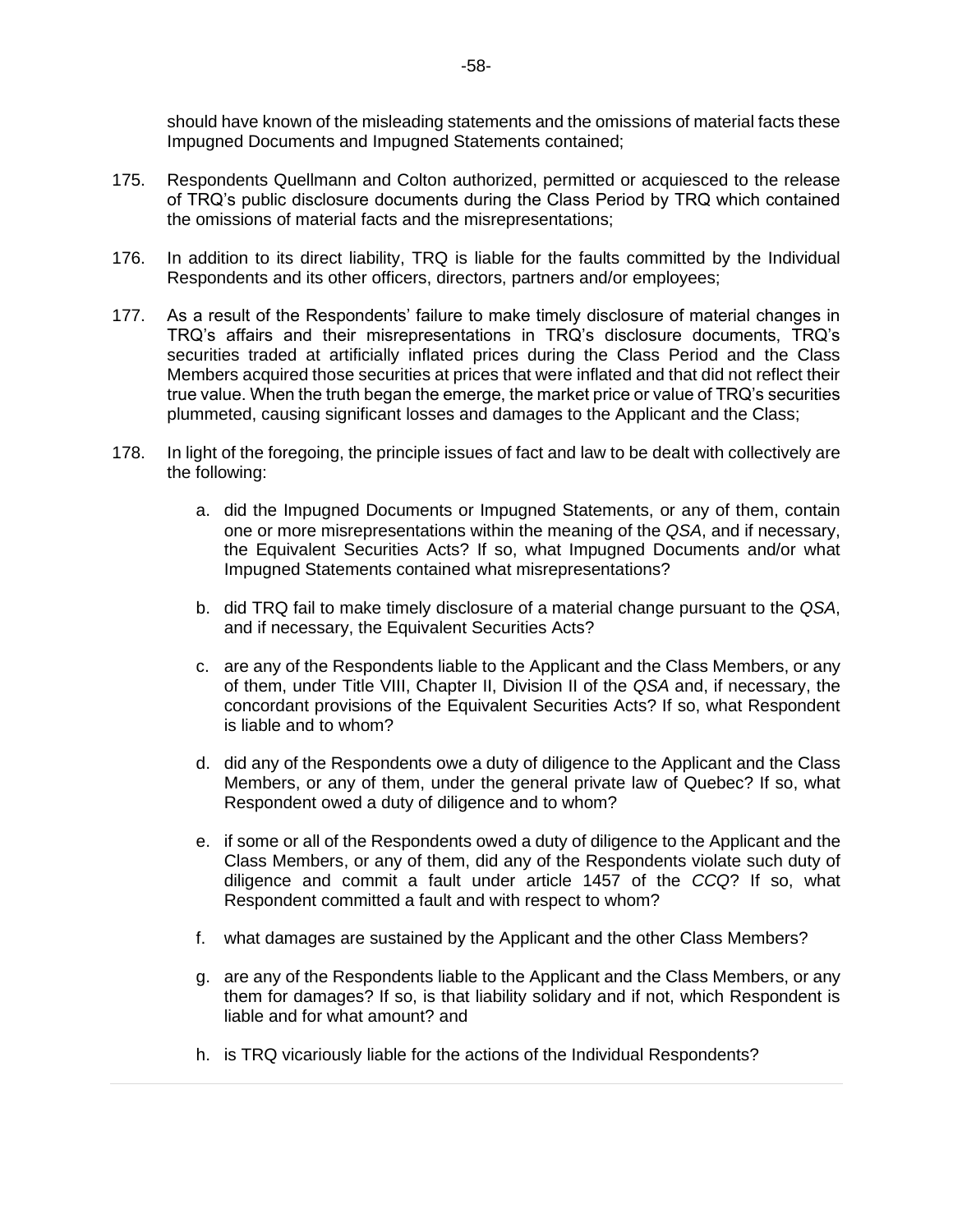should have known of the misleading statements and the omissions of material facts these Impugned Documents and Impugned Statements contained;

175. Respondents Quellmann and Colton authorized, permitted or acquiesced to the release of TRQ's public disclosure documents during the Class Period by TRQ which contained the omissions of material facts and the misrepresentations;

176. In addition to its direct liability, TRQ is liable for the faults committed by the Individual Respondents and its other officers, directors, partners and/or employees;

177. As a result of the Respondents' failure to make timely disclosure of material changes in TRQ's affairs and their misrepresentations in TRQ's disclosure documents, TRQ's securities traded at artificially inflated prices during the Class Period and the Class Members acquired those securities at prices that were inflated and that did not reflect their true value. When the truth began the emerge, the market price or value of TRQ's securities plummeted, causing significant losses and damages to the Applicant and the Class;

178. In light of the foregoing, the principle issues of fact and law to be dealt with collectively are the following:

   a. did the Impugned Documents or Impugned Statements, or any of them, contain one or more misrepresentations within the meaning of the *QSA*, and if necessary, the Equivalent Securities Acts? If so, what Impugned Documents and/or what Impugned Statements contained what misrepresentations?

   b. did TRQ fail to make timely disclosure of a material change pursuant to the *QSA*, and if necessary, the Equivalent Securities Acts?

   c. are any of the Respondents liable to the Applicant and the Class Members, or any of them, under Title VIII, Chapter II, Division II of the *QSA* and, if necessary, the concordant provisions of the Equivalent Securities Acts? If so, what Respondent is liable and to whom?

   d. did any of the Respondents owe a duty of diligence to the Applicant and the Class Members, or any of them, under the general private law of Quebec? If so, what Respondent owed a duty of diligence and to whom?

   e. if some or all of the Respondents owed a duty of diligence to the Applicant and the Class Members, or any of them, did any of the Respondents violate such duty of diligence and commit a fault under article 1457 of the *CCQ*? If so, what Respondent committed a fault and with respect to whom?

   f. what damages are sustained by the Applicant and the other Class Members?

   g. are any of the Respondents liable to the Applicant and the Class Members, or any them for damages? If so, is that liability solidary and if not, which Respondent is liable and for what amount? and

   h. is TRQ vicariously liable for the actions of the Individual Respondents?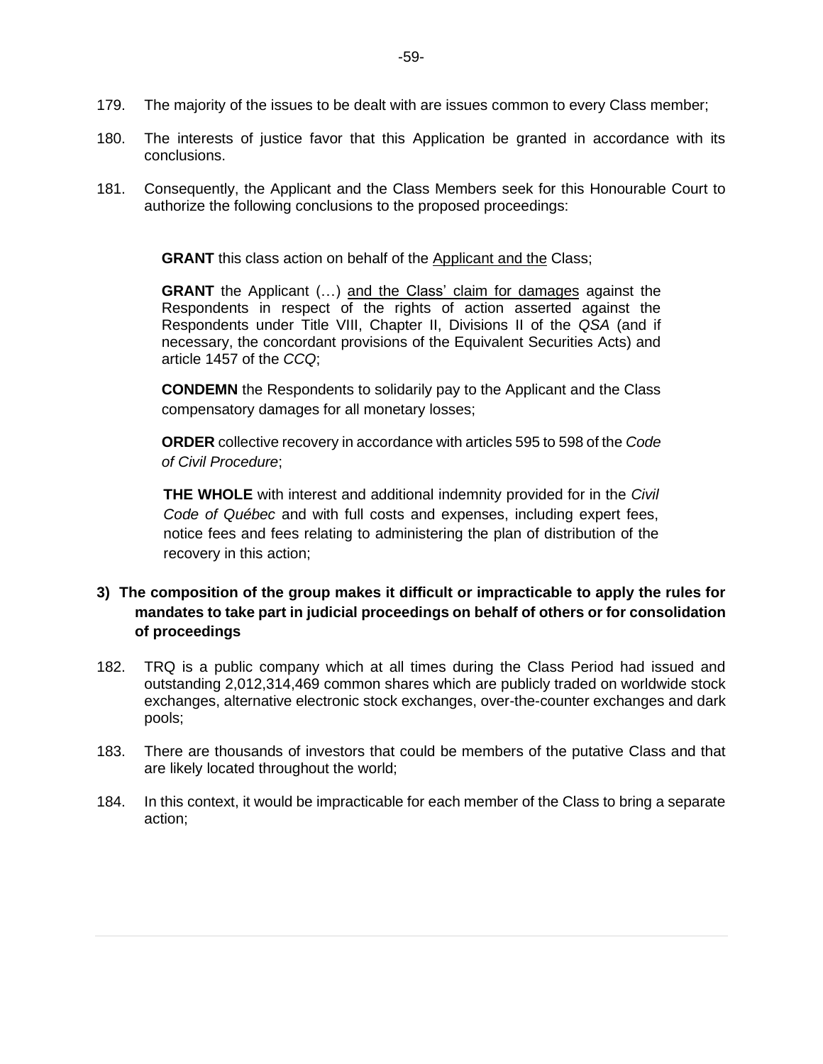179. The majority of the issues to be dealt with are issues common to every Class member;

180. The interests of justice favor that this Application be granted in accordance with its conclusions.

181. Consequently, the Applicant and the Class Members seek for this Honourable Court to authorize the following conclusions to the proposed proceedings:

> **GRANT** this class action on behalf of the Applicant and the Class;
>
> **GRANT** the Applicant (…) and the Class' claim for damages against the Respondents in respect of the rights of action asserted against the Respondents under Title VIII, Chapter II, Divisions II of the *QSA* (and if necessary, the concordant provisions of the Equivalent Securities Acts) and article 1457 of the *CCQ*;
>
> **CONDEMN** the Respondents to solidarily pay to the Applicant and the Class compensatory damages for all monetary losses;
>
> **ORDER** collective recovery in accordance with articles 595 to 598 of the *Code of Civil Procedure*;
>
> **THE WHOLE** with interest and additional indemnity provided for in the *Civil Code of Québec* and with full costs and expenses, including expert fees, notice fees and fees relating to administering the plan of distribution of the recovery in this action;

### 3) The composition of the group makes it difficult or impracticable to apply the rules for mandates to take part in judicial proceedings on behalf of others or for consolidation of proceedings

182. TRQ is a public company which at all times during the Class Period had issued and outstanding 2,012,314,469 common shares which are publicly traded on worldwide stock exchanges, alternative electronic stock exchanges, over-the-counter exchanges and dark pools;

183. There are thousands of investors that could be members of the putative Class and that are likely located throughout the world;

184. In this context, it would be impracticable for each member of the Class to bring a separate action;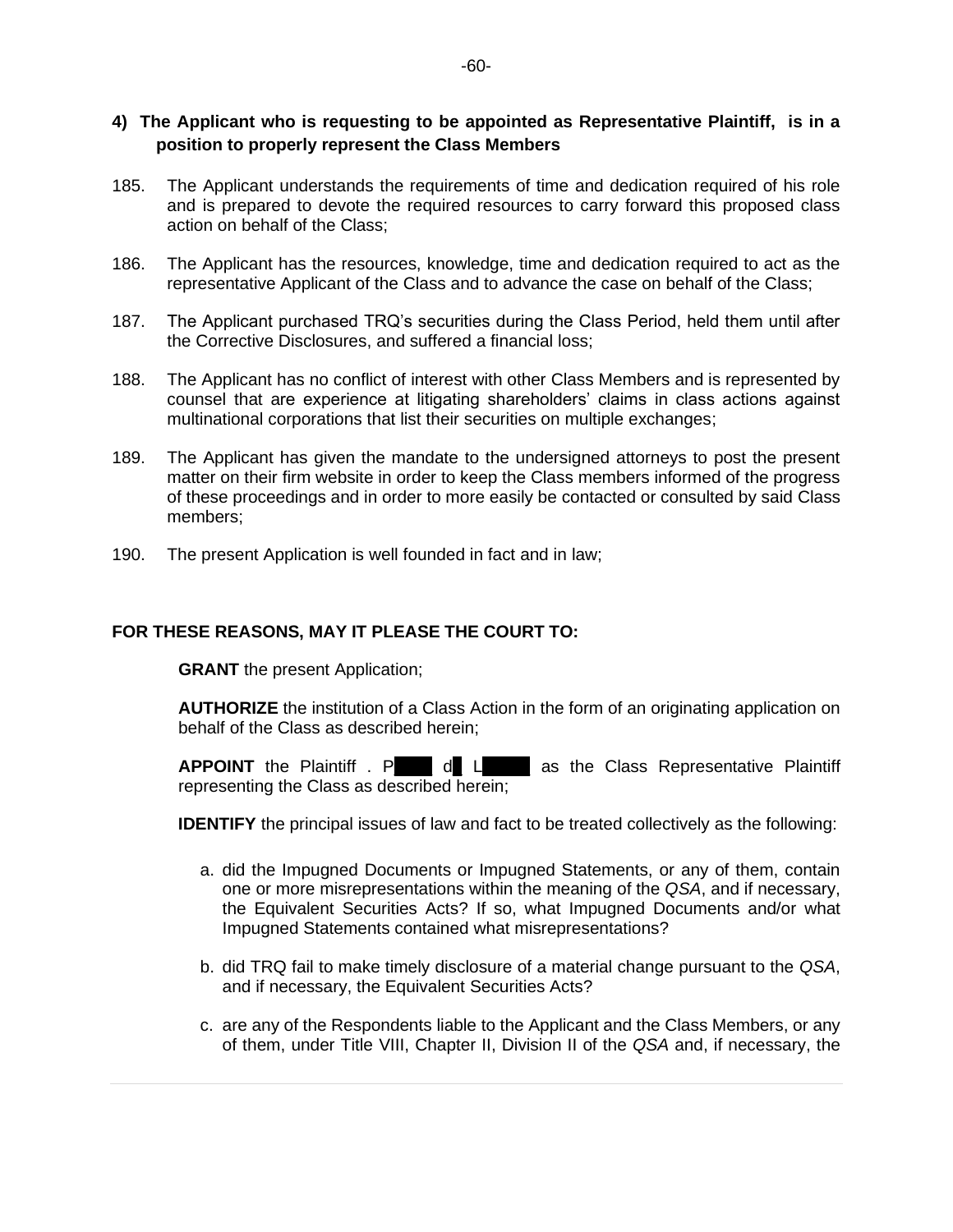#### 4) The Applicant who is requesting to be appointed as Representative Plaintiff, is in a position to properly represent the Class Members

185. The Applicant understands the requirements of time and dedication required of his role and is prepared to devote the required resources to carry forward this proposed class action on behalf of the Class;

186. The Applicant has the resources, knowledge, time and dedication required to act as the representative Applicant of the Class and to advance the case on behalf of the Class;

187. The Applicant purchased TRQ's securities during the Class Period, held them until after the Corrective Disclosures, and suffered a financial loss;

188. The Applicant has no conflict of interest with other Class Members and is represented by counsel that are experience at litigating shareholders' claims in class actions against multinational corporations that list their securities on multiple exchanges;

189. The Applicant has given the mandate to the undersigned attorneys to post the present matter on their firm website in order to keep the Class members informed of the progress of these proceedings and in order to more easily be contacted or consulted by said Class members;

190. The present Application is well founded in fact and in law;

**FOR THESE REASONS, MAY IT PLEASE THE COURT TO:**

**GRANT** the present Application;

**AUTHORIZE** the institution of a Class Action in the form of an originating application on behalf of the Class as described herein;

**APPOINT** the Plaintiff . P d L as the Class Representative Plaintiff representing the Class as described herein;

**IDENTIFY** the principal issues of law and fact to be treated collectively as the following:

a. did the Impugned Documents or Impugned Statements, or any of them, contain one or more misrepresentations within the meaning of the *QSA*, and if necessary, the Equivalent Securities Acts? If so, what Impugned Documents and/or what Impugned Statements contained what misrepresentations?

b. did TRQ fail to make timely disclosure of a material change pursuant to the *QSA*, and if necessary, the Equivalent Securities Acts?

c. are any of the Respondents liable to the Applicant and the Class Members, or any of them, under Title VIII, Chapter II, Division II of the *QSA* and, if necessary, the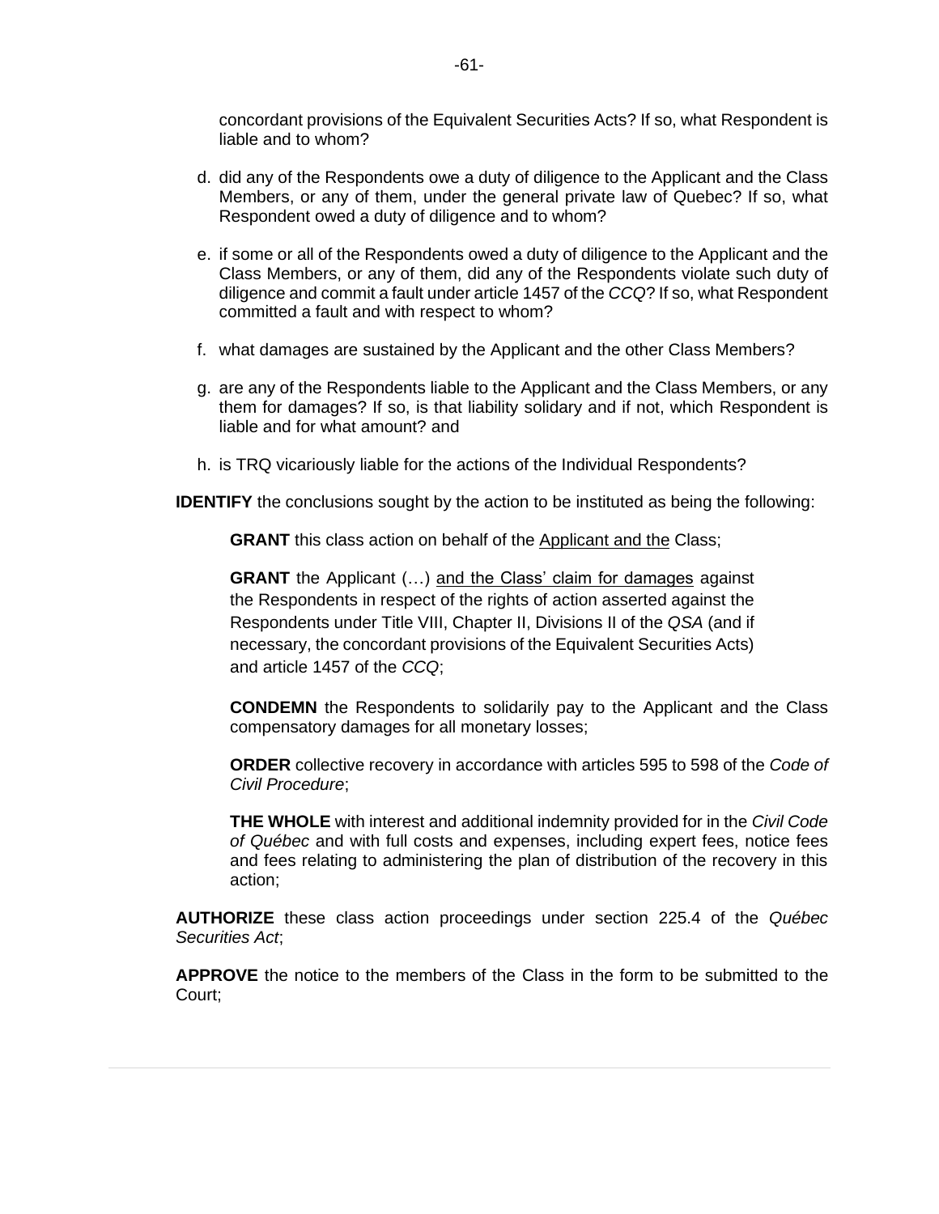concordant provisions of the Equivalent Securities Acts? If so, what Respondent is liable and to whom?

d. did any of the Respondents owe a duty of diligence to the Applicant and the Class Members, or any of them, under the general private law of Quebec? If so, what Respondent owed a duty of diligence and to whom?

e. if some or all of the Respondents owed a duty of diligence to the Applicant and the Class Members, or any of them, did any of the Respondents violate such duty of diligence and commit a fault under article 1457 of the *CCQ*? If so, what Respondent committed a fault and with respect to whom?

f. what damages are sustained by the Applicant and the other Class Members?

g. are any of the Respondents liable to the Applicant and the Class Members, or any them for damages? If so, is that liability solidary and if not, which Respondent is liable and for what amount? and

h. is TRQ vicariously liable for the actions of the Individual Respondents?

**IDENTIFY** the conclusions sought by the action to be instituted as being the following:

> **GRANT** this class action on behalf of the Applicant and the Class;
>
> **GRANT** the Applicant (…) and the Class' claim for damages against the Respondents in respect of the rights of action asserted against the Respondents under Title VIII, Chapter II, Divisions II of the *QSA* (and if necessary, the concordant provisions of the Equivalent Securities Acts) and article 1457 of the *CCQ*;
>
> **CONDEMN** the Respondents to solidarily pay to the Applicant and the Class compensatory damages for all monetary losses;
>
> **ORDER** collective recovery in accordance with articles 595 to 598 of the *Code of Civil Procedure*;
>
> **THE WHOLE** with interest and additional indemnity provided for in the *Civil Code of Québec* and with full costs and expenses, including expert fees, notice fees and fees relating to administering the plan of distribution of the recovery in this action;

**AUTHORIZE** these class action proceedings under section 225.4 of the *Québec Securities Act*;

**APPROVE** the notice to the members of the Class in the form to be submitted to the Court;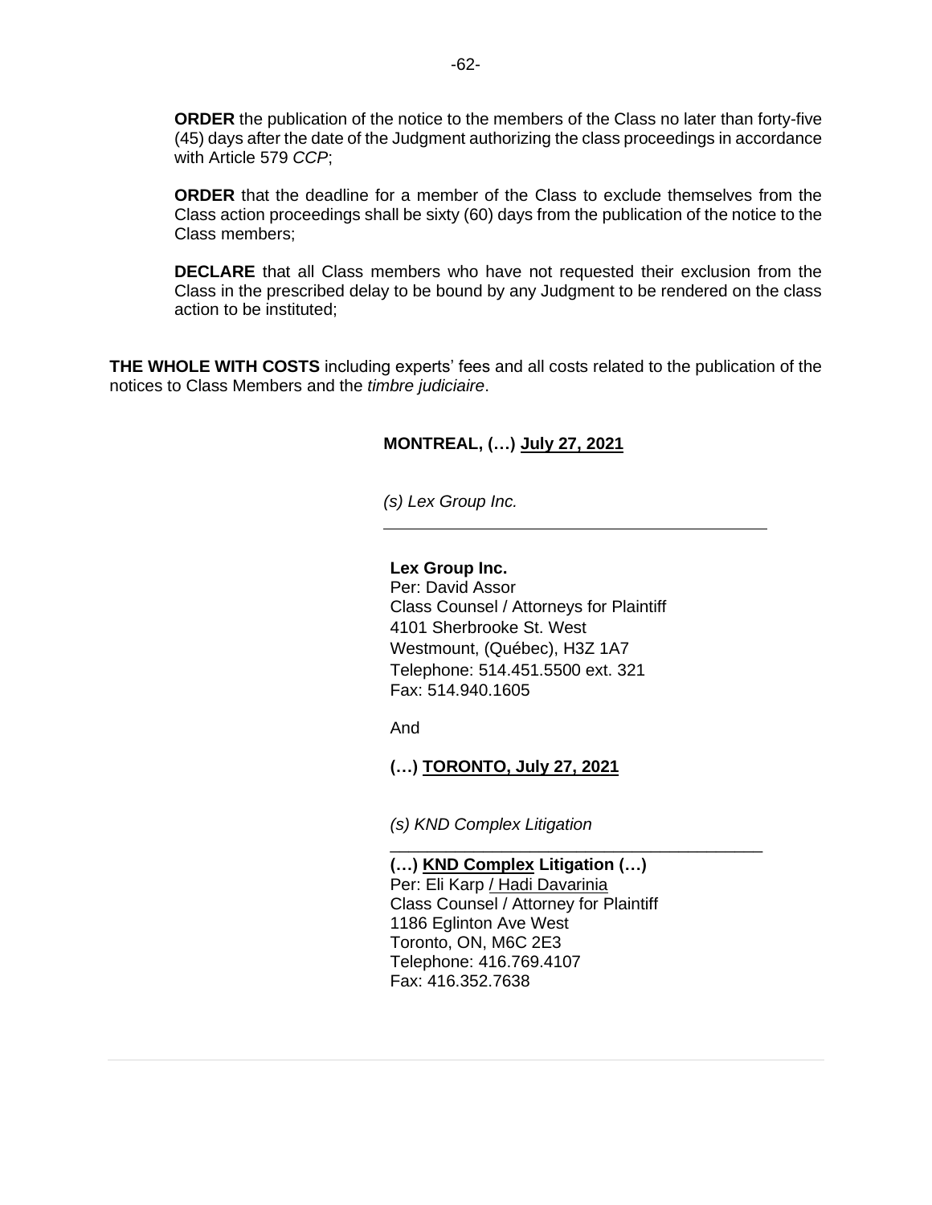**ORDER** the publication of the notice to the members of the Class no later than forty-five (45) days after the date of the Judgment authorizing the class proceedings in accordance with Article 579 *CCP*;

**ORDER** that the deadline for a member of the Class to exclude themselves from the Class action proceedings shall be sixty (60) days from the publication of the notice to the Class members;

**DECLARE** that all Class members who have not requested their exclusion from the Class in the prescribed delay to be bound by any Judgment to be rendered on the class action to be instituted;

**THE WHOLE WITH COSTS** including experts' fees and all costs related to the publication of the notices to Class Members and the *timbre judiciaire*.

**MONTREAL, (…) July 27, 2021**

*(s) Lex Group Inc.*

---

**Lex Group Inc.**
Per: David Assor
Class Counsel / Attorneys for Plaintiff
4101 Sherbrooke St. West
Westmount, (Québec), H3Z 1A7
Telephone: 514.451.5500 ext. 321
Fax: 514.940.1605

And

**(…) TORONTO, July 27, 2021**

*(s) KND Complex Litigation*

---

**(…) KND Complex Litigation (…)**
Per: Eli Karp / Hadi Davarinia
Class Counsel / Attorney for Plaintiff
1186 Eglinton Ave West
Toronto, ON, M6C 2E3
Telephone: 416.769.4107
Fax: 416.352.7638